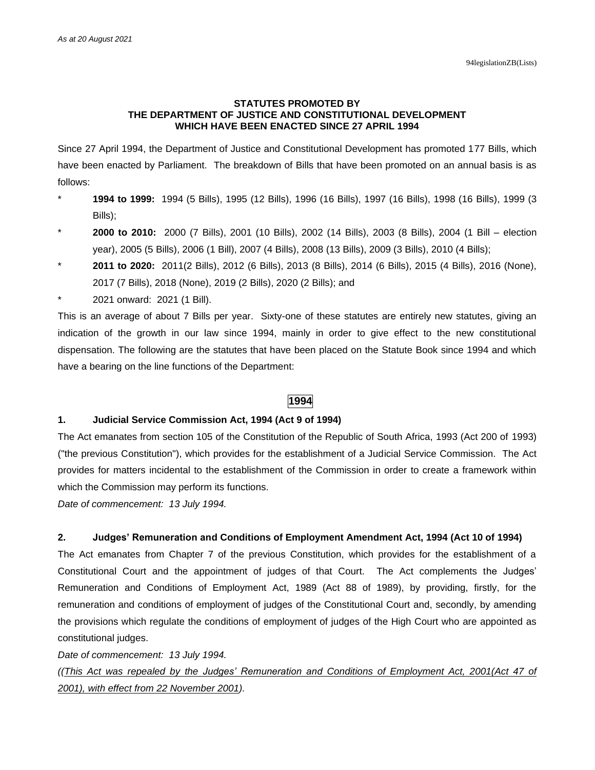*As at 20 August 2021*

94legislationZB(Lists)

**STATUTES PROMOTED BY**
**THE DEPARTMENT OF JUSTICE AND CONSTITUTIONAL DEVELOPMENT**
**WHICH HAVE BEEN ENACTED SINCE 27 APRIL 1994**

Since 27 April 1994, the Department of Justice and Constitutional Development has promoted 177 Bills, which have been enacted by Parliament. The breakdown of Bills that have been promoted on an annual basis is as follows:

- **1994 to 1999:** 1994 (5 Bills), 1995 (12 Bills), 1996 (16 Bills), 1997 (16 Bills), 1998 (16 Bills), 1999 (3 Bills);
- **2000 to 2010:** 2000 (7 Bills), 2001 (10 Bills), 2002 (14 Bills), 2003 (8 Bills), 2004 (1 Bill – election year), 2005 (5 Bills), 2006 (1 Bill), 2007 (4 Bills), 2008 (13 Bills), 2009 (3 Bills), 2010 (4 Bills);
- **2011 to 2020:** 2011(2 Bills), 2012 (6 Bills), 2013 (8 Bills), 2014 (6 Bills), 2015 (4 Bills), 2016 (None), 2017 (7 Bills), 2018 (None), 2019 (2 Bills), 2020 (2 Bills); and
- 2021 onward: 2021 (1 Bill).

This is an average of about 7 Bills per year. Sixty-one of these statutes are entirely new statutes, giving an indication of the growth in our law since 1994, mainly in order to give effect to the new constitutional dispensation. The following are the statutes that have been placed on the Statute Book since 1994 and which have a bearing on the line functions of the Department:

## 1994

### 1. Judicial Service Commission Act, 1994 (Act 9 of 1994)

The Act emanates from section 105 of the Constitution of the Republic of South Africa, 1993 (Act 200 of 1993) ("the previous Constitution"), which provides for the establishment of a Judicial Service Commission. The Act provides for matters incidental to the establishment of the Commission in order to create a framework within which the Commission may perform its functions.

*Date of commencement: 13 July 1994.*

### 2. Judges' Remuneration and Conditions of Employment Amendment Act, 1994 (Act 10 of 1994)

The Act emanates from Chapter 7 of the previous Constitution, which provides for the establishment of a Constitutional Court and the appointment of judges of that Court. The Act complements the Judges' Remuneration and Conditions of Employment Act, 1989 (Act 88 of 1989), by providing, firstly, for the remuneration and conditions of employment of judges of the Constitutional Court and, secondly, by amending the provisions which regulate the conditions of employment of judges of the High Court who are appointed as constitutional judges.

*Date of commencement: 13 July 1994.*

*((This Act was repealed by the Judges' Remuneration and Conditions of Employment Act, 2001(Act 47 of 2001), with effect from 22 November 2001).*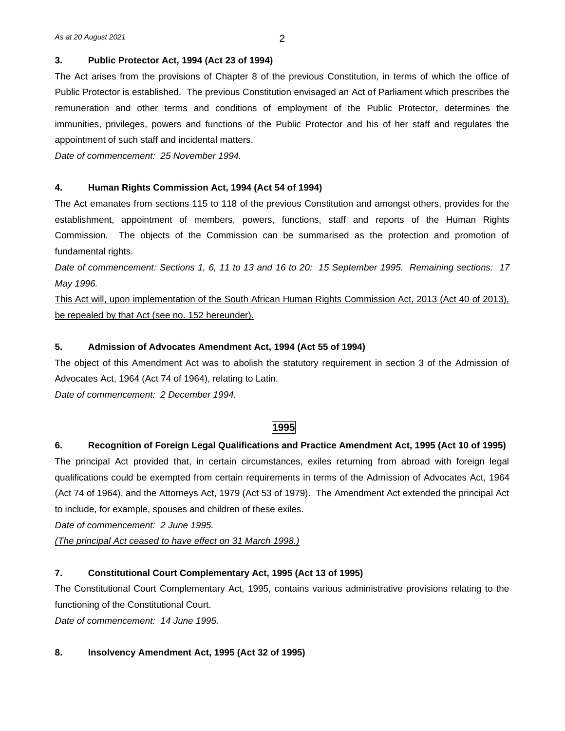### 3. Public Protector Act, 1994 (Act 23 of 1994)

The Act arises from the provisions of Chapter 8 of the previous Constitution, in terms of which the office of Public Protector is established. The previous Constitution envisaged an Act of Parliament which prescribes the remuneration and other terms and conditions of employment of the Public Protector, determines the immunities, privileges, powers and functions of the Public Protector and his of her staff and regulates the appointment of such staff and incidental matters.

*Date of commencement: 25 November 1994.*

### 4. Human Rights Commission Act, 1994 (Act 54 of 1994)

The Act emanates from sections 115 to 118 of the previous Constitution and amongst others, provides for the establishment, appointment of members, powers, functions, staff and reports of the Human Rights Commission. The objects of the Commission can be summarised as the protection and promotion of fundamental rights.

*Date of commencement: Sections 1, 6, 11 to 13 and 16 to 20: 15 September 1995. Remaining sections: 17 May 1996.*

<u>This Act will, upon implementation of the South African Human Rights Commission Act, 2013 (Act 40 of 2013), be repealed by that Act (see no. 152 hereunder).</u>

### 5. Admission of Advocates Amendment Act, 1994 (Act 55 of 1994)

The object of this Amendment Act was to abolish the statutory requirement in section 3 of the Admission of Advocates Act, 1964 (Act 74 of 1964), relating to Latin.

*Date of commencement: 2 December 1994.*

## 1995

### 6. Recognition of Foreign Legal Qualifications and Practice Amendment Act, 1995 (Act 10 of 1995)

The principal Act provided that, in certain circumstances, exiles returning from abroad with foreign legal qualifications could be exempted from certain requirements in terms of the Admission of Advocates Act, 1964 (Act 74 of 1964), and the Attorneys Act, 1979 (Act 53 of 1979). The Amendment Act extended the principal Act to include, for example, spouses and children of these exiles.

*Date of commencement: 2 June 1995.*

*<u>(The principal Act ceased to have effect on 31 March 1998.)</u>*

### 7. Constitutional Court Complementary Act, 1995 (Act 13 of 1995)

The Constitutional Court Complementary Act, 1995, contains various administrative provisions relating to the functioning of the Constitutional Court.

*Date of commencement: 14 June 1995.*

### 8. Insolvency Amendment Act, 1995 (Act 32 of 1995)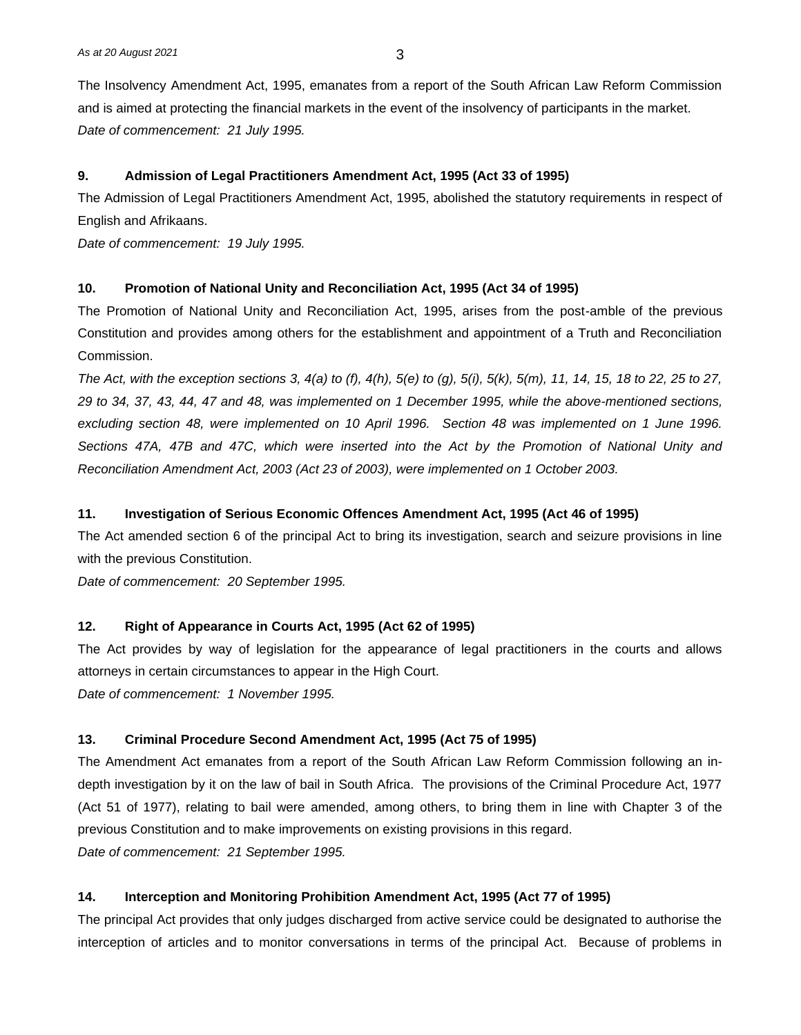The Insolvency Amendment Act, 1995, emanates from a report of the South African Law Reform Commission and is aimed at protecting the financial markets in the event of the insolvency of participants in the market.
*Date of commencement: 21 July 1995.*

**9. Admission of Legal Practitioners Amendment Act, 1995 (Act 33 of 1995)**

The Admission of Legal Practitioners Amendment Act, 1995, abolished the statutory requirements in respect of English and Afrikaans.

*Date of commencement: 19 July 1995.*

**10. Promotion of National Unity and Reconciliation Act, 1995 (Act 34 of 1995)**

The Promotion of National Unity and Reconciliation Act, 1995, arises from the post-amble of the previous Constitution and provides among others for the establishment and appointment of a Truth and Reconciliation Commission.

*The Act, with the exception sections 3, 4(a) to (f), 4(h), 5(e) to (g), 5(i), 5(k), 5(m), 11, 14, 15, 18 to 22, 25 to 27, 29 to 34, 37, 43, 44, 47 and 48, was implemented on 1 December 1995, while the above-mentioned sections, excluding section 48, were implemented on 10 April 1996. Section 48 was implemented on 1 June 1996. Sections 47A, 47B and 47C, which were inserted into the Act by the Promotion of National Unity and Reconciliation Amendment Act, 2003 (Act 23 of 2003), were implemented on 1 October 2003.*

**11. Investigation of Serious Economic Offences Amendment Act, 1995 (Act 46 of 1995)**

The Act amended section 6 of the principal Act to bring its investigation, search and seizure provisions in line with the previous Constitution.

*Date of commencement: 20 September 1995.*

**12. Right of Appearance in Courts Act, 1995 (Act 62 of 1995)**

The Act provides by way of legislation for the appearance of legal practitioners in the courts and allows attorneys in certain circumstances to appear in the High Court.

*Date of commencement: 1 November 1995.*

**13. Criminal Procedure Second Amendment Act, 1995 (Act 75 of 1995)**

The Amendment Act emanates from a report of the South African Law Reform Commission following an in-depth investigation by it on the law of bail in South Africa. The provisions of the Criminal Procedure Act, 1977 (Act 51 of 1977), relating to bail were amended, among others, to bring them in line with Chapter 3 of the previous Constitution and to make improvements on existing provisions in this regard.

*Date of commencement: 21 September 1995.*

**14. Interception and Monitoring Prohibition Amendment Act, 1995 (Act 77 of 1995)**

The principal Act provides that only judges discharged from active service could be designated to authorise the interception of articles and to monitor conversations in terms of the principal Act. Because of problems in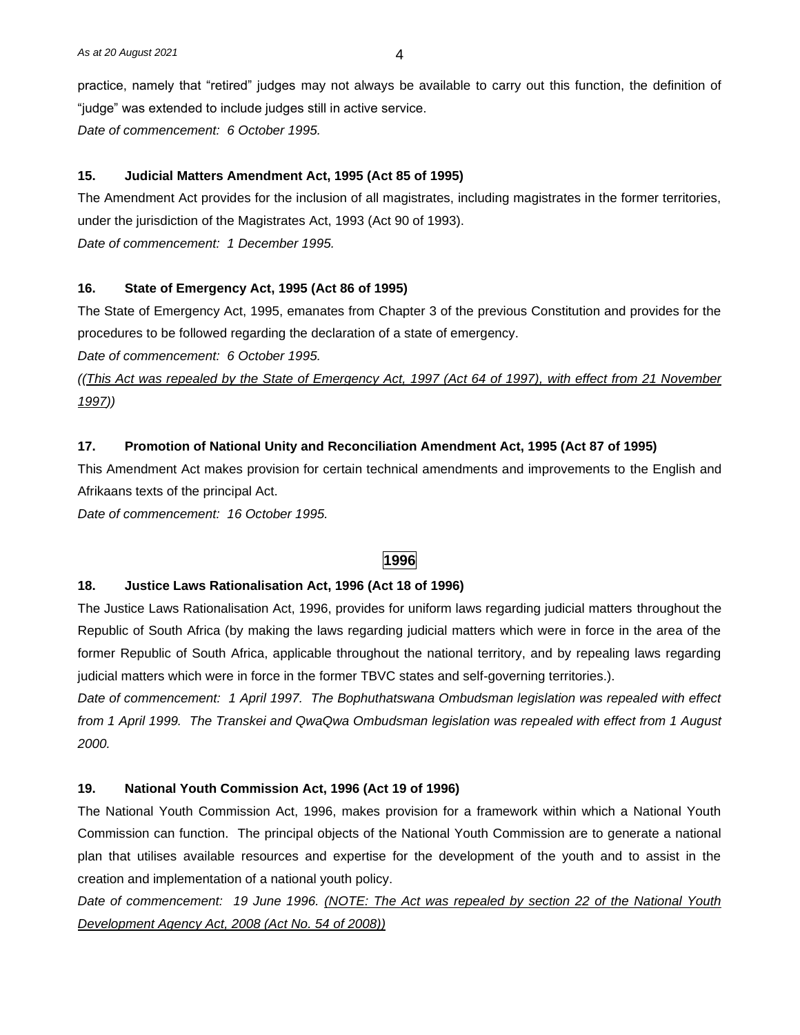practice, namely that "retired" judges may not always be available to carry out this function, the definition of "judge" was extended to include judges still in active service.

*Date of commencement: 6 October 1995.*

### 15. Judicial Matters Amendment Act, 1995 (Act 85 of 1995)

The Amendment Act provides for the inclusion of all magistrates, including magistrates in the former territories, under the jurisdiction of the Magistrates Act, 1993 (Act 90 of 1993).

*Date of commencement: 1 December 1995.*

### 16. State of Emergency Act, 1995 (Act 86 of 1995)

The State of Emergency Act, 1995, emanates from Chapter 3 of the previous Constitution and provides for the procedures to be followed regarding the declaration of a state of emergency.

*Date of commencement: 6 October 1995.*

*((This Act was repealed by the State of Emergency Act, 1997 (Act 64 of 1997), with effect from 21 November 1997))*

### 17. Promotion of National Unity and Reconciliation Amendment Act, 1995 (Act 87 of 1995)

This Amendment Act makes provision for certain technical amendments and improvements to the English and Afrikaans texts of the principal Act.

*Date of commencement: 16 October 1995.*

## 1996

### 18. Justice Laws Rationalisation Act, 1996 (Act 18 of 1996)

The Justice Laws Rationalisation Act, 1996, provides for uniform laws regarding judicial matters throughout the Republic of South Africa (by making the laws regarding judicial matters which were in force in the area of the former Republic of South Africa, applicable throughout the national territory, and by repealing laws regarding judicial matters which were in force in the former TBVC states and self-governing territories.).

*Date of commencement: 1 April 1997. The Bophuthatswana Ombudsman legislation was repealed with effect from 1 April 1999. The Transkei and QwaQwa Ombudsman legislation was repealed with effect from 1 August 2000.*

### 19. National Youth Commission Act, 1996 (Act 19 of 1996)

The National Youth Commission Act, 1996, makes provision for a framework within which a National Youth Commission can function. The principal objects of the National Youth Commission are to generate a national plan that utilises available resources and expertise for the development of the youth and to assist in the creation and implementation of a national youth policy.

*Date of commencement: 19 June 1996. (NOTE: The Act was repealed by section 22 of the National Youth Development Agency Act, 2008 (Act No. 54 of 2008))*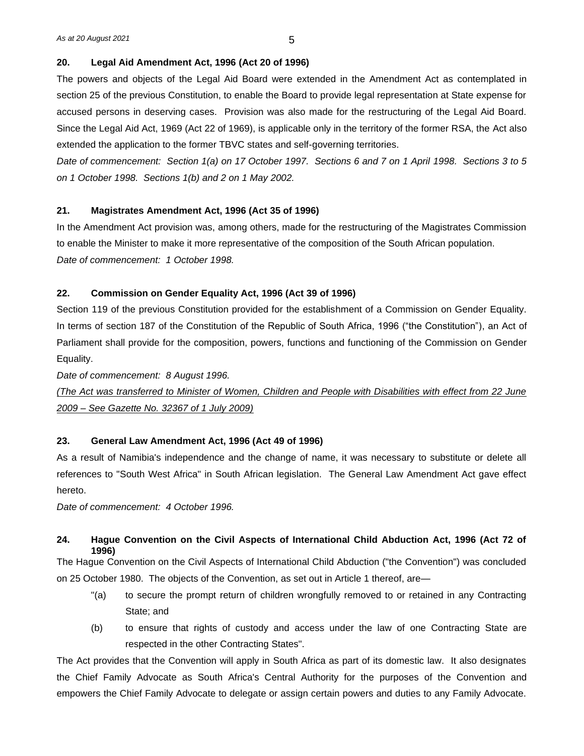**20. Legal Aid Amendment Act, 1996 (Act 20 of 1996)**

The powers and objects of the Legal Aid Board were extended in the Amendment Act as contemplated in section 25 of the previous Constitution, to enable the Board to provide legal representation at State expense for accused persons in deserving cases. Provision was also made for the restructuring of the Legal Aid Board. Since the Legal Aid Act, 1969 (Act 22 of 1969), is applicable only in the territory of the former RSA, the Act also extended the application to the former TBVC states and self-governing territories.

*Date of commencement: Section 1(a) on 17 October 1997. Sections 6 and 7 on 1 April 1998. Sections 3 to 5 on 1 October 1998. Sections 1(b) and 2 on 1 May 2002.*

**21. Magistrates Amendment Act, 1996 (Act 35 of 1996)**

In the Amendment Act provision was, among others, made for the restructuring of the Magistrates Commission to enable the Minister to make it more representative of the composition of the South African population.

*Date of commencement: 1 October 1998.*

**22. Commission on Gender Equality Act, 1996 (Act 39 of 1996)**

Section 119 of the previous Constitution provided for the establishment of a Commission on Gender Equality. In terms of section 187 of the Constitution of the Republic of South Africa, 1996 ("the Constitution"), an Act of Parliament shall provide for the composition, powers, functions and functioning of the Commission on Gender Equality.

*Date of commencement: 8 August 1996.*

*(The Act was transferred to Minister of Women, Children and People with Disabilities with effect from 22 June 2009 – See Gazette No. 32367 of 1 July 2009)*

**23. General Law Amendment Act, 1996 (Act 49 of 1996)**

As a result of Namibia's independence and the change of name, it was necessary to substitute or delete all references to "South West Africa" in South African legislation. The General Law Amendment Act gave effect hereto.

*Date of commencement: 4 October 1996.*

**24. Hague Convention on the Civil Aspects of International Child Abduction Act, 1996 (Act 72 of 1996)**

The Hague Convention on the Civil Aspects of International Child Abduction ("the Convention") was concluded on 25 October 1980. The objects of the Convention, as set out in Article 1 thereof, are—

"(a) to secure the prompt return of children wrongfully removed to or retained in any Contracting State; and

(b) to ensure that rights of custody and access under the law of one Contracting State are respected in the other Contracting States".

The Act provides that the Convention will apply in South Africa as part of its domestic law. It also designates the Chief Family Advocate as South Africa's Central Authority for the purposes of the Convention and empowers the Chief Family Advocate to delegate or assign certain powers and duties to any Family Advocate.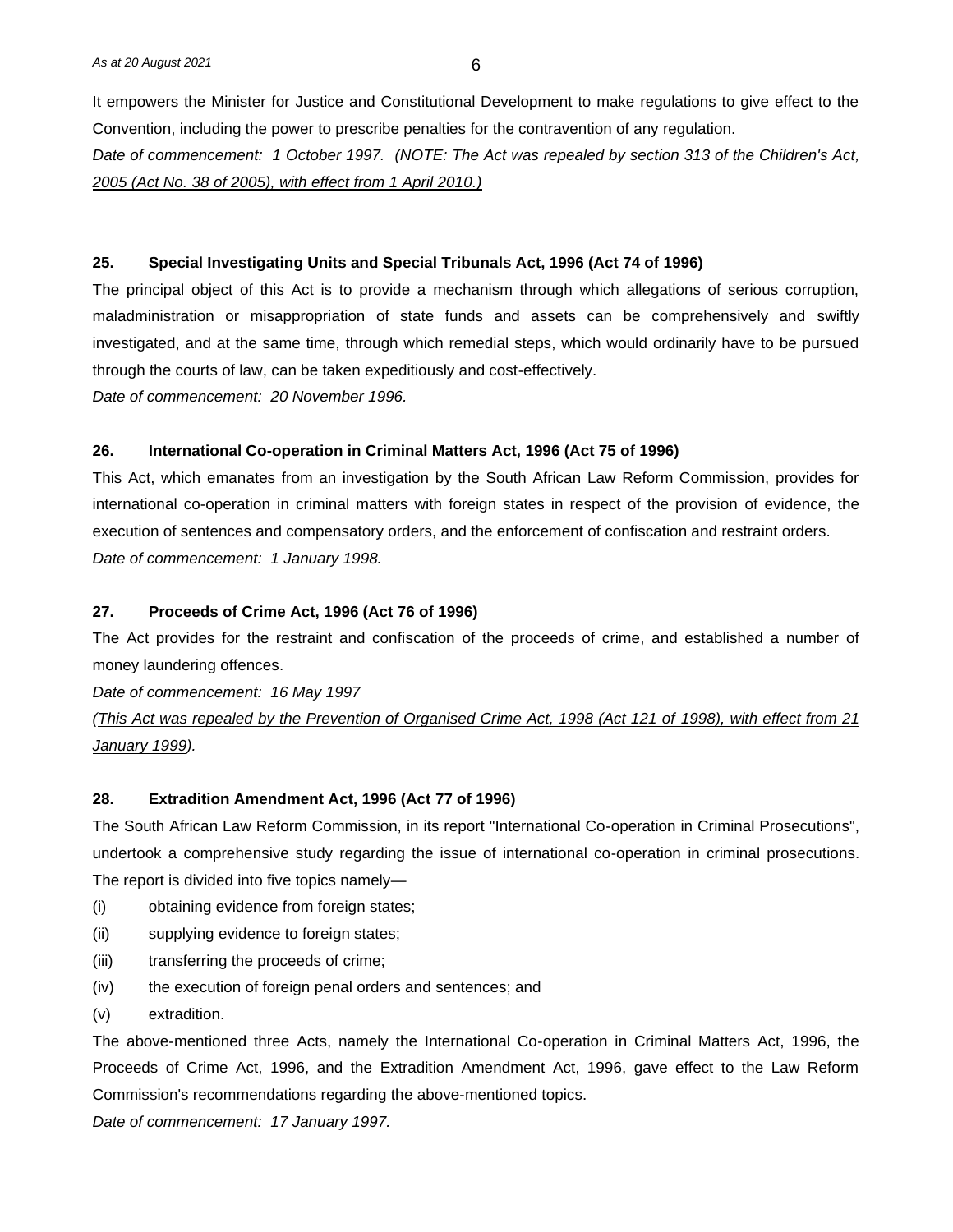It empowers the Minister for Justice and Constitutional Development to make regulations to give effect to the Convention, including the power to prescribe penalties for the contravention of any regulation.

*Date of commencement: 1 October 1997. (NOTE: The Act was repealed by section 313 of the Children's Act, 2005 (Act No. 38 of 2005), with effect from 1 April 2010.)*

**25. Special Investigating Units and Special Tribunals Act, 1996 (Act 74 of 1996)**

The principal object of this Act is to provide a mechanism through which allegations of serious corruption, maladministration or misappropriation of state funds and assets can be comprehensively and swiftly investigated, and at the same time, through which remedial steps, which would ordinarily have to be pursued through the courts of law, can be taken expeditiously and cost-effectively.

*Date of commencement: 20 November 1996.*

**26. International Co-operation in Criminal Matters Act, 1996 (Act 75 of 1996)**

This Act, which emanates from an investigation by the South African Law Reform Commission, provides for international co-operation in criminal matters with foreign states in respect of the provision of evidence, the execution of sentences and compensatory orders, and the enforcement of confiscation and restraint orders.

*Date of commencement: 1 January 1998.*

**27. Proceeds of Crime Act, 1996 (Act 76 of 1996)**

The Act provides for the restraint and confiscation of the proceeds of crime, and established a number of money laundering offences.

*Date of commencement: 16 May 1997*

*(This Act was repealed by the Prevention of Organised Crime Act, 1998 (Act 121 of 1998), with effect from 21 January 1999).*

**28. Extradition Amendment Act, 1996 (Act 77 of 1996)**

The South African Law Reform Commission, in its report "International Co-operation in Criminal Prosecutions", undertook a comprehensive study regarding the issue of international co-operation in criminal prosecutions. The report is divided into five topics namely—

(i) obtaining evidence from foreign states;

(ii) supplying evidence to foreign states;

(iii) transferring the proceeds of crime;

(iv) the execution of foreign penal orders and sentences; and

(v) extradition.

The above-mentioned three Acts, namely the International Co-operation in Criminal Matters Act, 1996, the Proceeds of Crime Act, 1996, and the Extradition Amendment Act, 1996, gave effect to the Law Reform Commission's recommendations regarding the above-mentioned topics.

*Date of commencement: 17 January 1997.*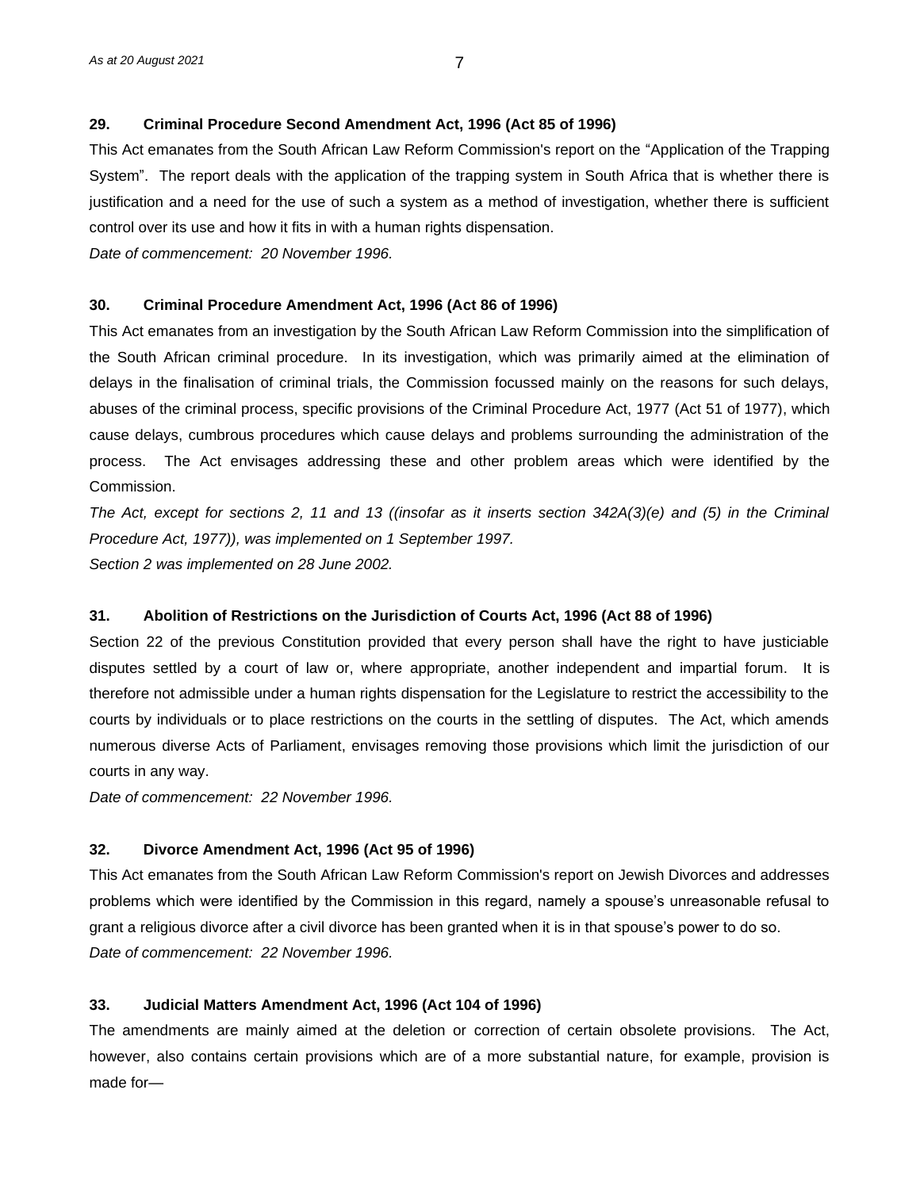**29. Criminal Procedure Second Amendment Act, 1996 (Act 85 of 1996)**

This Act emanates from the South African Law Reform Commission's report on the "Application of the Trapping System". The report deals with the application of the trapping system in South Africa that is whether there is justification and a need for the use of such a system as a method of investigation, whether there is sufficient control over its use and how it fits in with a human rights dispensation.

*Date of commencement: 20 November 1996.*

**30. Criminal Procedure Amendment Act, 1996 (Act 86 of 1996)**

This Act emanates from an investigation by the South African Law Reform Commission into the simplification of the South African criminal procedure. In its investigation, which was primarily aimed at the elimination of delays in the finalisation of criminal trials, the Commission focussed mainly on the reasons for such delays, abuses of the criminal process, specific provisions of the Criminal Procedure Act, 1977 (Act 51 of 1977), which cause delays, cumbrous procedures which cause delays and problems surrounding the administration of the process. The Act envisages addressing these and other problem areas which were identified by the Commission.

*The Act, except for sections 2, 11 and 13 ((insofar as it inserts section 342A(3)(e) and (5) in the Criminal Procedure Act, 1977)), was implemented on 1 September 1997.*

*Section 2 was implemented on 28 June 2002.*

**31. Abolition of Restrictions on the Jurisdiction of Courts Act, 1996 (Act 88 of 1996)**

Section 22 of the previous Constitution provided that every person shall have the right to have justiciable disputes settled by a court of law or, where appropriate, another independent and impartial forum. It is therefore not admissible under a human rights dispensation for the Legislature to restrict the accessibility to the courts by individuals or to place restrictions on the courts in the settling of disputes. The Act, which amends numerous diverse Acts of Parliament, envisages removing those provisions which limit the jurisdiction of our courts in any way.

*Date of commencement: 22 November 1996.*

**32. Divorce Amendment Act, 1996 (Act 95 of 1996)**

This Act emanates from the South African Law Reform Commission's report on Jewish Divorces and addresses problems which were identified by the Commission in this regard, namely a spouse's unreasonable refusal to grant a religious divorce after a civil divorce has been granted when it is in that spouse's power to do so.

*Date of commencement: 22 November 1996.*

**33. Judicial Matters Amendment Act, 1996 (Act 104 of 1996)**

The amendments are mainly aimed at the deletion or correction of certain obsolete provisions. The Act, however, also contains certain provisions which are of a more substantial nature, for example, provision is made for—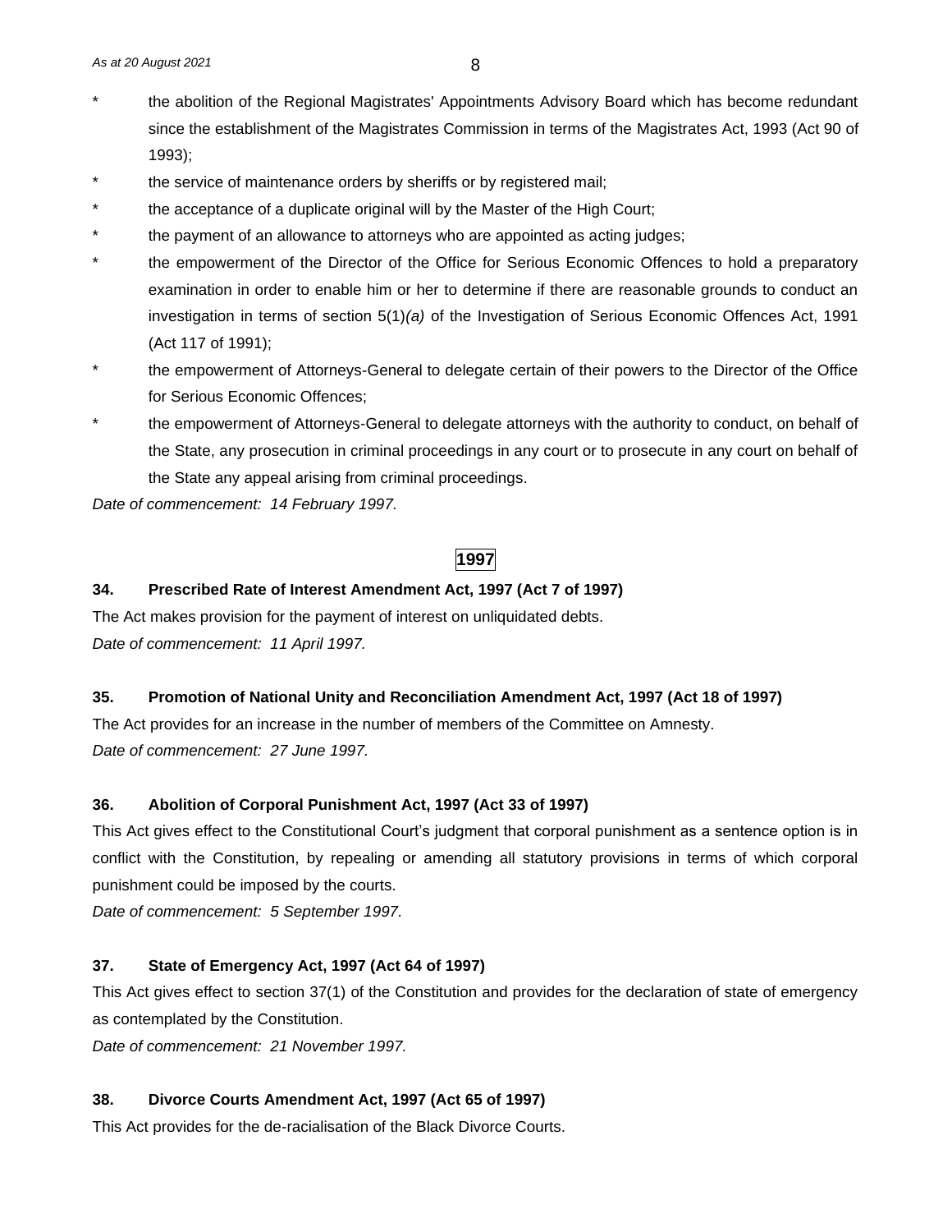\* the abolition of the Regional Magistrates' Appointments Advisory Board which has become redundant since the establishment of the Magistrates Commission in terms of the Magistrates Act, 1993 (Act 90 of 1993);

\* the service of maintenance orders by sheriffs or by registered mail;

\* the acceptance of a duplicate original will by the Master of the High Court;

\* the payment of an allowance to attorneys who are appointed as acting judges;

\* the empowerment of the Director of the Office for Serious Economic Offences to hold a preparatory examination in order to enable him or her to determine if there are reasonable grounds to conduct an investigation in terms of section 5(1)*(a)* of the Investigation of Serious Economic Offences Act, 1991 (Act 117 of 1991);

\* the empowerment of Attorneys-General to delegate certain of their powers to the Director of the Office for Serious Economic Offences;

\* the empowerment of Attorneys-General to delegate attorneys with the authority to conduct, on behalf of the State, any prosecution in criminal proceedings in any court or to prosecute in any court on behalf of the State any appeal arising from criminal proceedings.

*Date of commencement: 14 February 1997.*

## 1997

**34. Prescribed Rate of Interest Amendment Act, 1997 (Act 7 of 1997)**

The Act makes provision for the payment of interest on unliquidated debts.

*Date of commencement: 11 April 1997.*

**35. Promotion of National Unity and Reconciliation Amendment Act, 1997 (Act 18 of 1997)**

The Act provides for an increase in the number of members of the Committee on Amnesty.

*Date of commencement: 27 June 1997.*

**36. Abolition of Corporal Punishment Act, 1997 (Act 33 of 1997)**

This Act gives effect to the Constitutional Court's judgment that corporal punishment as a sentence option is in conflict with the Constitution, by repealing or amending all statutory provisions in terms of which corporal punishment could be imposed by the courts.

*Date of commencement: 5 September 1997.*

**37. State of Emergency Act, 1997 (Act 64 of 1997)**

This Act gives effect to section 37(1) of the Constitution and provides for the declaration of state of emergency as contemplated by the Constitution.

*Date of commencement: 21 November 1997.*

**38. Divorce Courts Amendment Act, 1997 (Act 65 of 1997)**

This Act provides for the de-racialisation of the Black Divorce Courts.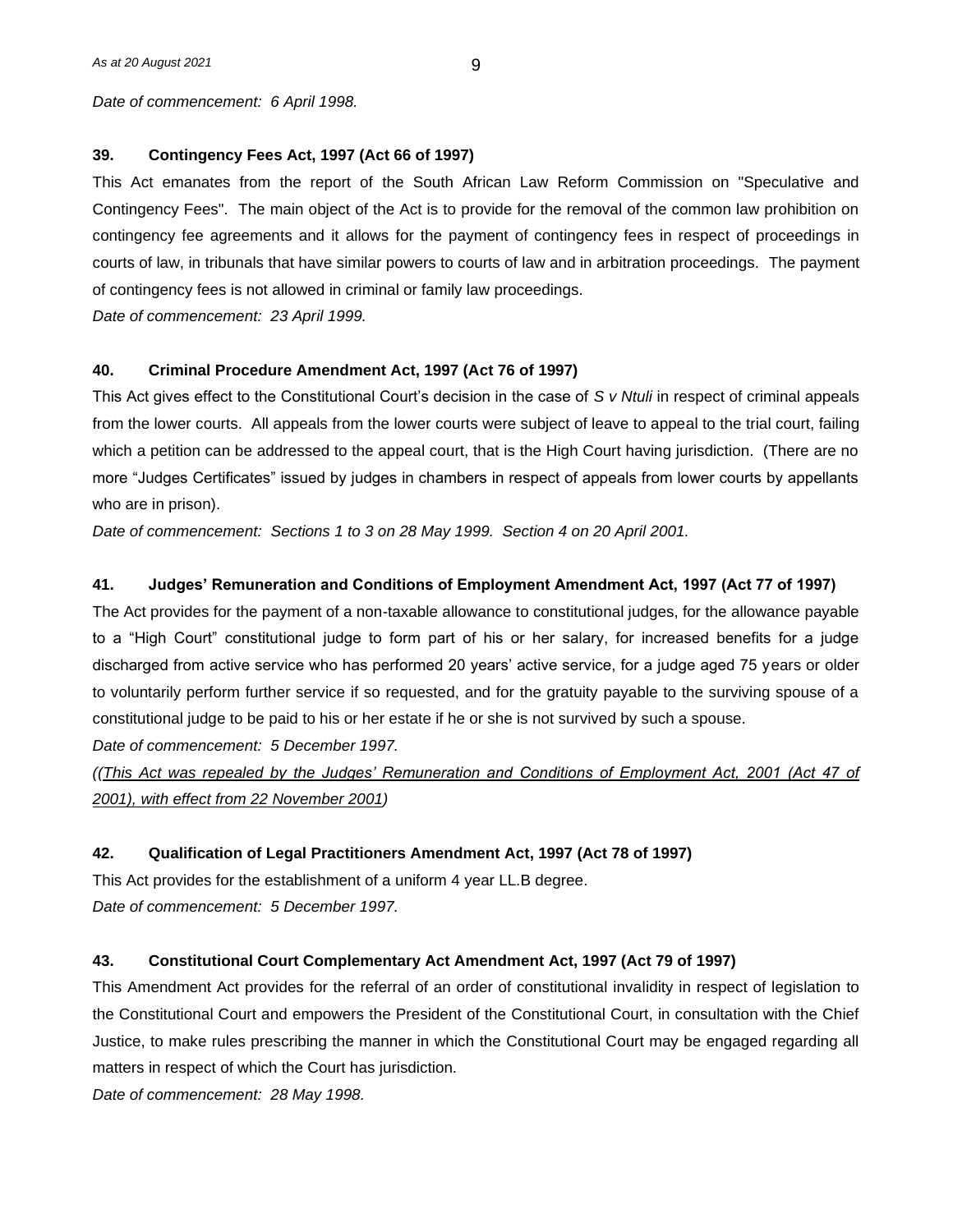*Date of commencement: 6 April 1998.*

**39. Contingency Fees Act, 1997 (Act 66 of 1997)**

This Act emanates from the report of the South African Law Reform Commission on "Speculative and Contingency Fees". The main object of the Act is to provide for the removal of the common law prohibition on contingency fee agreements and it allows for the payment of contingency fees in respect of proceedings in courts of law, in tribunals that have similar powers to courts of law and in arbitration proceedings. The payment of contingency fees is not allowed in criminal or family law proceedings.

*Date of commencement: 23 April 1999.*

**40. Criminal Procedure Amendment Act, 1997 (Act 76 of 1997)**

This Act gives effect to the Constitutional Court's decision in the case of *S v Ntuli* in respect of criminal appeals from the lower courts. All appeals from the lower courts were subject of leave to appeal to the trial court, failing which a petition can be addressed to the appeal court, that is the High Court having jurisdiction. (There are no more "Judges Certificates" issued by judges in chambers in respect of appeals from lower courts by appellants who are in prison).

*Date of commencement: Sections 1 to 3 on 28 May 1999. Section 4 on 20 April 2001.*

**41. Judges' Remuneration and Conditions of Employment Amendment Act, 1997 (Act 77 of 1997)**

The Act provides for the payment of a non-taxable allowance to constitutional judges, for the allowance payable to a "High Court" constitutional judge to form part of his or her salary, for increased benefits for a judge discharged from active service who has performed 20 years' active service, for a judge aged 75 years or older to voluntarily perform further service if so requested, and for the gratuity payable to the surviving spouse of a constitutional judge to be paid to his or her estate if he or she is not survived by such a spouse.

*Date of commencement: 5 December 1997.*

*((<u>This Act was repealed by the Judges' Remuneration and Conditions of Employment Act, 2001 (Act 47 of 2001), with effect from 22 November 2001</u>)*

**42. Qualification of Legal Practitioners Amendment Act, 1997 (Act 78 of 1997)**

This Act provides for the establishment of a uniform 4 year LL.B degree.

*Date of commencement: 5 December 1997.*

**43. Constitutional Court Complementary Act Amendment Act, 1997 (Act 79 of 1997)**

This Amendment Act provides for the referral of an order of constitutional invalidity in respect of legislation to the Constitutional Court and empowers the President of the Constitutional Court, in consultation with the Chief Justice, to make rules prescribing the manner in which the Constitutional Court may be engaged regarding all matters in respect of which the Court has jurisdiction.

*Date of commencement: 28 May 1998.*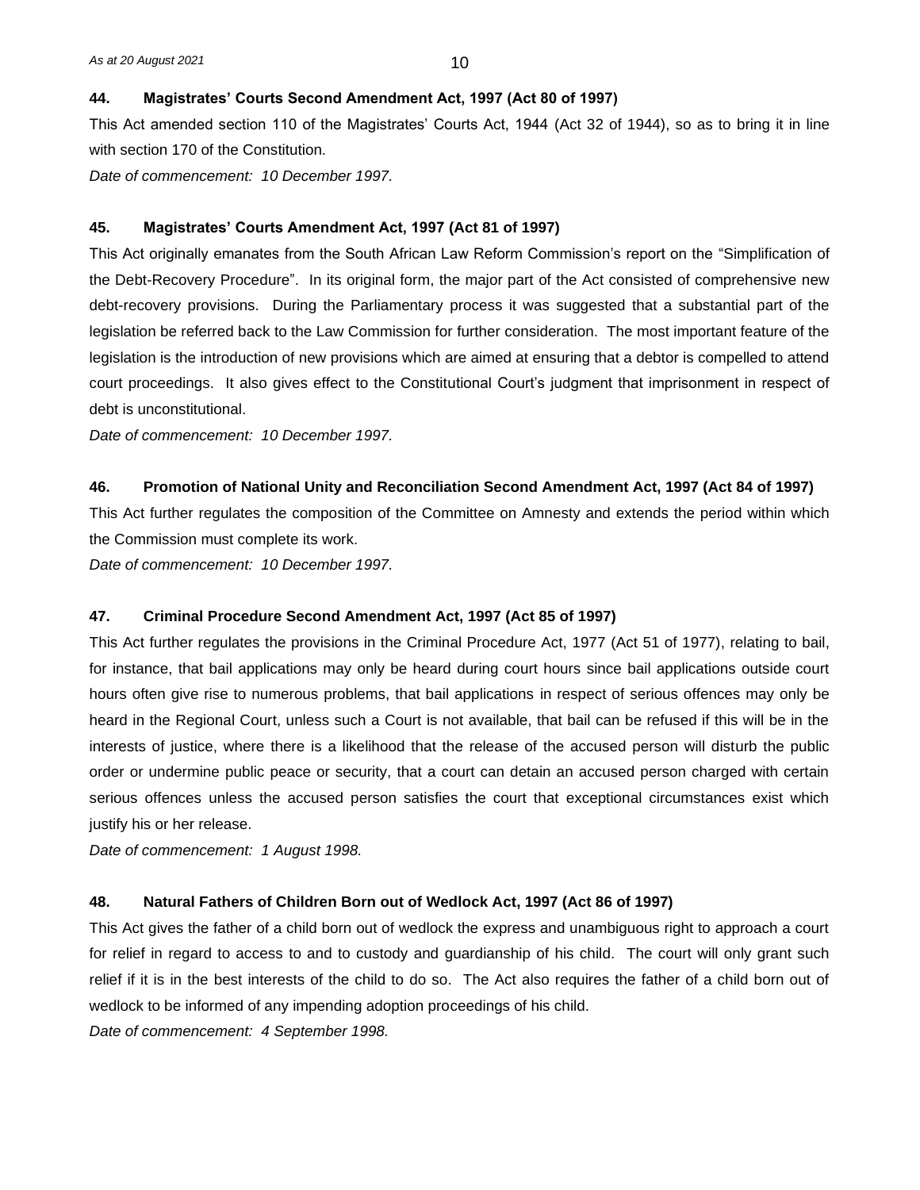### 44. Magistrates' Courts Second Amendment Act, 1997 (Act 80 of 1997)

This Act amended section 110 of the Magistrates' Courts Act, 1944 (Act 32 of 1944), so as to bring it in line with section 170 of the Constitution.

*Date of commencement: 10 December 1997.*

### 45. Magistrates' Courts Amendment Act, 1997 (Act 81 of 1997)

This Act originally emanates from the South African Law Reform Commission's report on the "Simplification of the Debt-Recovery Procedure". In its original form, the major part of the Act consisted of comprehensive new debt-recovery provisions. During the Parliamentary process it was suggested that a substantial part of the legislation be referred back to the Law Commission for further consideration. The most important feature of the legislation is the introduction of new provisions which are aimed at ensuring that a debtor is compelled to attend court proceedings. It also gives effect to the Constitutional Court's judgment that imprisonment in respect of debt is unconstitutional.

*Date of commencement: 10 December 1997.*

### 46. Promotion of National Unity and Reconciliation Second Amendment Act, 1997 (Act 84 of 1997)

This Act further regulates the composition of the Committee on Amnesty and extends the period within which the Commission must complete its work.

*Date of commencement: 10 December 1997.*

### 47. Criminal Procedure Second Amendment Act, 1997 (Act 85 of 1997)

This Act further regulates the provisions in the Criminal Procedure Act, 1977 (Act 51 of 1977), relating to bail, for instance, that bail applications may only be heard during court hours since bail applications outside court hours often give rise to numerous problems, that bail applications in respect of serious offences may only be heard in the Regional Court, unless such a Court is not available, that bail can be refused if this will be in the interests of justice, where there is a likelihood that the release of the accused person will disturb the public order or undermine public peace or security, that a court can detain an accused person charged with certain serious offences unless the accused person satisfies the court that exceptional circumstances exist which justify his or her release.

*Date of commencement: 1 August 1998.*

### 48. Natural Fathers of Children Born out of Wedlock Act, 1997 (Act 86 of 1997)

This Act gives the father of a child born out of wedlock the express and unambiguous right to approach a court for relief in regard to access to and to custody and guardianship of his child. The court will only grant such relief if it is in the best interests of the child to do so. The Act also requires the father of a child born out of wedlock to be informed of any impending adoption proceedings of his child.

*Date of commencement: 4 September 1998.*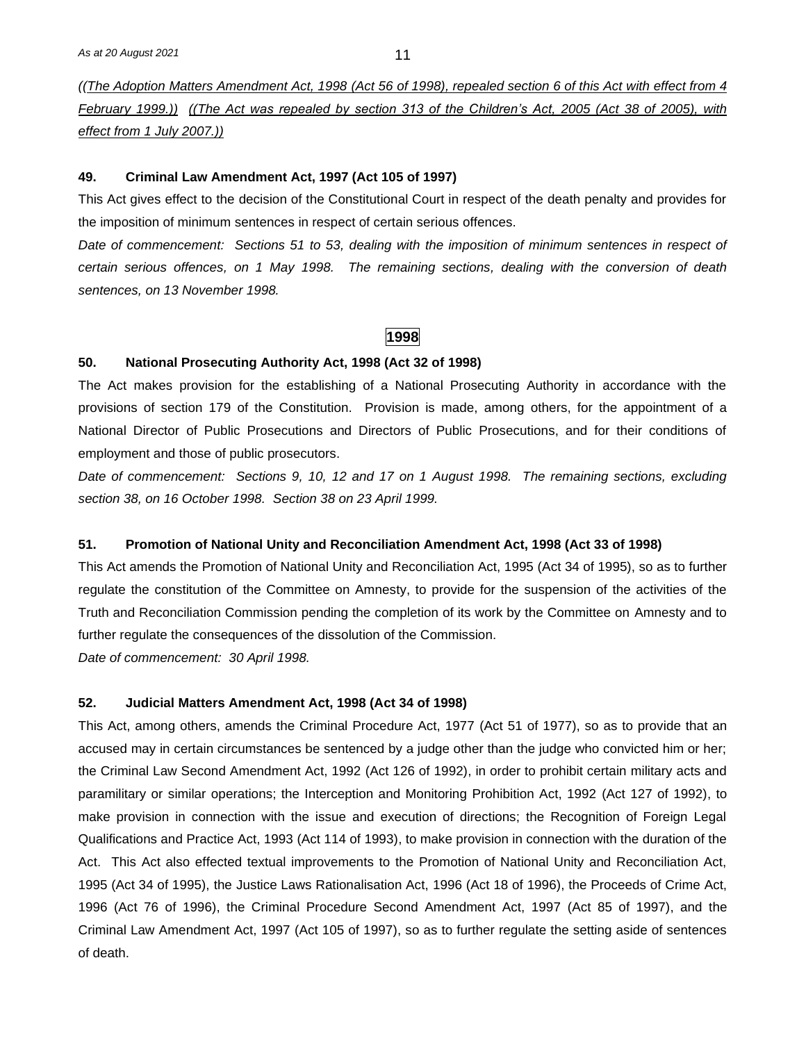*((The Adoption Matters Amendment Act, 1998 (Act 56 of 1998), repealed section 6 of this Act with effect from 4 February 1999.)) ((The Act was repealed by section 313 of the Children's Act, 2005 (Act 38 of 2005), with effect from 1 July 2007.))*

### 49. Criminal Law Amendment Act, 1997 (Act 105 of 1997)

This Act gives effect to the decision of the Constitutional Court in respect of the death penalty and provides for the imposition of minimum sentences in respect of certain serious offences.

*Date of commencement: Sections 51 to 53, dealing with the imposition of minimum sentences in respect of certain serious offences, on 1 May 1998. The remaining sections, dealing with the conversion of death sentences, on 13 November 1998.*

## 1998

### 50. National Prosecuting Authority Act, 1998 (Act 32 of 1998)

The Act makes provision for the establishing of a National Prosecuting Authority in accordance with the provisions of section 179 of the Constitution. Provision is made, among others, for the appointment of a National Director of Public Prosecutions and Directors of Public Prosecutions, and for their conditions of employment and those of public prosecutors.

*Date of commencement: Sections 9, 10, 12 and 17 on 1 August 1998. The remaining sections, excluding section 38, on 16 October 1998. Section 38 on 23 April 1999.*

### 51. Promotion of National Unity and Reconciliation Amendment Act, 1998 (Act 33 of 1998)

This Act amends the Promotion of National Unity and Reconciliation Act, 1995 (Act 34 of 1995), so as to further regulate the constitution of the Committee on Amnesty, to provide for the suspension of the activities of the Truth and Reconciliation Commission pending the completion of its work by the Committee on Amnesty and to further regulate the consequences of the dissolution of the Commission.

*Date of commencement: 30 April 1998.*

### 52. Judicial Matters Amendment Act, 1998 (Act 34 of 1998)

This Act, among others, amends the Criminal Procedure Act, 1977 (Act 51 of 1977), so as to provide that an accused may in certain circumstances be sentenced by a judge other than the judge who convicted him or her; the Criminal Law Second Amendment Act, 1992 (Act 126 of 1992), in order to prohibit certain military acts and paramilitary or similar operations; the Interception and Monitoring Prohibition Act, 1992 (Act 127 of 1992), to make provision in connection with the issue and execution of directions; the Recognition of Foreign Legal Qualifications and Practice Act, 1993 (Act 114 of 1993), to make provision in connection with the duration of the Act. This Act also effected textual improvements to the Promotion of National Unity and Reconciliation Act, 1995 (Act 34 of 1995), the Justice Laws Rationalisation Act, 1996 (Act 18 of 1996), the Proceeds of Crime Act, 1996 (Act 76 of 1996), the Criminal Procedure Second Amendment Act, 1997 (Act 85 of 1997), and the Criminal Law Amendment Act, 1997 (Act 105 of 1997), so as to further regulate the setting aside of sentences of death.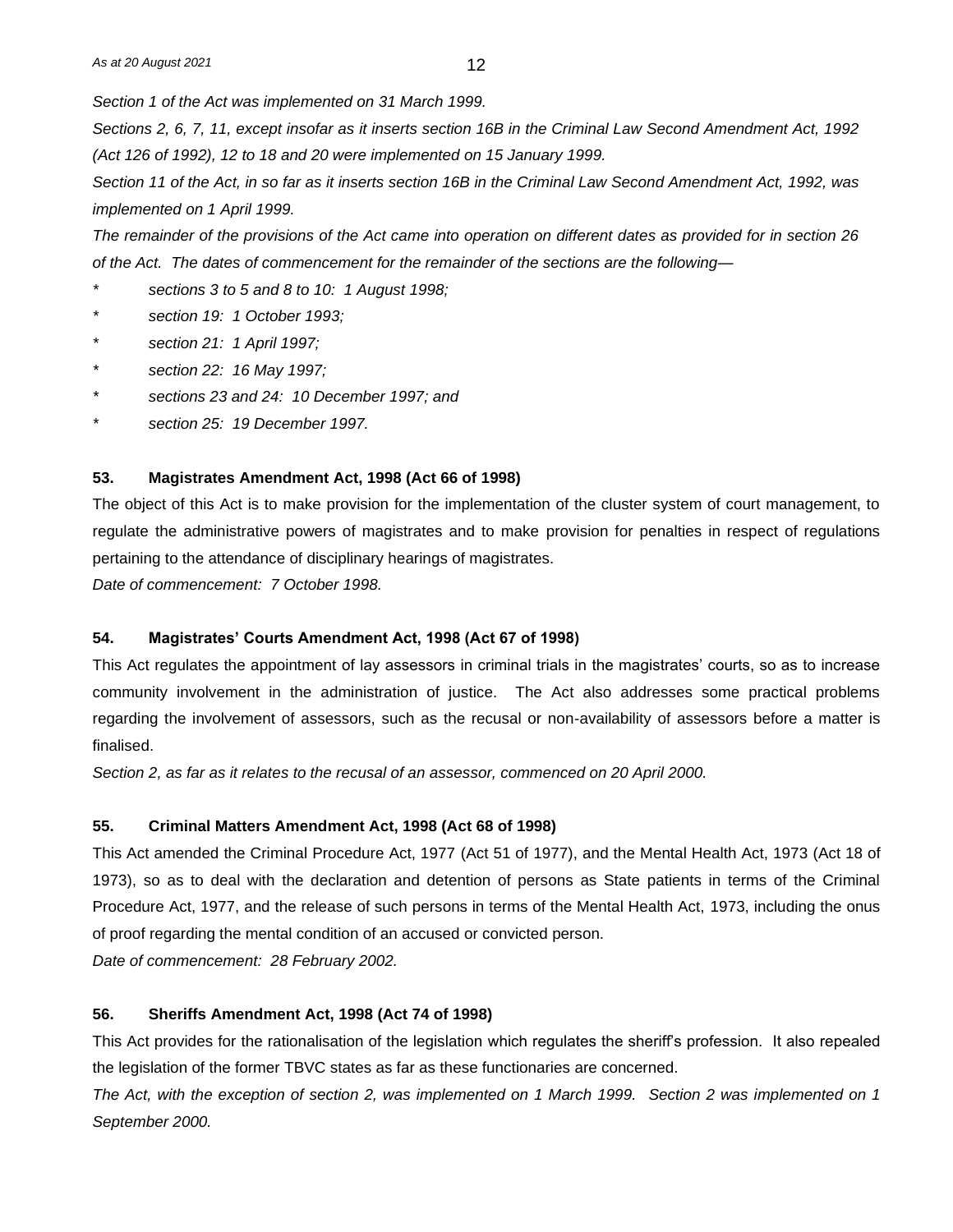*Section 1 of the Act was implemented on 31 March 1999.*

*Sections 2, 6, 7, 11, except insofar as it inserts section 16B in the Criminal Law Second Amendment Act, 1992 (Act 126 of 1992), 12 to 18 and 20 were implemented on 15 January 1999.*

*Section 11 of the Act, in so far as it inserts section 16B in the Criminal Law Second Amendment Act, 1992, was implemented on 1 April 1999.*

*The remainder of the provisions of the Act came into operation on different dates as provided for in section 26 of the Act. The dates of commencement for the remainder of the sections are the following—*

- *sections 3 to 5 and 8 to 10: 1 August 1998;*
- *section 19: 1 October 1993;*
- *section 21: 1 April 1997;*
- *section 22: 16 May 1997;*
- *sections 23 and 24: 10 December 1997; and*
- *section 25: 19 December 1997.*

### 53. Magistrates Amendment Act, 1998 (Act 66 of 1998)

The object of this Act is to make provision for the implementation of the cluster system of court management, to regulate the administrative powers of magistrates and to make provision for penalties in respect of regulations pertaining to the attendance of disciplinary hearings of magistrates.

*Date of commencement: 7 October 1998.*

### 54. Magistrates' Courts Amendment Act, 1998 (Act 67 of 1998)

This Act regulates the appointment of lay assessors in criminal trials in the magistrates' courts, so as to increase community involvement in the administration of justice. The Act also addresses some practical problems regarding the involvement of assessors, such as the recusal or non-availability of assessors before a matter is finalised.

*Section 2, as far as it relates to the recusal of an assessor, commenced on 20 April 2000.*

### 55. Criminal Matters Amendment Act, 1998 (Act 68 of 1998)

This Act amended the Criminal Procedure Act, 1977 (Act 51 of 1977), and the Mental Health Act, 1973 (Act 18 of 1973), so as to deal with the declaration and detention of persons as State patients in terms of the Criminal Procedure Act, 1977, and the release of such persons in terms of the Mental Health Act, 1973, including the onus of proof regarding the mental condition of an accused or convicted person.

*Date of commencement: 28 February 2002.*

### 56. Sheriffs Amendment Act, 1998 (Act 74 of 1998)

This Act provides for the rationalisation of the legislation which regulates the sheriff's profession. It also repealed the legislation of the former TBVC states as far as these functionaries are concerned.

*The Act, with the exception of section 2, was implemented on 1 March 1999. Section 2 was implemented on 1 September 2000.*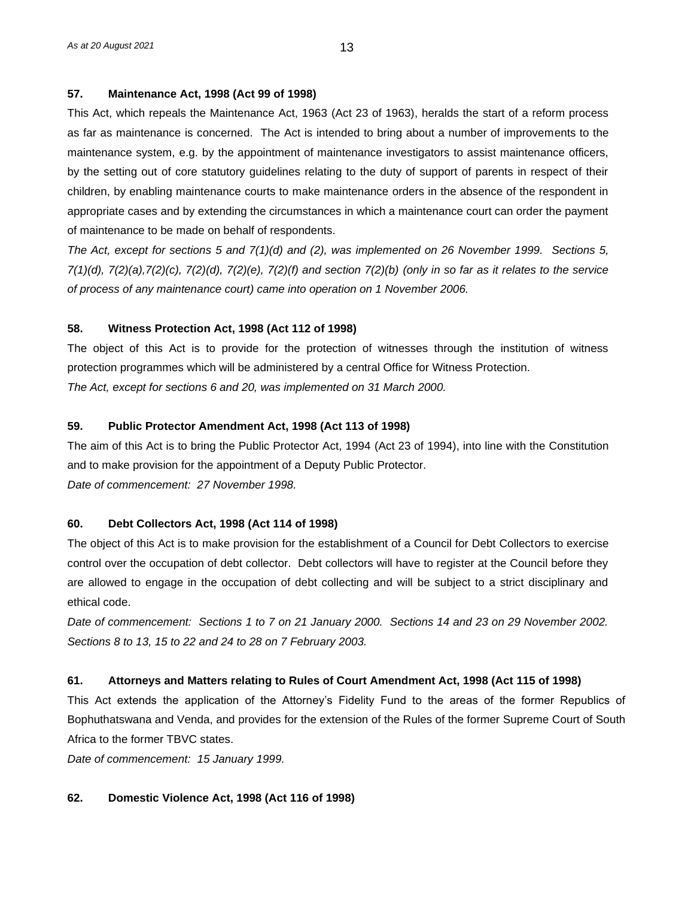### 57. Maintenance Act, 1998 (Act 99 of 1998)

This Act, which repeals the Maintenance Act, 1963 (Act 23 of 1963), heralds the start of a reform process as far as maintenance is concerned. The Act is intended to bring about a number of improvements to the maintenance system, e.g. by the appointment of maintenance investigators to assist maintenance officers, by the setting out of core statutory guidelines relating to the duty of support of parents in respect of their children, by enabling maintenance courts to make maintenance orders in the absence of the respondent in appropriate cases and by extending the circumstances in which a maintenance court can order the payment of maintenance to be made on behalf of respondents.

*The Act, except for sections 5 and 7(1)(d) and (2), was implemented on 26 November 1999. Sections 5, 7(1)(d), 7(2)(a),7(2)(c), 7(2)(d), 7(2)(e), 7(2)(f) and section 7(2)(b) (only in so far as it relates to the service of process of any maintenance court) came into operation on 1 November 2006.*

### 58. Witness Protection Act, 1998 (Act 112 of 1998)

The object of this Act is to provide for the protection of witnesses through the institution of witness protection programmes which will be administered by a central Office for Witness Protection.

*The Act, except for sections 6 and 20, was implemented on 31 March 2000.*

### 59. Public Protector Amendment Act, 1998 (Act 113 of 1998)

The aim of this Act is to bring the Public Protector Act, 1994 (Act 23 of 1994), into line with the Constitution and to make provision for the appointment of a Deputy Public Protector.

*Date of commencement: 27 November 1998.*

### 60. Debt Collectors Act, 1998 (Act 114 of 1998)

The object of this Act is to make provision for the establishment of a Council for Debt Collectors to exercise control over the occupation of debt collector. Debt collectors will have to register at the Council before they are allowed to engage in the occupation of debt collecting and will be subject to a strict disciplinary and ethical code.

*Date of commencement: Sections 1 to 7 on 21 January 2000. Sections 14 and 23 on 29 November 2002. Sections 8 to 13, 15 to 22 and 24 to 28 on 7 February 2003.*

### 61. Attorneys and Matters relating to Rules of Court Amendment Act, 1998 (Act 115 of 1998)

This Act extends the application of the Attorney's Fidelity Fund to the areas of the former Republics of Bophuthatswana and Venda, and provides for the extension of the Rules of the former Supreme Court of South Africa to the former TBVC states.

*Date of commencement: 15 January 1999.*

### 62. Domestic Violence Act, 1998 (Act 116 of 1998)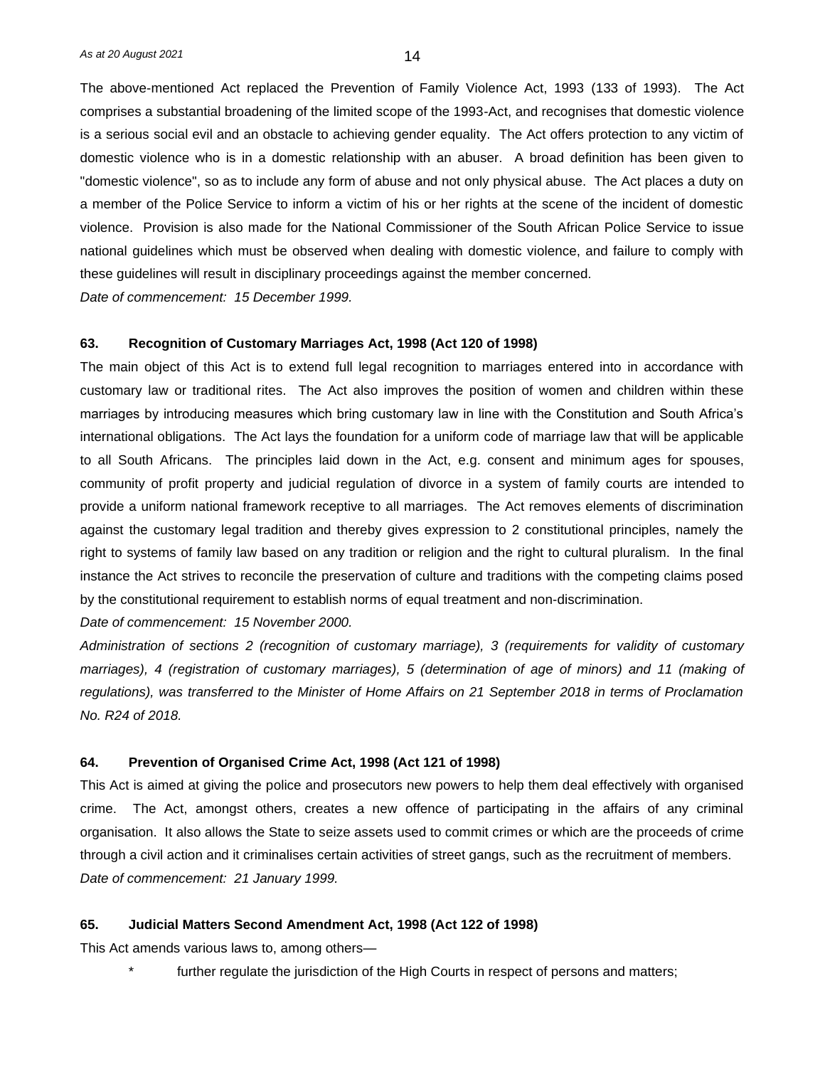The above-mentioned Act replaced the Prevention of Family Violence Act, 1993 (133 of 1993). The Act comprises a substantial broadening of the limited scope of the 1993-Act, and recognises that domestic violence is a serious social evil and an obstacle to achieving gender equality. The Act offers protection to any victim of domestic violence who is in a domestic relationship with an abuser. A broad definition has been given to "domestic violence", so as to include any form of abuse and not only physical abuse. The Act places a duty on a member of the Police Service to inform a victim of his or her rights at the scene of the incident of domestic violence. Provision is also made for the National Commissioner of the South African Police Service to issue national guidelines which must be observed when dealing with domestic violence, and failure to comply with these guidelines will result in disciplinary proceedings against the member concerned.

*Date of commencement: 15 December 1999.*

**63. Recognition of Customary Marriages Act, 1998 (Act 120 of 1998)**

The main object of this Act is to extend full legal recognition to marriages entered into in accordance with customary law or traditional rites. The Act also improves the position of women and children within these marriages by introducing measures which bring customary law in line with the Constitution and South Africa's international obligations. The Act lays the foundation for a uniform code of marriage law that will be applicable to all South Africans. The principles laid down in the Act, e.g. consent and minimum ages for spouses, community of profit property and judicial regulation of divorce in a system of family courts are intended to provide a uniform national framework receptive to all marriages. The Act removes elements of discrimination against the customary legal tradition and thereby gives expression to 2 constitutional principles, namely the right to systems of family law based on any tradition or religion and the right to cultural pluralism. In the final instance the Act strives to reconcile the preservation of culture and traditions with the competing claims posed by the constitutional requirement to establish norms of equal treatment and non-discrimination.

*Date of commencement: 15 November 2000.*

*Administration of sections 2 (recognition of customary marriage), 3 (requirements for validity of customary marriages), 4 (registration of customary marriages), 5 (determination of age of minors) and 11 (making of regulations), was transferred to the Minister of Home Affairs on 21 September 2018 in terms of Proclamation No. R24 of 2018.*

**64. Prevention of Organised Crime Act, 1998 (Act 121 of 1998)**

This Act is aimed at giving the police and prosecutors new powers to help them deal effectively with organised crime. The Act, amongst others, creates a new offence of participating in the affairs of any criminal organisation. It also allows the State to seize assets used to commit crimes or which are the proceeds of crime through a civil action and it criminalises certain activities of street gangs, such as the recruitment of members.

*Date of commencement: 21 January 1999.*

**65. Judicial Matters Second Amendment Act, 1998 (Act 122 of 1998)**

This Act amends various laws to, among others—

* further regulate the jurisdiction of the High Courts in respect of persons and matters;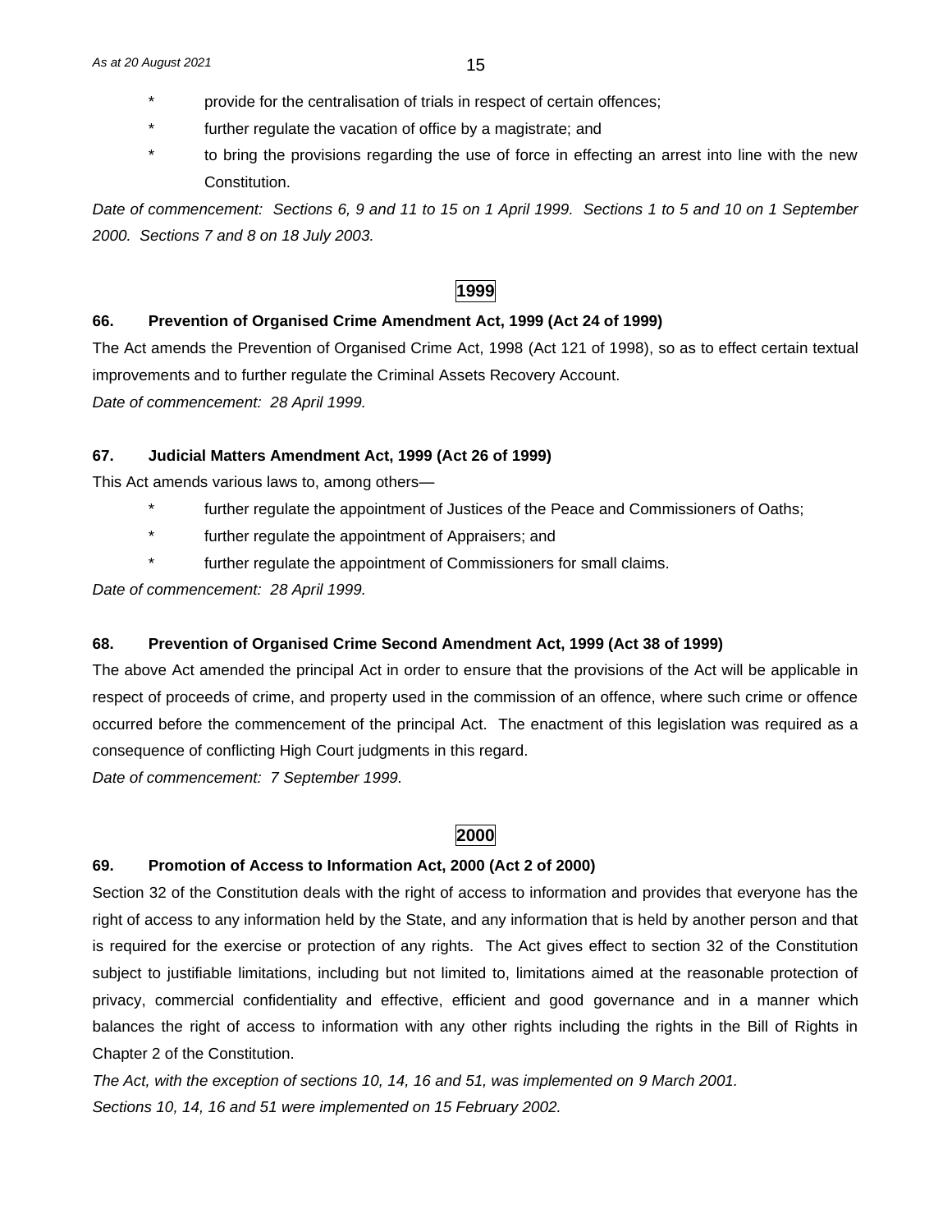- provide for the centralisation of trials in respect of certain offences;
- further regulate the vacation of office by a magistrate; and
- to bring the provisions regarding the use of force in effecting an arrest into line with the new Constitution.

*Date of commencement: Sections 6, 9 and 11 to 15 on 1 April 1999. Sections 1 to 5 and 10 on 1 September 2000. Sections 7 and 8 on 18 July 2003.*

## 1999

### 66. Prevention of Organised Crime Amendment Act, 1999 (Act 24 of 1999)

The Act amends the Prevention of Organised Crime Act, 1998 (Act 121 of 1998), so as to effect certain textual improvements and to further regulate the Criminal Assets Recovery Account.

*Date of commencement: 28 April 1999.*

### 67. Judicial Matters Amendment Act, 1999 (Act 26 of 1999)

This Act amends various laws to, among others—

- further regulate the appointment of Justices of the Peace and Commissioners of Oaths;
- further regulate the appointment of Appraisers; and
- further regulate the appointment of Commissioners for small claims.

*Date of commencement: 28 April 1999.*

### 68. Prevention of Organised Crime Second Amendment Act, 1999 (Act 38 of 1999)

The above Act amended the principal Act in order to ensure that the provisions of the Act will be applicable in respect of proceeds of crime, and property used in the commission of an offence, where such crime or offence occurred before the commencement of the principal Act. The enactment of this legislation was required as a consequence of conflicting High Court judgments in this regard.

*Date of commencement: 7 September 1999.*

## 2000

### 69. Promotion of Access to Information Act, 2000 (Act 2 of 2000)

Section 32 of the Constitution deals with the right of access to information and provides that everyone has the right of access to any information held by the State, and any information that is held by another person and that is required for the exercise or protection of any rights. The Act gives effect to section 32 of the Constitution subject to justifiable limitations, including but not limited to, limitations aimed at the reasonable protection of privacy, commercial confidentiality and effective, efficient and good governance and in a manner which balances the right of access to information with any other rights including the rights in the Bill of Rights in Chapter 2 of the Constitution.

*The Act, with the exception of sections 10, 14, 16 and 51, was implemented on 9 March 2001.*
*Sections 10, 14, 16 and 51 were implemented on 15 February 2002.*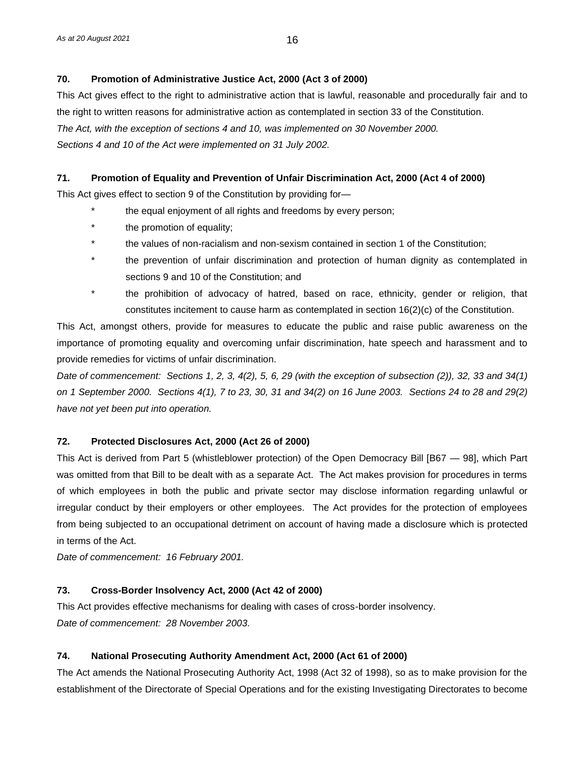**70. Promotion of Administrative Justice Act, 2000 (Act 3 of 2000)**

This Act gives effect to the right to administrative action that is lawful, reasonable and procedurally fair and to the right to written reasons for administrative action as contemplated in section 33 of the Constitution.

*The Act, with the exception of sections 4 and 10, was implemented on 30 November 2000.*

*Sections 4 and 10 of the Act were implemented on 31 July 2002.*

**71. Promotion of Equality and Prevention of Unfair Discrimination Act, 2000 (Act 4 of 2000)**

This Act gives effect to section 9 of the Constitution by providing for—

- the equal enjoyment of all rights and freedoms by every person;
- the promotion of equality;
- the values of non-racialism and non-sexism contained in section 1 of the Constitution;
- the prevention of unfair discrimination and protection of human dignity as contemplated in sections 9 and 10 of the Constitution; and
- the prohibition of advocacy of hatred, based on race, ethnicity, gender or religion, that constitutes incitement to cause harm as contemplated in section 16(2)(c) of the Constitution.

This Act, amongst others, provide for measures to educate the public and raise public awareness on the importance of promoting equality and overcoming unfair discrimination, hate speech and harassment and to provide remedies for victims of unfair discrimination.

*Date of commencement: Sections 1, 2, 3, 4(2), 5, 6, 29 (with the exception of subsection (2)), 32, 33 and 34(1) on 1 September 2000. Sections 4(1), 7 to 23, 30, 31 and 34(2) on 16 June 2003. Sections 24 to 28 and 29(2) have not yet been put into operation.*

**72. Protected Disclosures Act, 2000 (Act 26 of 2000)**

This Act is derived from Part 5 (whistleblower protection) of the Open Democracy Bill [B67 — 98], which Part was omitted from that Bill to be dealt with as a separate Act. The Act makes provision for procedures in terms of which employees in both the public and private sector may disclose information regarding unlawful or irregular conduct by their employers or other employees. The Act provides for the protection of employees from being subjected to an occupational detriment on account of having made a disclosure which is protected in terms of the Act.

*Date of commencement: 16 February 2001.*

**73. Cross-Border Insolvency Act, 2000 (Act 42 of 2000)**

This Act provides effective mechanisms for dealing with cases of cross-border insolvency.

*Date of commencement: 28 November 2003.*

**74. National Prosecuting Authority Amendment Act, 2000 (Act 61 of 2000)**

The Act amends the National Prosecuting Authority Act, 1998 (Act 32 of 1998), so as to make provision for the establishment of the Directorate of Special Operations and for the existing Investigating Directorates to become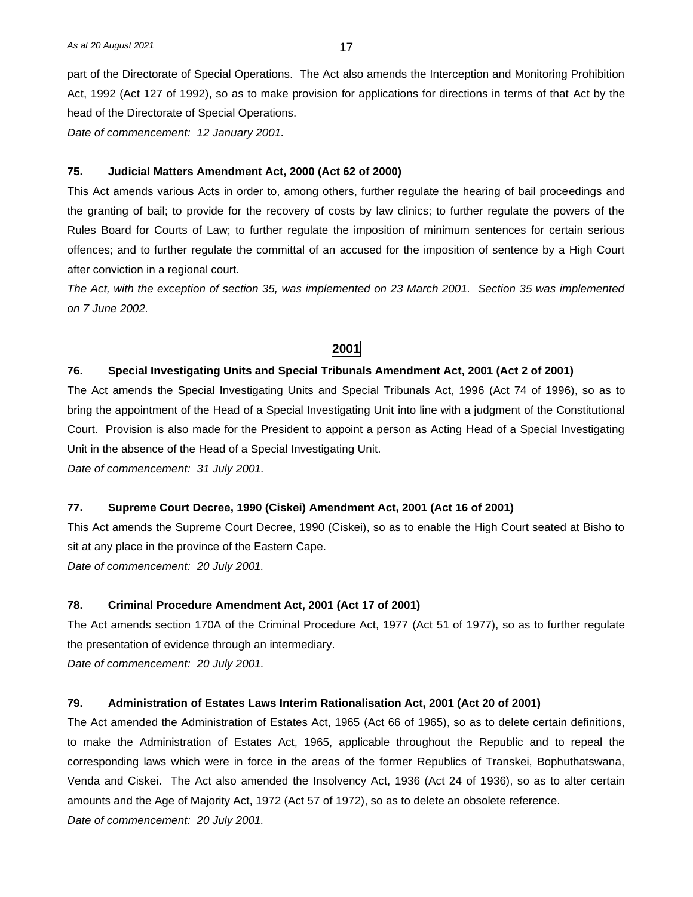part of the Directorate of Special Operations. The Act also amends the Interception and Monitoring Prohibition Act, 1992 (Act 127 of 1992), so as to make provision for applications for directions in terms of that Act by the head of the Directorate of Special Operations.

*Date of commencement: 12 January 2001.*

**75. Judicial Matters Amendment Act, 2000 (Act 62 of 2000)**

This Act amends various Acts in order to, among others, further regulate the hearing of bail proceedings and the granting of bail; to provide for the recovery of costs by law clinics; to further regulate the powers of the Rules Board for Courts of Law; to further regulate the imposition of minimum sentences for certain serious offences; and to further regulate the committal of an accused for the imposition of sentence by a High Court after conviction in a regional court.

*The Act, with the exception of section 35, was implemented on 23 March 2001. Section 35 was implemented on 7 June 2002.*

## 2001

**76. Special Investigating Units and Special Tribunals Amendment Act, 2001 (Act 2 of 2001)**

The Act amends the Special Investigating Units and Special Tribunals Act, 1996 (Act 74 of 1996), so as to bring the appointment of the Head of a Special Investigating Unit into line with a judgment of the Constitutional Court. Provision is also made for the President to appoint a person as Acting Head of a Special Investigating Unit in the absence of the Head of a Special Investigating Unit.

*Date of commencement: 31 July 2001.*

**77. Supreme Court Decree, 1990 (Ciskei) Amendment Act, 2001 (Act 16 of 2001)**

This Act amends the Supreme Court Decree, 1990 (Ciskei), so as to enable the High Court seated at Bisho to sit at any place in the province of the Eastern Cape.

*Date of commencement: 20 July 2001.*

**78. Criminal Procedure Amendment Act, 2001 (Act 17 of 2001)**

The Act amends section 170A of the Criminal Procedure Act, 1977 (Act 51 of 1977), so as to further regulate the presentation of evidence through an intermediary.

*Date of commencement: 20 July 2001.*

**79. Administration of Estates Laws Interim Rationalisation Act, 2001 (Act 20 of 2001)**

The Act amended the Administration of Estates Act, 1965 (Act 66 of 1965), so as to delete certain definitions, to make the Administration of Estates Act, 1965, applicable throughout the Republic and to repeal the corresponding laws which were in force in the areas of the former Republics of Transkei, Bophuthatswana, Venda and Ciskei. The Act also amended the Insolvency Act, 1936 (Act 24 of 1936), so as to alter certain amounts and the Age of Majority Act, 1972 (Act 57 of 1972), so as to delete an obsolete reference.

*Date of commencement: 20 July 2001.*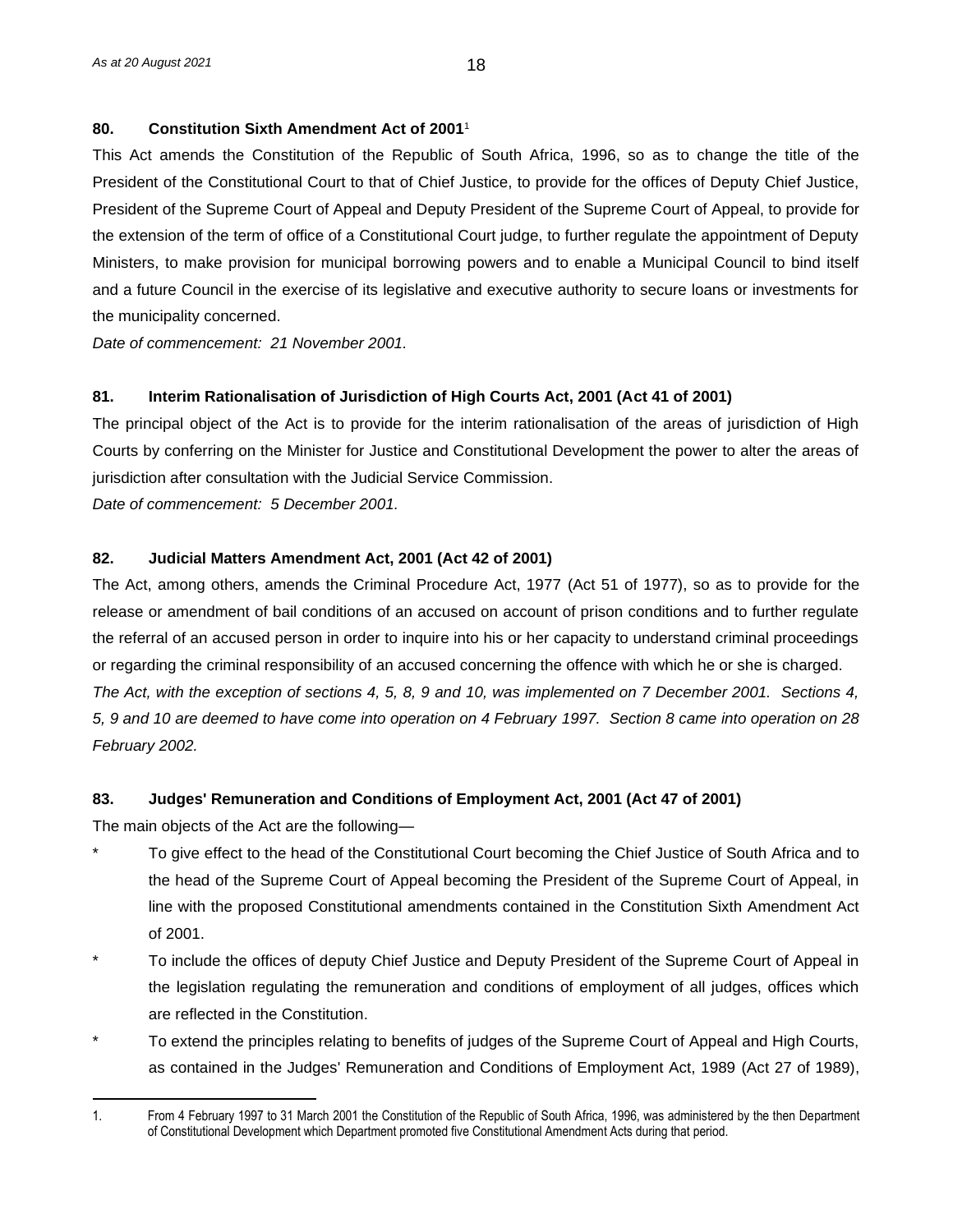### 80. Constitution Sixth Amendment Act of 2001[1]

This Act amends the Constitution of the Republic of South Africa, 1996, so as to change the title of the President of the Constitutional Court to that of Chief Justice, to provide for the offices of Deputy Chief Justice, President of the Supreme Court of Appeal and Deputy President of the Supreme Court of Appeal, to provide for the extension of the term of office of a Constitutional Court judge, to further regulate the appointment of Deputy Ministers, to make provision for municipal borrowing powers and to enable a Municipal Council to bind itself and a future Council in the exercise of its legislative and executive authority to secure loans or investments for the municipality concerned.

*Date of commencement: 21 November 2001.*

### 81. Interim Rationalisation of Jurisdiction of High Courts Act, 2001 (Act 41 of 2001)

The principal object of the Act is to provide for the interim rationalisation of the areas of jurisdiction of High Courts by conferring on the Minister for Justice and Constitutional Development the power to alter the areas of jurisdiction after consultation with the Judicial Service Commission.

*Date of commencement: 5 December 2001.*

### 82. Judicial Matters Amendment Act, 2001 (Act 42 of 2001)

The Act, among others, amends the Criminal Procedure Act, 1977 (Act 51 of 1977), so as to provide for the release or amendment of bail conditions of an accused on account of prison conditions and to further regulate the referral of an accused person in order to inquire into his or her capacity to understand criminal proceedings or regarding the criminal responsibility of an accused concerning the offence with which he or she is charged.

*The Act, with the exception of sections 4, 5, 8, 9 and 10, was implemented on 7 December 2001. Sections 4, 5, 9 and 10 are deemed to have come into operation on 4 February 1997. Section 8 came into operation on 28 February 2002.*

### 83. Judges' Remuneration and Conditions of Employment Act, 2001 (Act 47 of 2001)

The main objects of the Act are the following—

- To give effect to the head of the Constitutional Court becoming the Chief Justice of South Africa and to the head of the Supreme Court of Appeal becoming the President of the Supreme Court of Appeal, in line with the proposed Constitutional amendments contained in the Constitution Sixth Amendment Act of 2001.
- To include the offices of deputy Chief Justice and Deputy President of the Supreme Court of Appeal in the legislation regulating the remuneration and conditions of employment of all judges, offices which are reflected in the Constitution.
- To extend the principles relating to benefits of judges of the Supreme Court of Appeal and High Courts, as contained in the Judges' Remuneration and Conditions of Employment Act, 1989 (Act 27 of 1989),

---

[1] From 4 February 1997 to 31 March 2001 the Constitution of the Republic of South Africa, 1996, was administered by the then Department of Constitutional Development which Department promoted five Constitutional Amendment Acts during that period.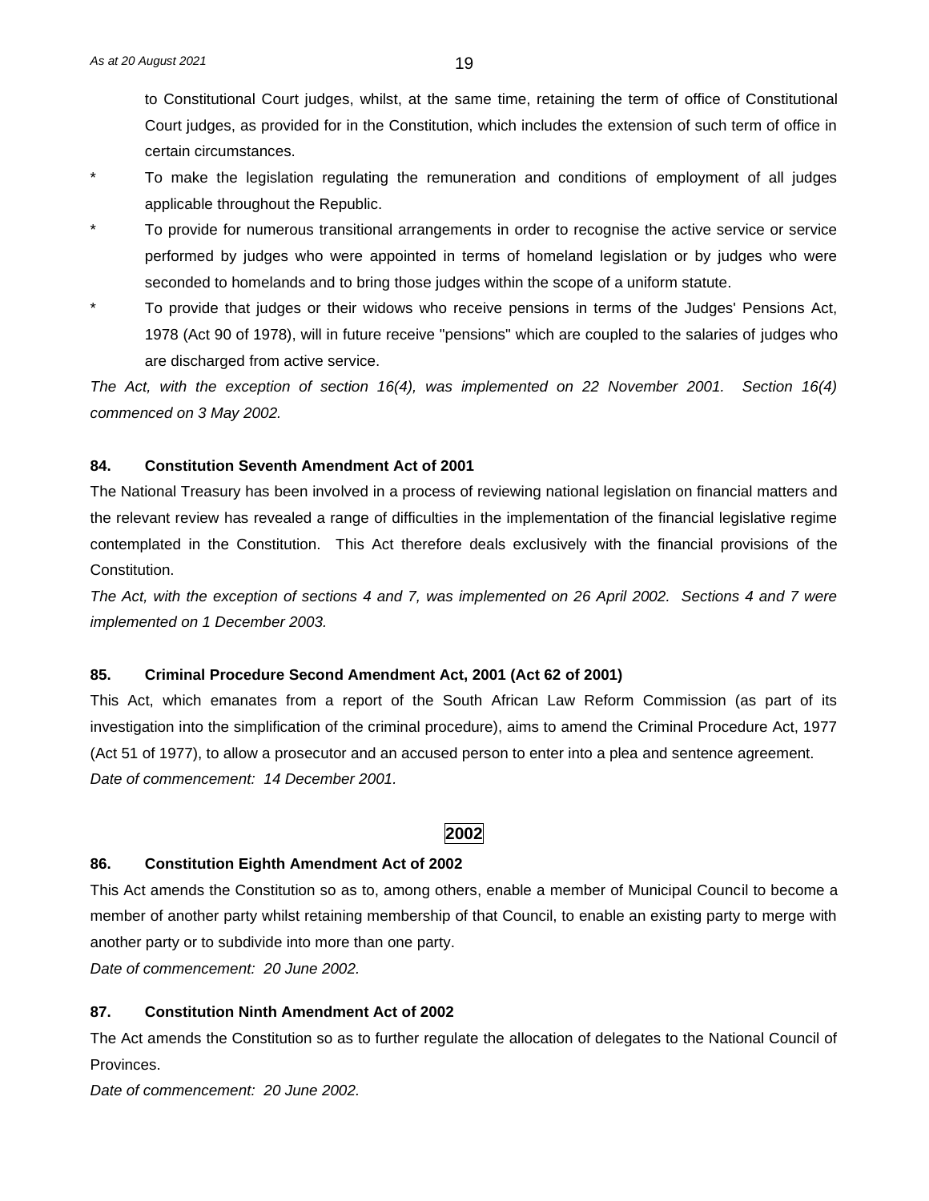to Constitutional Court judges, whilst, at the same time, retaining the term of office of Constitutional Court judges, as provided for in the Constitution, which includes the extension of such term of office in certain circumstances.

- To make the legislation regulating the remuneration and conditions of employment of all judges applicable throughout the Republic.
- To provide for numerous transitional arrangements in order to recognise the active service or service performed by judges who were appointed in terms of homeland legislation or by judges who were seconded to homelands and to bring those judges within the scope of a uniform statute.
- To provide that judges or their widows who receive pensions in terms of the Judges' Pensions Act, 1978 (Act 90 of 1978), will in future receive "pensions" which are coupled to the salaries of judges who are discharged from active service.

*The Act, with the exception of section 16(4), was implemented on 22 November 2001. Section 16(4) commenced on 3 May 2002.*

**84. Constitution Seventh Amendment Act of 2001**

The National Treasury has been involved in a process of reviewing national legislation on financial matters and the relevant review has revealed a range of difficulties in the implementation of the financial legislative regime contemplated in the Constitution. This Act therefore deals exclusively with the financial provisions of the Constitution.

*The Act, with the exception of sections 4 and 7, was implemented on 26 April 2002. Sections 4 and 7 were implemented on 1 December 2003.*

**85. Criminal Procedure Second Amendment Act, 2001 (Act 62 of 2001)**

This Act, which emanates from a report of the South African Law Reform Commission (as part of its investigation into the simplification of the criminal procedure), aims to amend the Criminal Procedure Act, 1977 (Act 51 of 1977), to allow a prosecutor and an accused person to enter into a plea and sentence agreement.

*Date of commencement: 14 December 2001.*

## 2002

**86. Constitution Eighth Amendment Act of 2002**

This Act amends the Constitution so as to, among others, enable a member of Municipal Council to become a member of another party whilst retaining membership of that Council, to enable an existing party to merge with another party or to subdivide into more than one party.

*Date of commencement: 20 June 2002.*

**87. Constitution Ninth Amendment Act of 2002**

The Act amends the Constitution so as to further regulate the allocation of delegates to the National Council of Provinces.

*Date of commencement: 20 June 2002.*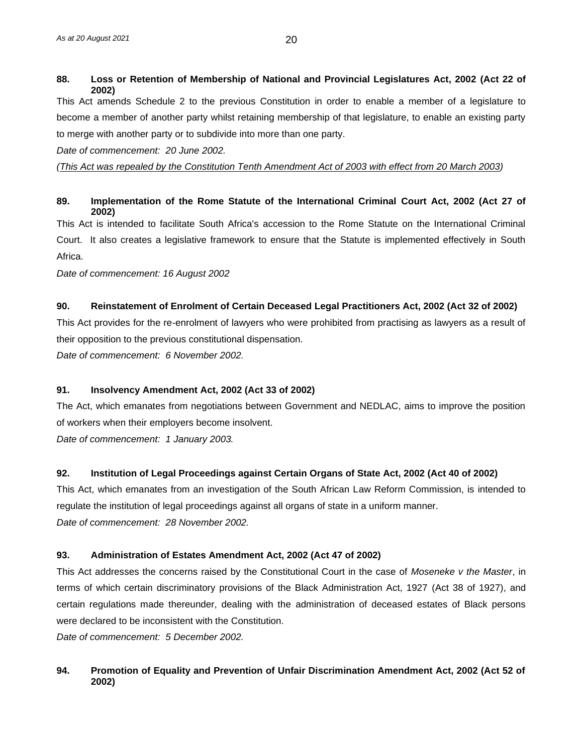**88. Loss or Retention of Membership of National and Provincial Legislatures Act, 2002 (Act 22 of 2002)**

This Act amends Schedule 2 to the previous Constitution in order to enable a member of a legislature to become a member of another party whilst retaining membership of that legislature, to enable an existing party to merge with another party or to subdivide into more than one party.

*Date of commencement: 20 June 2002.*

*(This Act was repealed by the Constitution Tenth Amendment Act of 2003 with effect from 20 March 2003)*

**89. Implementation of the Rome Statute of the International Criminal Court Act, 2002 (Act 27 of 2002)**

This Act is intended to facilitate South Africa's accession to the Rome Statute on the International Criminal Court. It also creates a legislative framework to ensure that the Statute is implemented effectively in South Africa.

*Date of commencement: 16 August 2002*

**90. Reinstatement of Enrolment of Certain Deceased Legal Practitioners Act, 2002 (Act 32 of 2002)**

This Act provides for the re-enrolment of lawyers who were prohibited from practising as lawyers as a result of their opposition to the previous constitutional dispensation.

*Date of commencement: 6 November 2002.*

**91. Insolvency Amendment Act, 2002 (Act 33 of 2002)**

The Act, which emanates from negotiations between Government and NEDLAC, aims to improve the position of workers when their employers become insolvent.

*Date of commencement: 1 January 2003.*

**92. Institution of Legal Proceedings against Certain Organs of State Act, 2002 (Act 40 of 2002)**

This Act, which emanates from an investigation of the South African Law Reform Commission, is intended to regulate the institution of legal proceedings against all organs of state in a uniform manner.

*Date of commencement: 28 November 2002.*

**93. Administration of Estates Amendment Act, 2002 (Act 47 of 2002)**

This Act addresses the concerns raised by the Constitutional Court in the case of *Moseneke v the Master*, in terms of which certain discriminatory provisions of the Black Administration Act, 1927 (Act 38 of 1927), and certain regulations made thereunder, dealing with the administration of deceased estates of Black persons were declared to be inconsistent with the Constitution.

*Date of commencement: 5 December 2002.*

**94. Promotion of Equality and Prevention of Unfair Discrimination Amendment Act, 2002 (Act 52 of 2002)**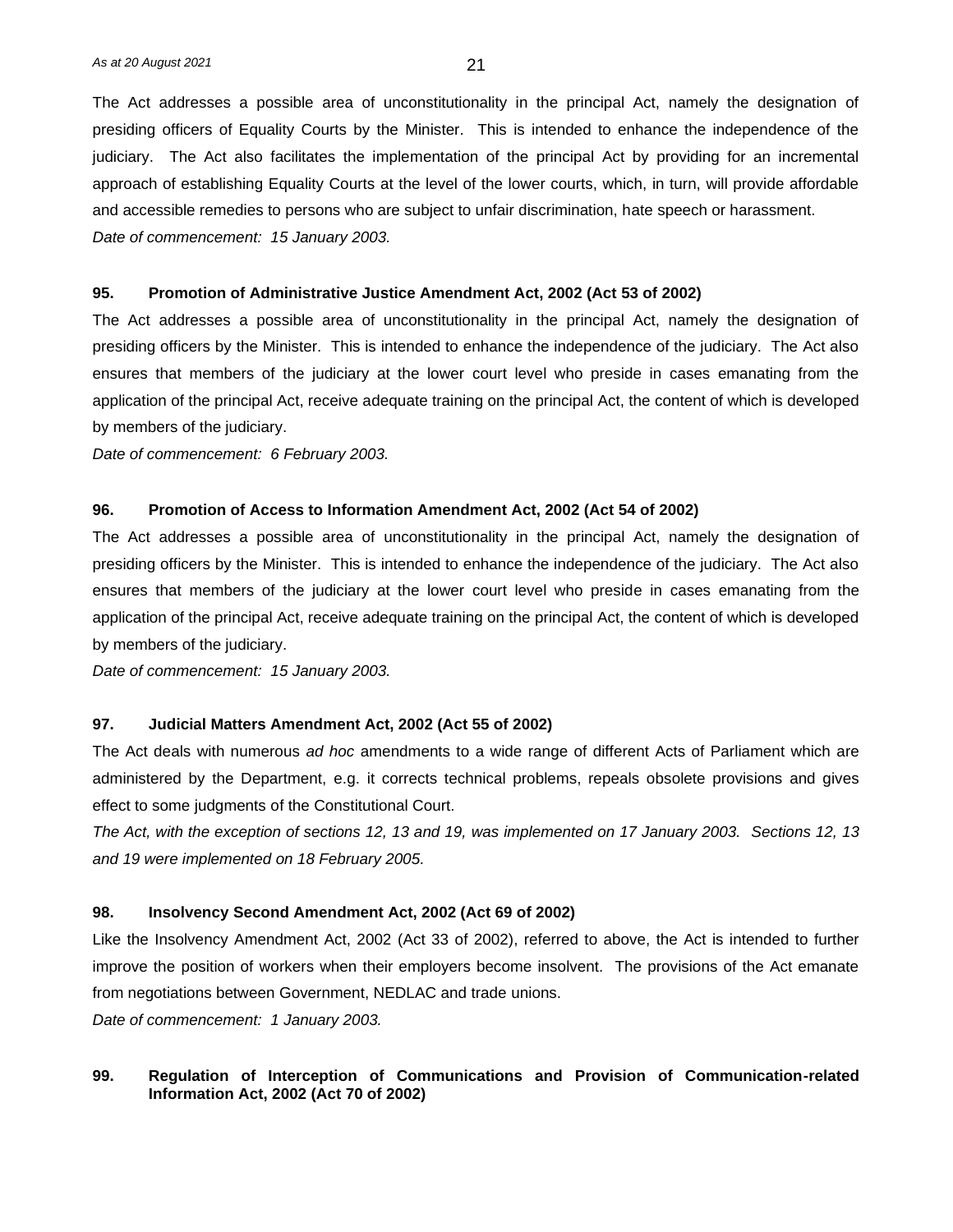The Act addresses a possible area of unconstitutionality in the principal Act, namely the designation of presiding officers of Equality Courts by the Minister. This is intended to enhance the independence of the judiciary. The Act also facilitates the implementation of the principal Act by providing for an incremental approach of establishing Equality Courts at the level of the lower courts, which, in turn, will provide affordable and accessible remedies to persons who are subject to unfair discrimination, hate speech or harassment.

*Date of commencement: 15 January 2003.*

### 95. Promotion of Administrative Justice Amendment Act, 2002 (Act 53 of 2002)

The Act addresses a possible area of unconstitutionality in the principal Act, namely the designation of presiding officers by the Minister. This is intended to enhance the independence of the judiciary. The Act also ensures that members of the judiciary at the lower court level who preside in cases emanating from the application of the principal Act, receive adequate training on the principal Act, the content of which is developed by members of the judiciary.

*Date of commencement: 6 February 2003.*

### 96. Promotion of Access to Information Amendment Act, 2002 (Act 54 of 2002)

The Act addresses a possible area of unconstitutionality in the principal Act, namely the designation of presiding officers by the Minister. This is intended to enhance the independence of the judiciary. The Act also ensures that members of the judiciary at the lower court level who preside in cases emanating from the application of the principal Act, receive adequate training on the principal Act, the content of which is developed by members of the judiciary.

*Date of commencement: 15 January 2003.*

### 97. Judicial Matters Amendment Act, 2002 (Act 55 of 2002)

The Act deals with numerous *ad hoc* amendments to a wide range of different Acts of Parliament which are administered by the Department, e.g. it corrects technical problems, repeals obsolete provisions and gives effect to some judgments of the Constitutional Court.

*The Act, with the exception of sections 12, 13 and 19, was implemented on 17 January 2003. Sections 12, 13 and 19 were implemented on 18 February 2005.*

### 98. Insolvency Second Amendment Act, 2002 (Act 69 of 2002)

Like the Insolvency Amendment Act, 2002 (Act 33 of 2002), referred to above, the Act is intended to further improve the position of workers when their employers become insolvent. The provisions of the Act emanate from negotiations between Government, NEDLAC and trade unions.

*Date of commencement: 1 January 2003.*

### 99. Regulation of Interception of Communications and Provision of Communication-related Information Act, 2002 (Act 70 of 2002)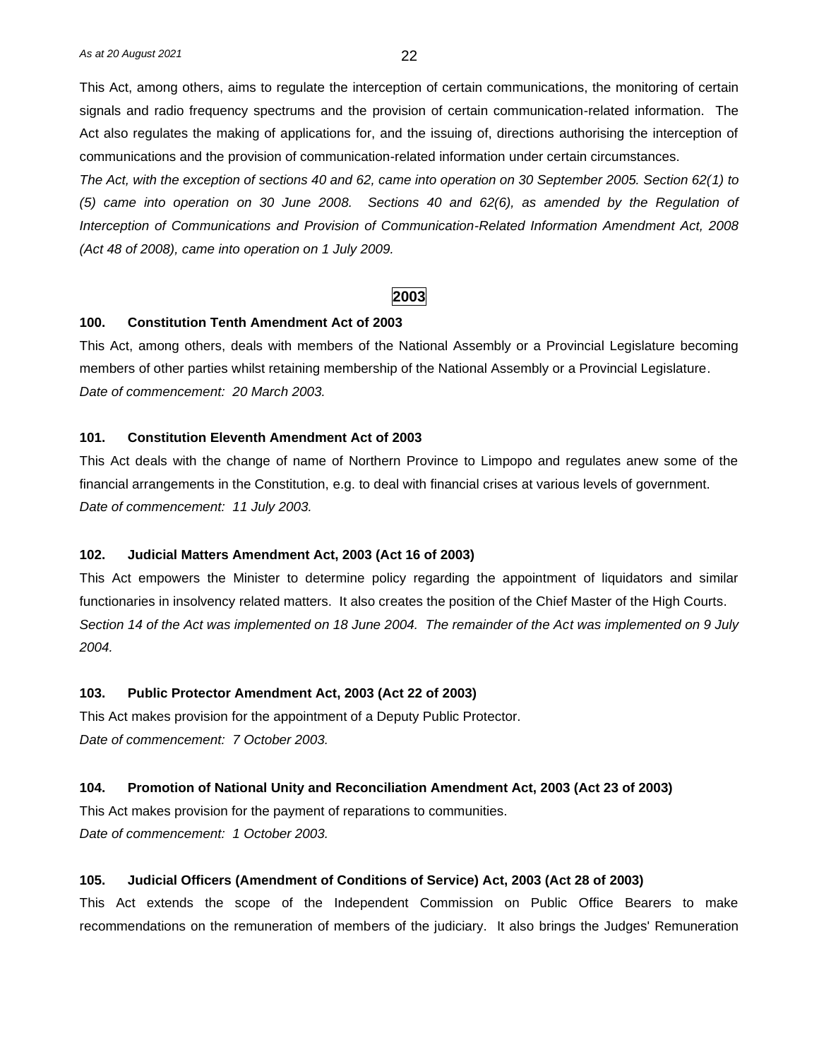This Act, among others, aims to regulate the interception of certain communications, the monitoring of certain signals and radio frequency spectrums and the provision of certain communication-related information. The Act also regulates the making of applications for, and the issuing of, directions authorising the interception of communications and the provision of communication-related information under certain circumstances.

*The Act, with the exception of sections 40 and 62, came into operation on 30 September 2005. Section 62(1) to (5) came into operation on 30 June 2008. Sections 40 and 62(6), as amended by the Regulation of Interception of Communications and Provision of Communication-Related Information Amendment Act, 2008 (Act 48 of 2008), came into operation on 1 July 2009.*

## 2003

**100. Constitution Tenth Amendment Act of 2003**

This Act, among others, deals with members of the National Assembly or a Provincial Legislature becoming members of other parties whilst retaining membership of the National Assembly or a Provincial Legislature.

*Date of commencement: 20 March 2003.*

**101. Constitution Eleventh Amendment Act of 2003**

This Act deals with the change of name of Northern Province to Limpopo and regulates anew some of the financial arrangements in the Constitution, e.g. to deal with financial crises at various levels of government.

*Date of commencement: 11 July 2003.*

**102. Judicial Matters Amendment Act, 2003 (Act 16 of 2003)**

This Act empowers the Minister to determine policy regarding the appointment of liquidators and similar functionaries in insolvency related matters. It also creates the position of the Chief Master of the High Courts.

*Section 14 of the Act was implemented on 18 June 2004. The remainder of the Act was implemented on 9 July 2004.*

**103. Public Protector Amendment Act, 2003 (Act 22 of 2003)**

This Act makes provision for the appointment of a Deputy Public Protector.

*Date of commencement: 7 October 2003.*

**104. Promotion of National Unity and Reconciliation Amendment Act, 2003 (Act 23 of 2003)**

This Act makes provision for the payment of reparations to communities.

*Date of commencement: 1 October 2003.*

**105. Judicial Officers (Amendment of Conditions of Service) Act, 2003 (Act 28 of 2003)**

This Act extends the scope of the Independent Commission on Public Office Bearers to make recommendations on the remuneration of members of the judiciary. It also brings the Judges' Remuneration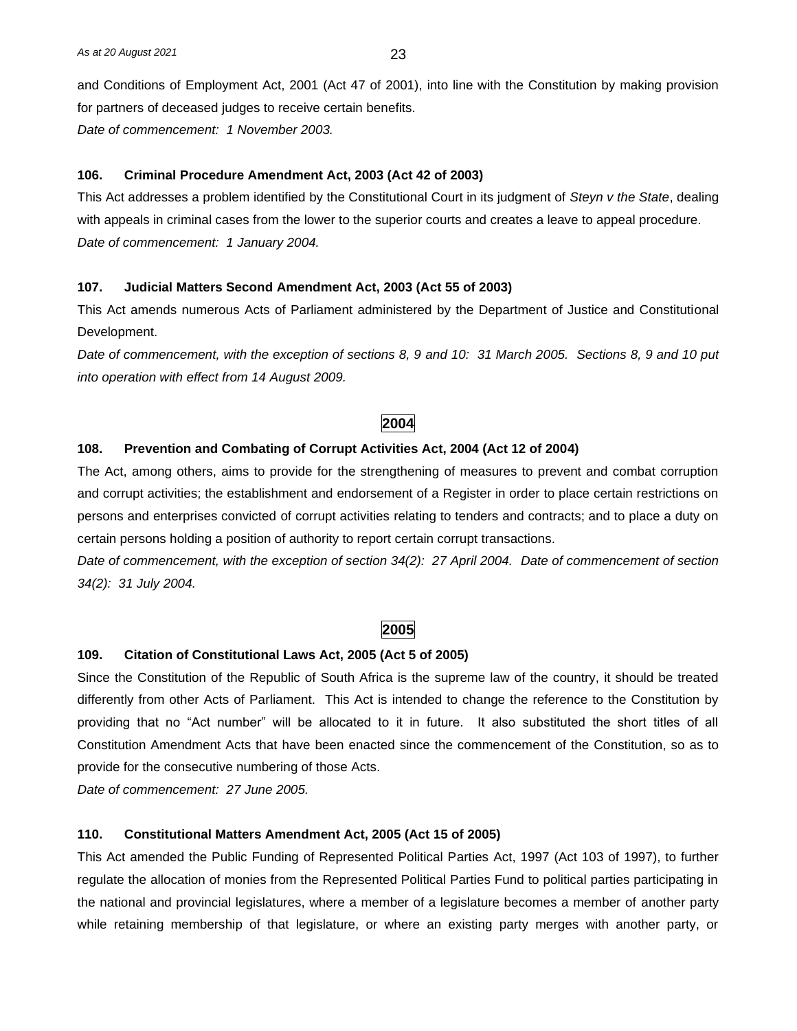and Conditions of Employment Act, 2001 (Act 47 of 2001), into line with the Constitution by making provision for partners of deceased judges to receive certain benefits.

*Date of commencement: 1 November 2003.*

**106. Criminal Procedure Amendment Act, 2003 (Act 42 of 2003)**

This Act addresses a problem identified by the Constitutional Court in its judgment of *Steyn v the State*, dealing with appeals in criminal cases from the lower to the superior courts and creates a leave to appeal procedure.

*Date of commencement: 1 January 2004.*

**107. Judicial Matters Second Amendment Act, 2003 (Act 55 of 2003)**

This Act amends numerous Acts of Parliament administered by the Department of Justice and Constitutional Development.

*Date of commencement, with the exception of sections 8, 9 and 10: 31 March 2005. Sections 8, 9 and 10 put into operation with effect from 14 August 2009.*

## 2004

**108. Prevention and Combating of Corrupt Activities Act, 2004 (Act 12 of 2004)**

The Act, among others, aims to provide for the strengthening of measures to prevent and combat corruption and corrupt activities; the establishment and endorsement of a Register in order to place certain restrictions on persons and enterprises convicted of corrupt activities relating to tenders and contracts; and to place a duty on certain persons holding a position of authority to report certain corrupt transactions.

*Date of commencement, with the exception of section 34(2): 27 April 2004. Date of commencement of section 34(2): 31 July 2004.*

## 2005

**109. Citation of Constitutional Laws Act, 2005 (Act 5 of 2005)**

Since the Constitution of the Republic of South Africa is the supreme law of the country, it should be treated differently from other Acts of Parliament. This Act is intended to change the reference to the Constitution by providing that no "Act number" will be allocated to it in future. It also substituted the short titles of all Constitution Amendment Acts that have been enacted since the commencement of the Constitution, so as to provide for the consecutive numbering of those Acts.

*Date of commencement: 27 June 2005.*

**110. Constitutional Matters Amendment Act, 2005 (Act 15 of 2005)**

This Act amended the Public Funding of Represented Political Parties Act, 1997 (Act 103 of 1997), to further regulate the allocation of monies from the Represented Political Parties Fund to political parties participating in the national and provincial legislatures, where a member of a legislature becomes a member of another party while retaining membership of that legislature, or where an existing party merges with another party, or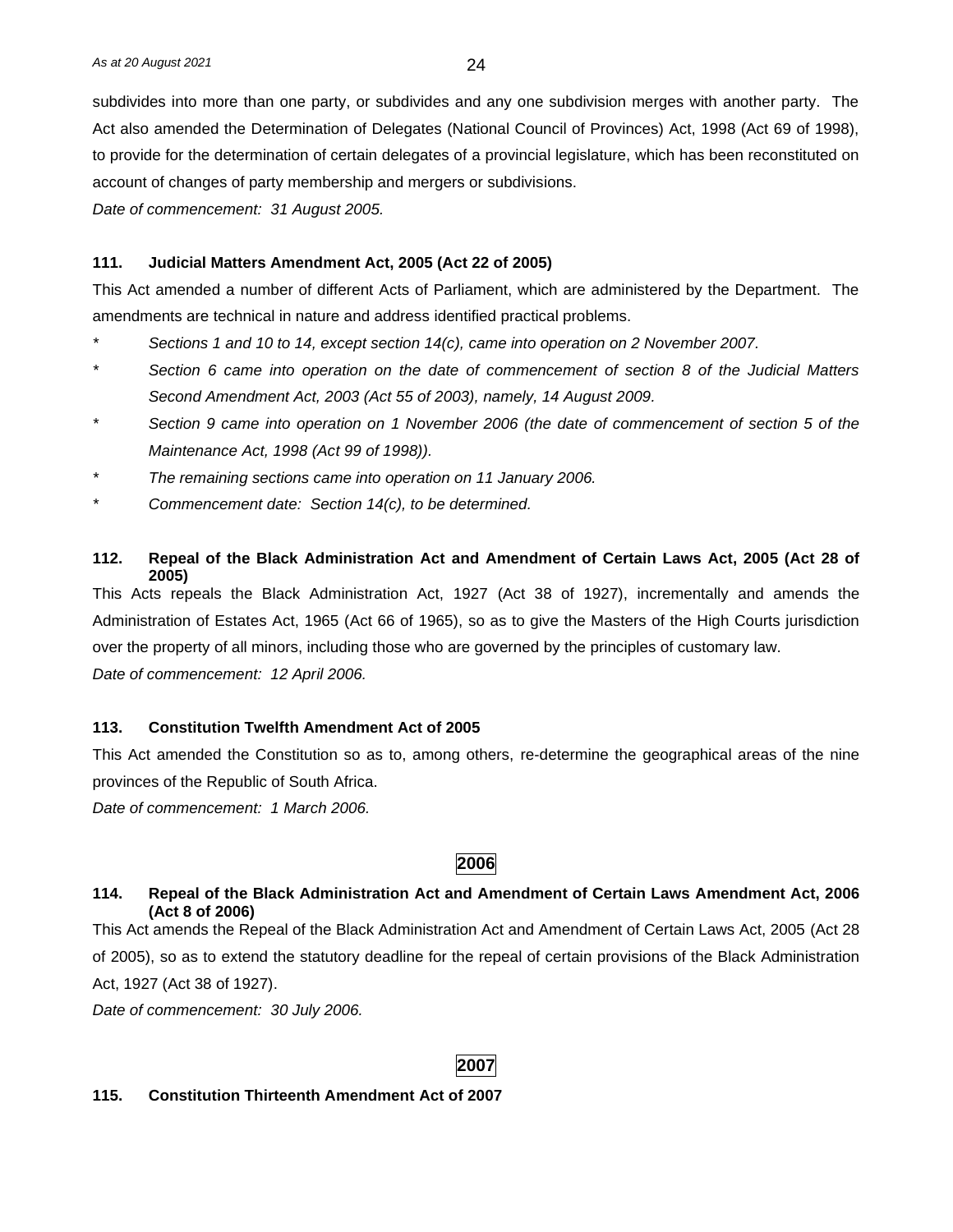subdivides into more than one party, or subdivides and any one subdivision merges with another party. The Act also amended the Determination of Delegates (National Council of Provinces) Act, 1998 (Act 69 of 1998), to provide for the determination of certain delegates of a provincial legislature, which has been reconstituted on account of changes of party membership and mergers or subdivisions.

*Date of commencement: 31 August 2005.*

**111. Judicial Matters Amendment Act, 2005 (Act 22 of 2005)**

This Act amended a number of different Acts of Parliament, which are administered by the Department. The amendments are technical in nature and address identified practical problems.

- *Sections 1 and 10 to 14, except section 14(c), came into operation on 2 November 2007.*
- *Section 6 came into operation on the date of commencement of section 8 of the Judicial Matters Second Amendment Act, 2003 (Act 55 of 2003), namely, 14 August 2009.*
- *Section 9 came into operation on 1 November 2006 (the date of commencement of section 5 of the Maintenance Act, 1998 (Act 99 of 1998)).*
- *The remaining sections came into operation on 11 January 2006.*
- *Commencement date: Section 14(c), to be determined.*

**112. Repeal of the Black Administration Act and Amendment of Certain Laws Act, 2005 (Act 28 of 2005)**

This Acts repeals the Black Administration Act, 1927 (Act 38 of 1927), incrementally and amends the Administration of Estates Act, 1965 (Act 66 of 1965), so as to give the Masters of the High Courts jurisdiction over the property of all minors, including those who are governed by the principles of customary law.

*Date of commencement: 12 April 2006.*

**113. Constitution Twelfth Amendment Act of 2005**

This Act amended the Constitution so as to, among others, re-determine the geographical areas of the nine provinces of the Republic of South Africa.

*Date of commencement: 1 March 2006.*

## 2006

**114. Repeal of the Black Administration Act and Amendment of Certain Laws Amendment Act, 2006 (Act 8 of 2006)**

This Act amends the Repeal of the Black Administration Act and Amendment of Certain Laws Act, 2005 (Act 28 of 2005), so as to extend the statutory deadline for the repeal of certain provisions of the Black Administration Act, 1927 (Act 38 of 1927).

*Date of commencement: 30 July 2006.*

## 2007

**115. Constitution Thirteenth Amendment Act of 2007**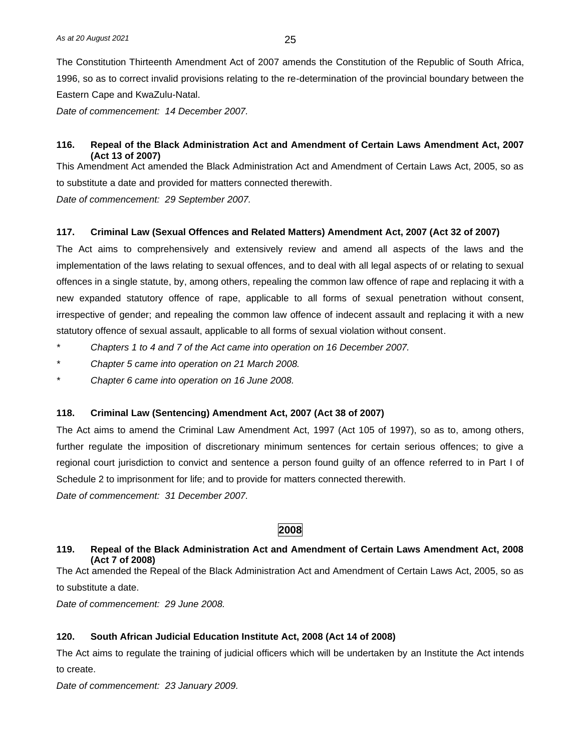The Constitution Thirteenth Amendment Act of 2007 amends the Constitution of the Republic of South Africa, 1996, so as to correct invalid provisions relating to the re-determination of the provincial boundary between the Eastern Cape and KwaZulu-Natal.

*Date of commencement: 14 December 2007.*

**116. Repeal of the Black Administration Act and Amendment of Certain Laws Amendment Act, 2007 (Act 13 of 2007)**

This Amendment Act amended the Black Administration Act and Amendment of Certain Laws Act, 2005, so as to substitute a date and provided for matters connected therewith.

*Date of commencement: 29 September 2007.*

**117. Criminal Law (Sexual Offences and Related Matters) Amendment Act, 2007 (Act 32 of 2007)**

The Act aims to comprehensively and extensively review and amend all aspects of the laws and the implementation of the laws relating to sexual offences, and to deal with all legal aspects of or relating to sexual offences in a single statute, by, among others, repealing the common law offence of rape and replacing it with a new expanded statutory offence of rape, applicable to all forms of sexual penetration without consent, irrespective of gender; and repealing the common law offence of indecent assault and replacing it with a new statutory offence of sexual assault, applicable to all forms of sexual violation without consent.

- *Chapters 1 to 4 and 7 of the Act came into operation on 16 December 2007.*
- *Chapter 5 came into operation on 21 March 2008.*
- *Chapter 6 came into operation on 16 June 2008.*

**118. Criminal Law (Sentencing) Amendment Act, 2007 (Act 38 of 2007)**

The Act aims to amend the Criminal Law Amendment Act, 1997 (Act 105 of 1997), so as to, among others, further regulate the imposition of discretionary minimum sentences for certain serious offences; to give a regional court jurisdiction to convict and sentence a person found guilty of an offence referred to in Part I of Schedule 2 to imprisonment for life; and to provide for matters connected therewith.

*Date of commencement: 31 December 2007.*

## 2008

**119. Repeal of the Black Administration Act and Amendment of Certain Laws Amendment Act, 2008 (Act 7 of 2008)**

The Act amended the Repeal of the Black Administration Act and Amendment of Certain Laws Act, 2005, so as to substitute a date.

*Date of commencement: 29 June 2008.*

**120. South African Judicial Education Institute Act, 2008 (Act 14 of 2008)**

The Act aims to regulate the training of judicial officers which will be undertaken by an Institute the Act intends to create.

*Date of commencement: 23 January 2009.*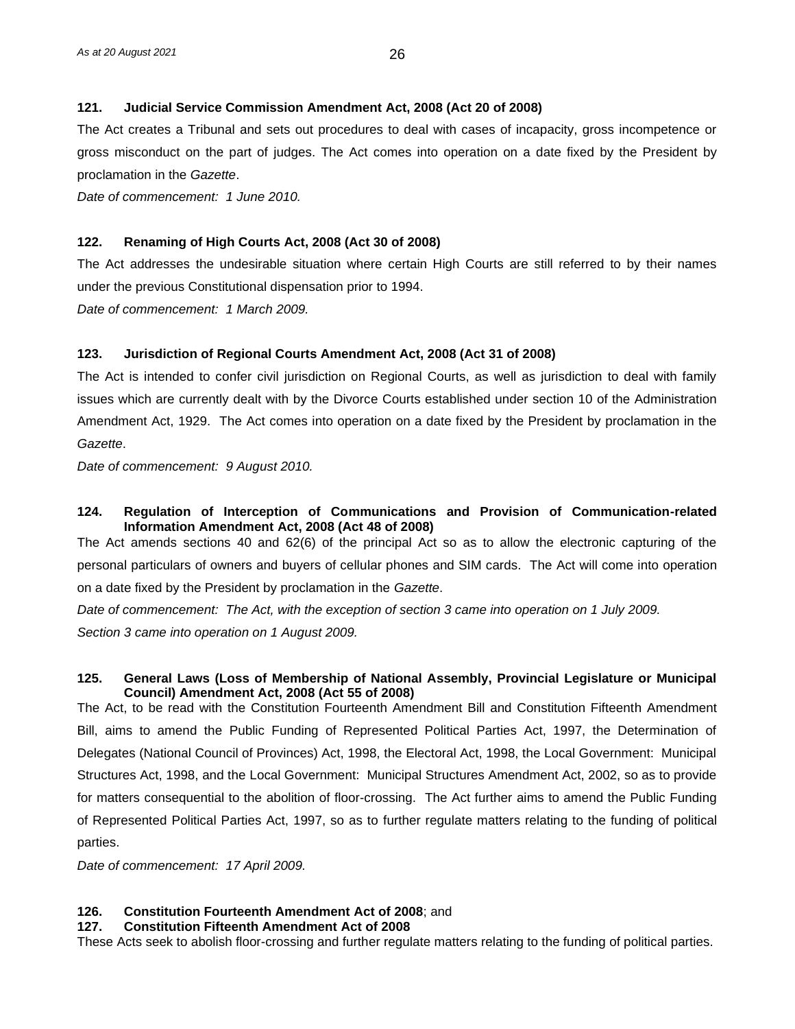**121. Judicial Service Commission Amendment Act, 2008 (Act 20 of 2008)**

The Act creates a Tribunal and sets out procedures to deal with cases of incapacity, gross incompetence or gross misconduct on the part of judges. The Act comes into operation on a date fixed by the President by proclamation in the *Gazette*.

*Date of commencement: 1 June 2010.*

**122. Renaming of High Courts Act, 2008 (Act 30 of 2008)**

The Act addresses the undesirable situation where certain High Courts are still referred to by their names under the previous Constitutional dispensation prior to 1994.

*Date of commencement: 1 March 2009.*

**123. Jurisdiction of Regional Courts Amendment Act, 2008 (Act 31 of 2008)**

The Act is intended to confer civil jurisdiction on Regional Courts, as well as jurisdiction to deal with family issues which are currently dealt with by the Divorce Courts established under section 10 of the Administration Amendment Act, 1929. The Act comes into operation on a date fixed by the President by proclamation in the *Gazette*.

*Date of commencement: 9 August 2010.*

**124. Regulation of Interception of Communications and Provision of Communication-related Information Amendment Act, 2008 (Act 48 of 2008)**

The Act amends sections 40 and 62(6) of the principal Act so as to allow the electronic capturing of the personal particulars of owners and buyers of cellular phones and SIM cards. The Act will come into operation on a date fixed by the President by proclamation in the *Gazette*.

*Date of commencement: The Act, with the exception of section 3 came into operation on 1 July 2009. Section 3 came into operation on 1 August 2009.*

**125. General Laws (Loss of Membership of National Assembly, Provincial Legislature or Municipal Council) Amendment Act, 2008 (Act 55 of 2008)**

The Act, to be read with the Constitution Fourteenth Amendment Bill and Constitution Fifteenth Amendment Bill, aims to amend the Public Funding of Represented Political Parties Act, 1997, the Determination of Delegates (National Council of Provinces) Act, 1998, the Electoral Act, 1998, the Local Government: Municipal Structures Act, 1998, and the Local Government: Municipal Structures Amendment Act, 2002, so as to provide for matters consequential to the abolition of floor-crossing. The Act further aims to amend the Public Funding of Represented Political Parties Act, 1997, so as to further regulate matters relating to the funding of political parties.

*Date of commencement: 17 April 2009.*

**126. Constitution Fourteenth Amendment Act of 2008**; and
**127. Constitution Fifteenth Amendment Act of 2008**

These Acts seek to abolish floor-crossing and further regulate matters relating to the funding of political parties.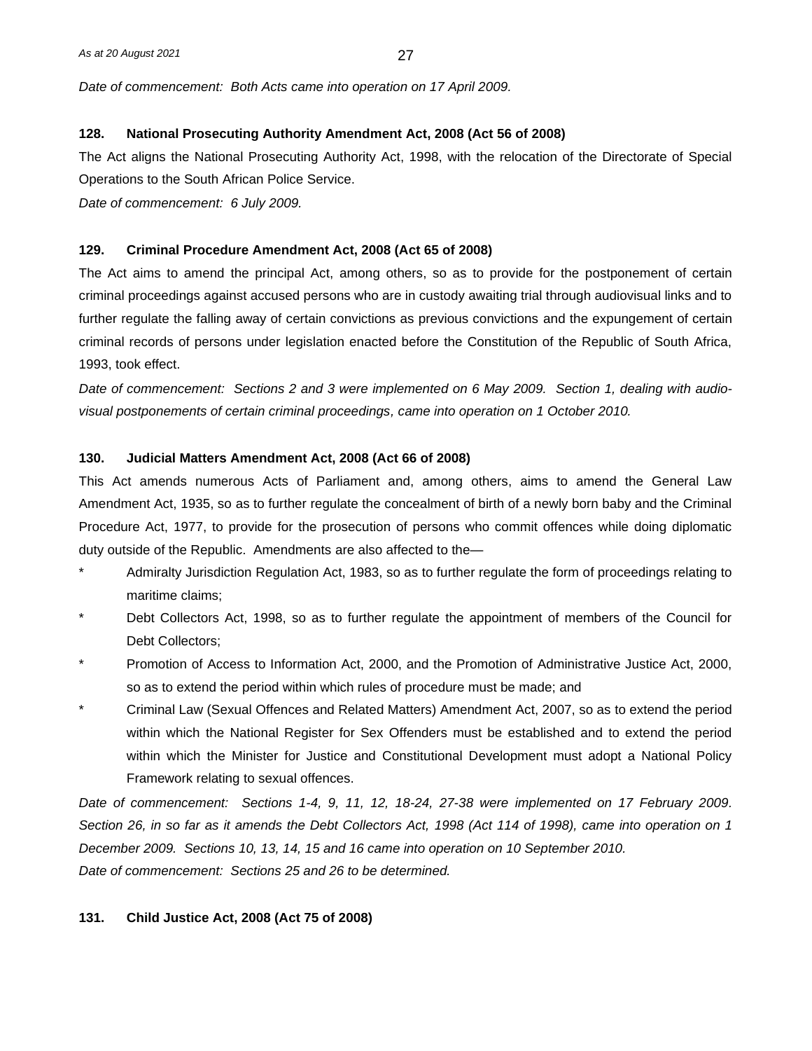*Date of commencement: Both Acts came into operation on 17 April 2009.*

**128. National Prosecuting Authority Amendment Act, 2008 (Act 56 of 2008)**

The Act aligns the National Prosecuting Authority Act, 1998, with the relocation of the Directorate of Special Operations to the South African Police Service.

*Date of commencement: 6 July 2009.*

**129. Criminal Procedure Amendment Act, 2008 (Act 65 of 2008)**

The Act aims to amend the principal Act, among others, so as to provide for the postponement of certain criminal proceedings against accused persons who are in custody awaiting trial through audiovisual links and to further regulate the falling away of certain convictions as previous convictions and the expungement of certain criminal records of persons under legislation enacted before the Constitution of the Republic of South Africa, 1993, took effect.

*Date of commencement: Sections 2 and 3 were implemented on 6 May 2009. Section 1, dealing with audio-visual postponements of certain criminal proceedings, came into operation on 1 October 2010.*

**130. Judicial Matters Amendment Act, 2008 (Act 66 of 2008)**

This Act amends numerous Acts of Parliament and, among others, aims to amend the General Law Amendment Act, 1935, so as to further regulate the concealment of birth of a newly born baby and the Criminal Procedure Act, 1977, to provide for the prosecution of persons who commit offences while doing diplomatic duty outside of the Republic. Amendments are also affected to the—

* Admiralty Jurisdiction Regulation Act, 1983, so as to further regulate the form of proceedings relating to maritime claims;
* Debt Collectors Act, 1998, so as to further regulate the appointment of members of the Council for Debt Collectors;
* Promotion of Access to Information Act, 2000, and the Promotion of Administrative Justice Act, 2000, so as to extend the period within which rules of procedure must be made; and
* Criminal Law (Sexual Offences and Related Matters) Amendment Act, 2007, so as to extend the period within which the National Register for Sex Offenders must be established and to extend the period within which the Minister for Justice and Constitutional Development must adopt a National Policy Framework relating to sexual offences.

*Date of commencement: Sections 1-4, 9, 11, 12, 18-24, 27-38 were implemented on 17 February 2009. Section 26, in so far as it amends the Debt Collectors Act, 1998 (Act 114 of 1998), came into operation on 1 December 2009. Sections 10, 13, 14, 15 and 16 came into operation on 10 September 2010.*

*Date of commencement: Sections 25 and 26 to be determined.*

**131. Child Justice Act, 2008 (Act 75 of 2008)**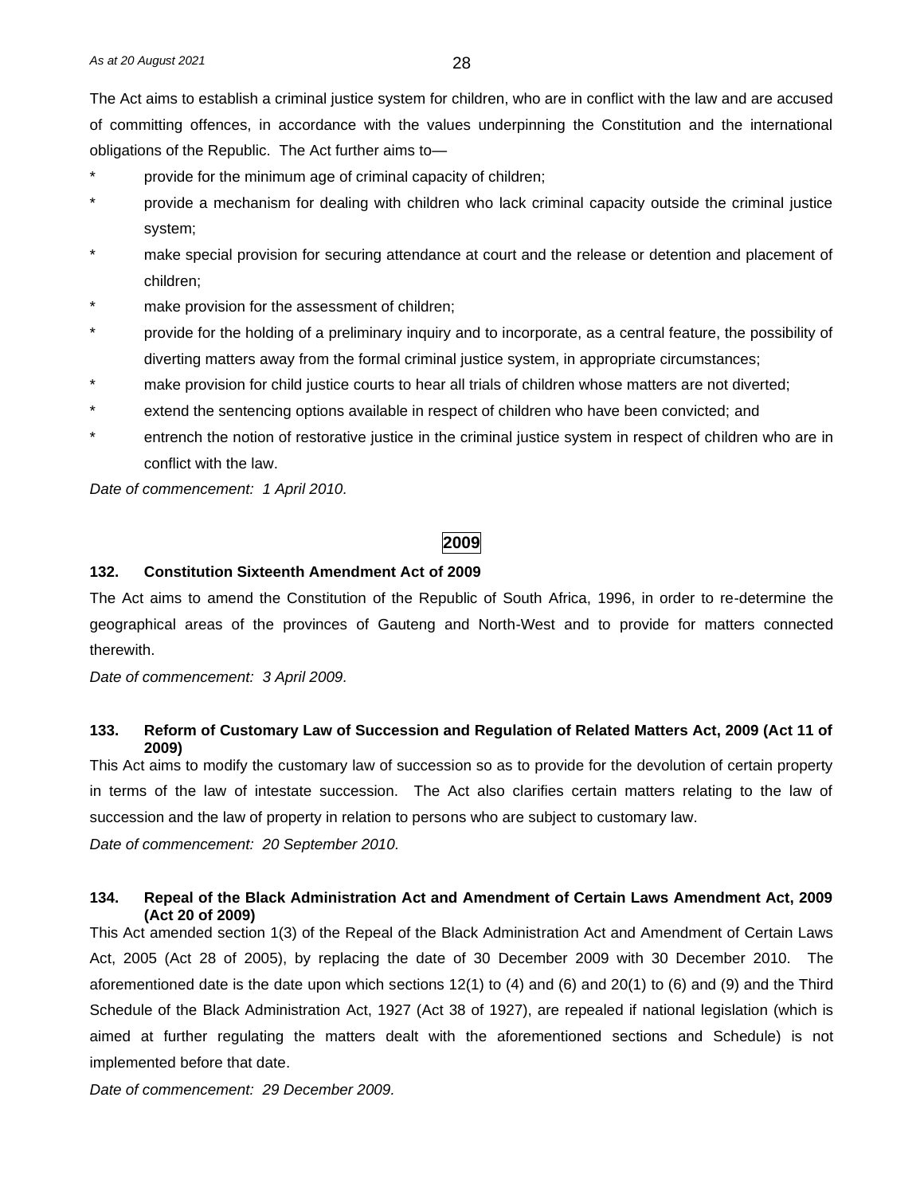The Act aims to establish a criminal justice system for children, who are in conflict with the law and are accused of committing offences, in accordance with the values underpinning the Constitution and the international obligations of the Republic. The Act further aims to—

* provide for the minimum age of criminal capacity of children;
* provide a mechanism for dealing with children who lack criminal capacity outside the criminal justice system;
* make special provision for securing attendance at court and the release or detention and placement of children;
* make provision for the assessment of children;
* provide for the holding of a preliminary inquiry and to incorporate, as a central feature, the possibility of diverting matters away from the formal criminal justice system, in appropriate circumstances;
* make provision for child justice courts to hear all trials of children whose matters are not diverted;
* extend the sentencing options available in respect of children who have been convicted; and
* entrench the notion of restorative justice in the criminal justice system in respect of children who are in conflict with the law.

*Date of commencement: 1 April 2010.*

## 2009

### 132. Constitution Sixteenth Amendment Act of 2009

The Act aims to amend the Constitution of the Republic of South Africa, 1996, in order to re-determine the geographical areas of the provinces of Gauteng and North-West and to provide for matters connected therewith.

*Date of commencement: 3 April 2009.*

### 133. Reform of Customary Law of Succession and Regulation of Related Matters Act, 2009 (Act 11 of 2009)

This Act aims to modify the customary law of succession so as to provide for the devolution of certain property in terms of the law of intestate succession. The Act also clarifies certain matters relating to the law of succession and the law of property in relation to persons who are subject to customary law.

*Date of commencement: 20 September 2010.*

### 134. Repeal of the Black Administration Act and Amendment of Certain Laws Amendment Act, 2009 (Act 20 of 2009)

This Act amended section 1(3) of the Repeal of the Black Administration Act and Amendment of Certain Laws Act, 2005 (Act 28 of 2005), by replacing the date of 30 December 2009 with 30 December 2010. The aforementioned date is the date upon which sections 12(1) to (4) and (6) and 20(1) to (6) and (9) and the Third Schedule of the Black Administration Act, 1927 (Act 38 of 1927), are repealed if national legislation (which is aimed at further regulating the matters dealt with the aforementioned sections and Schedule) is not implemented before that date.

*Date of commencement: 29 December 2009.*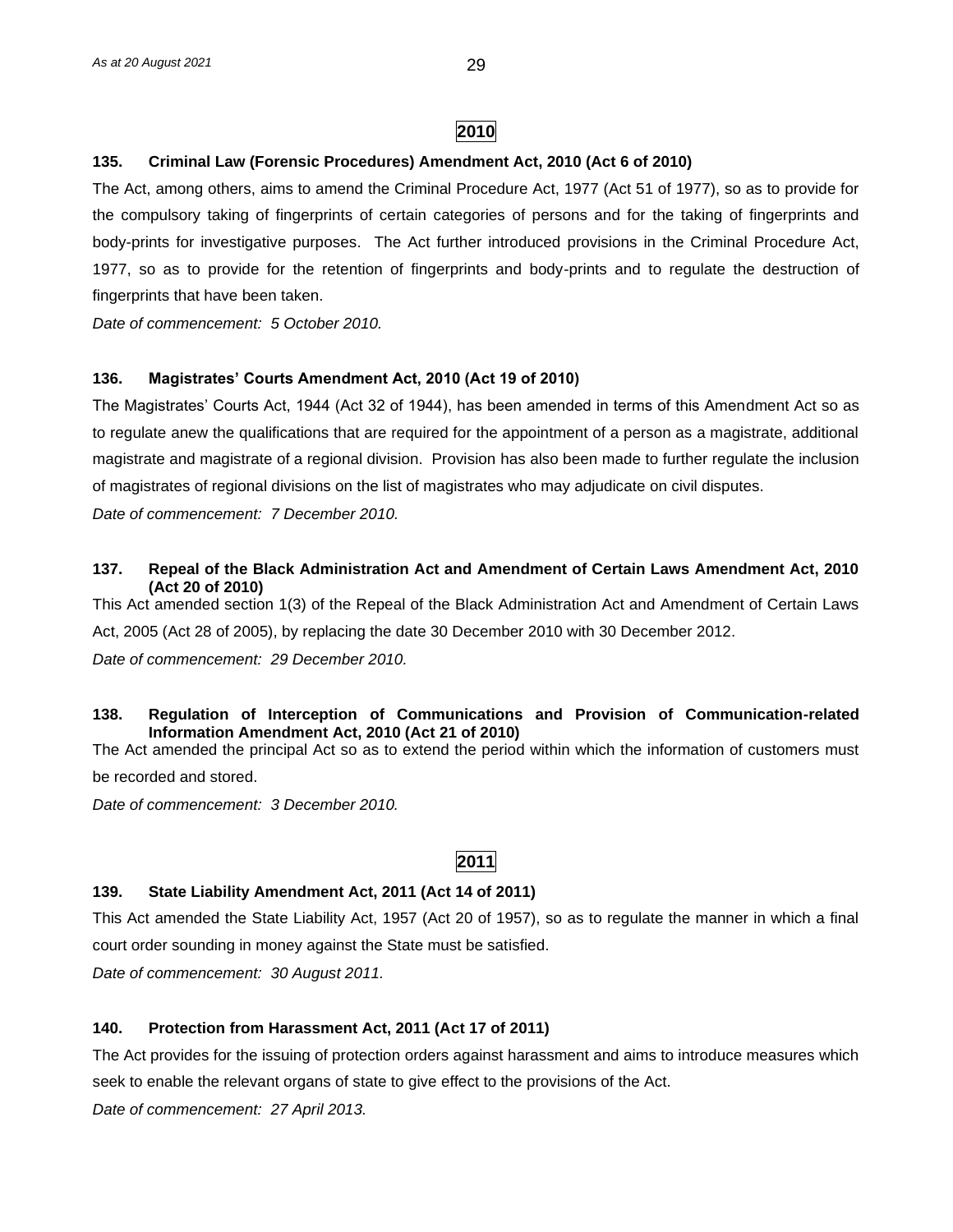## 2010

### 135. Criminal Law (Forensic Procedures) Amendment Act, 2010 (Act 6 of 2010)

The Act, among others, aims to amend the Criminal Procedure Act, 1977 (Act 51 of 1977), so as to provide for the compulsory taking of fingerprints of certain categories of persons and for the taking of fingerprints and body-prints for investigative purposes. The Act further introduced provisions in the Criminal Procedure Act, 1977, so as to provide for the retention of fingerprints and body-prints and to regulate the destruction of fingerprints that have been taken.

*Date of commencement: 5 October 2010.*

### 136. Magistrates' Courts Amendment Act, 2010 (Act 19 of 2010)

The Magistrates' Courts Act, 1944 (Act 32 of 1944), has been amended in terms of this Amendment Act so as to regulate anew the qualifications that are required for the appointment of a person as a magistrate, additional magistrate and magistrate of a regional division. Provision has also been made to further regulate the inclusion of magistrates of regional divisions on the list of magistrates who may adjudicate on civil disputes.

*Date of commencement: 7 December 2010.*

### 137. Repeal of the Black Administration Act and Amendment of Certain Laws Amendment Act, 2010 (Act 20 of 2010)

This Act amended section 1(3) of the Repeal of the Black Administration Act and Amendment of Certain Laws Act, 2005 (Act 28 of 2005), by replacing the date 30 December 2010 with 30 December 2012.

*Date of commencement: 29 December 2010.*

### 138. Regulation of Interception of Communications and Provision of Communication-related Information Amendment Act, 2010 (Act 21 of 2010)

The Act amended the principal Act so as to extend the period within which the information of customers must be recorded and stored.

*Date of commencement: 3 December 2010.*

## 2011

### 139. State Liability Amendment Act, 2011 (Act 14 of 2011)

This Act amended the State Liability Act, 1957 (Act 20 of 1957), so as to regulate the manner in which a final court order sounding in money against the State must be satisfied.

*Date of commencement: 30 August 2011.*

### 140. Protection from Harassment Act, 2011 (Act 17 of 2011)

The Act provides for the issuing of protection orders against harassment and aims to introduce measures which seek to enable the relevant organs of state to give effect to the provisions of the Act.

*Date of commencement: 27 April 2013.*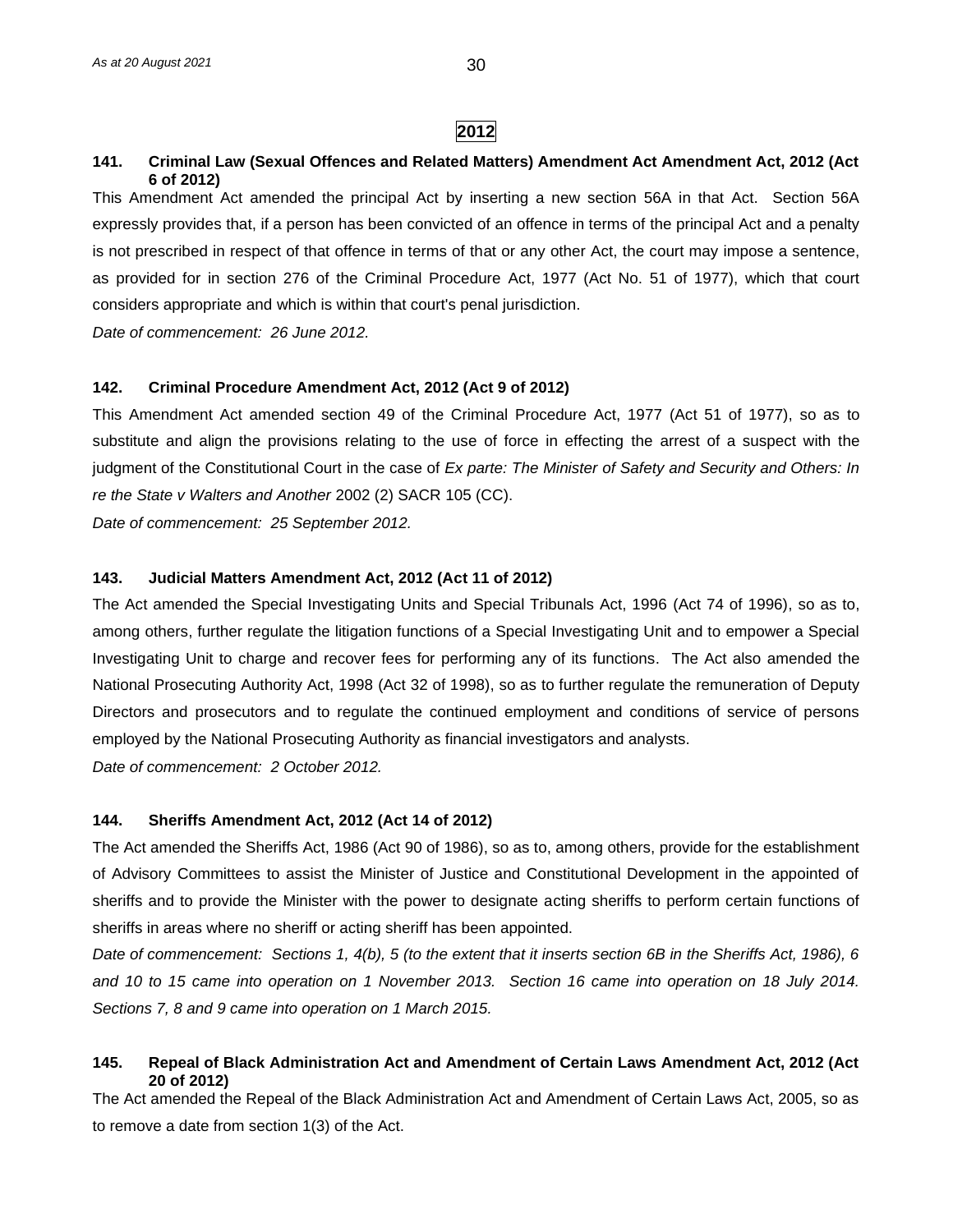## 2012

### 141. Criminal Law (Sexual Offences and Related Matters) Amendment Act Amendment Act, 2012 (Act 6 of 2012)

This Amendment Act amended the principal Act by inserting a new section 56A in that Act. Section 56A expressly provides that, if a person has been convicted of an offence in terms of the principal Act and a penalty is not prescribed in respect of that offence in terms of that or any other Act, the court may impose a sentence, as provided for in section 276 of the Criminal Procedure Act, 1977 (Act No. 51 of 1977), which that court considers appropriate and which is within that court's penal jurisdiction.

*Date of commencement: 26 June 2012.*

### 142. Criminal Procedure Amendment Act, 2012 (Act 9 of 2012)

This Amendment Act amended section 49 of the Criminal Procedure Act, 1977 (Act 51 of 1977), so as to substitute and align the provisions relating to the use of force in effecting the arrest of a suspect with the judgment of the Constitutional Court in the case of *Ex parte: The Minister of Safety and Security and Others: In re the State v Walters and Another* 2002 (2) SACR 105 (CC).

*Date of commencement: 25 September 2012.*

### 143. Judicial Matters Amendment Act, 2012 (Act 11 of 2012)

The Act amended the Special Investigating Units and Special Tribunals Act, 1996 (Act 74 of 1996), so as to, among others, further regulate the litigation functions of a Special Investigating Unit and to empower a Special Investigating Unit to charge and recover fees for performing any of its functions. The Act also amended the National Prosecuting Authority Act, 1998 (Act 32 of 1998), so as to further regulate the remuneration of Deputy Directors and prosecutors and to regulate the continued employment and conditions of service of persons employed by the National Prosecuting Authority as financial investigators and analysts.

*Date of commencement: 2 October 2012.*

### 144. Sheriffs Amendment Act, 2012 (Act 14 of 2012)

The Act amended the Sheriffs Act, 1986 (Act 90 of 1986), so as to, among others, provide for the establishment of Advisory Committees to assist the Minister of Justice and Constitutional Development in the appointed of sheriffs and to provide the Minister with the power to designate acting sheriffs to perform certain functions of sheriffs in areas where no sheriff or acting sheriff has been appointed.

*Date of commencement: Sections 1, 4(b), 5 (to the extent that it inserts section 6B in the Sheriffs Act, 1986), 6 and 10 to 15 came into operation on 1 November 2013. Section 16 came into operation on 18 July 2014. Sections 7, 8 and 9 came into operation on 1 March 2015.*

### 145. Repeal of Black Administration Act and Amendment of Certain Laws Amendment Act, 2012 (Act 20 of 2012)

The Act amended the Repeal of the Black Administration Act and Amendment of Certain Laws Act, 2005, so as to remove a date from section 1(3) of the Act.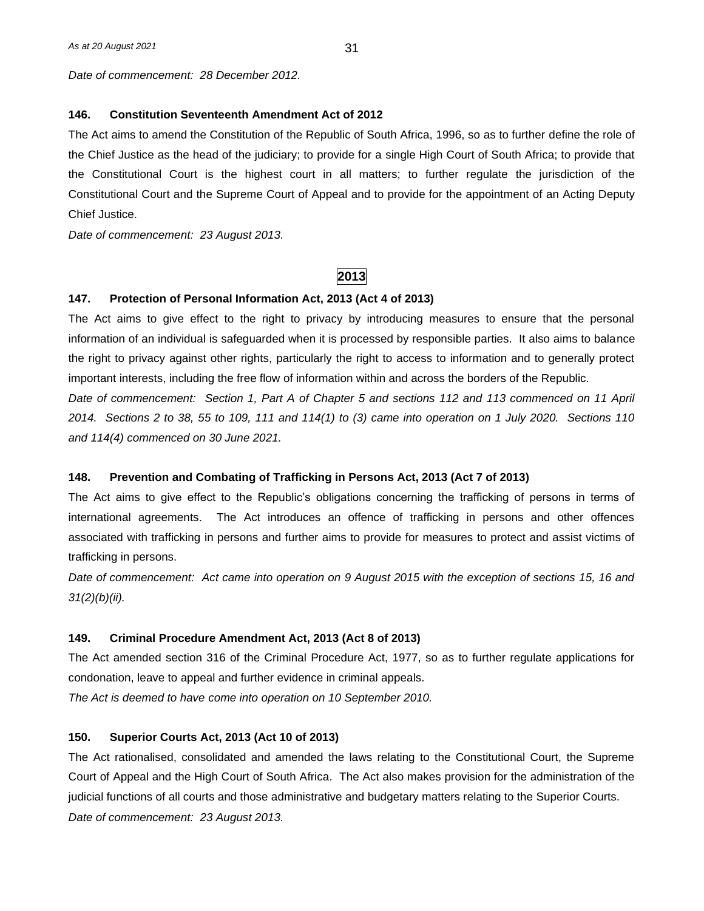*Date of commencement: 28 December 2012.*

### 146. Constitution Seventeenth Amendment Act of 2012

The Act aims to amend the Constitution of the Republic of South Africa, 1996, so as to further define the role of the Chief Justice as the head of the judiciary; to provide for a single High Court of South Africa; to provide that the Constitutional Court is the highest court in all matters; to further regulate the jurisdiction of the Constitutional Court and the Supreme Court of Appeal and to provide for the appointment of an Acting Deputy Chief Justice.

*Date of commencement: 23 August 2013.*

## 2013

### 147. Protection of Personal Information Act, 2013 (Act 4 of 2013)

The Act aims to give effect to the right to privacy by introducing measures to ensure that the personal information of an individual is safeguarded when it is processed by responsible parties. It also aims to balance the right to privacy against other rights, particularly the right to access to information and to generally protect important interests, including the free flow of information within and across the borders of the Republic.

*Date of commencement: Section 1, Part A of Chapter 5 and sections 112 and 113 commenced on 11 April 2014. Sections 2 to 38, 55 to 109, 111 and 114(1) to (3) came into operation on 1 July 2020. Sections 110 and 114(4) commenced on 30 June 2021.*

### 148. Prevention and Combating of Trafficking in Persons Act, 2013 (Act 7 of 2013)

The Act aims to give effect to the Republic's obligations concerning the trafficking of persons in terms of international agreements. The Act introduces an offence of trafficking in persons and other offences associated with trafficking in persons and further aims to provide for measures to protect and assist victims of trafficking in persons.

*Date of commencement: Act came into operation on 9 August 2015 with the exception of sections 15, 16 and 31(2)(b)(ii).*

### 149. Criminal Procedure Amendment Act, 2013 (Act 8 of 2013)

The Act amended section 316 of the Criminal Procedure Act, 1977, so as to further regulate applications for condonation, leave to appeal and further evidence in criminal appeals.

*The Act is deemed to have come into operation on 10 September 2010.*

### 150. Superior Courts Act, 2013 (Act 10 of 2013)

The Act rationalised, consolidated and amended the laws relating to the Constitutional Court, the Supreme Court of Appeal and the High Court of South Africa. The Act also makes provision for the administration of the judicial functions of all courts and those administrative and budgetary matters relating to the Superior Courts.

*Date of commencement: 23 August 2013.*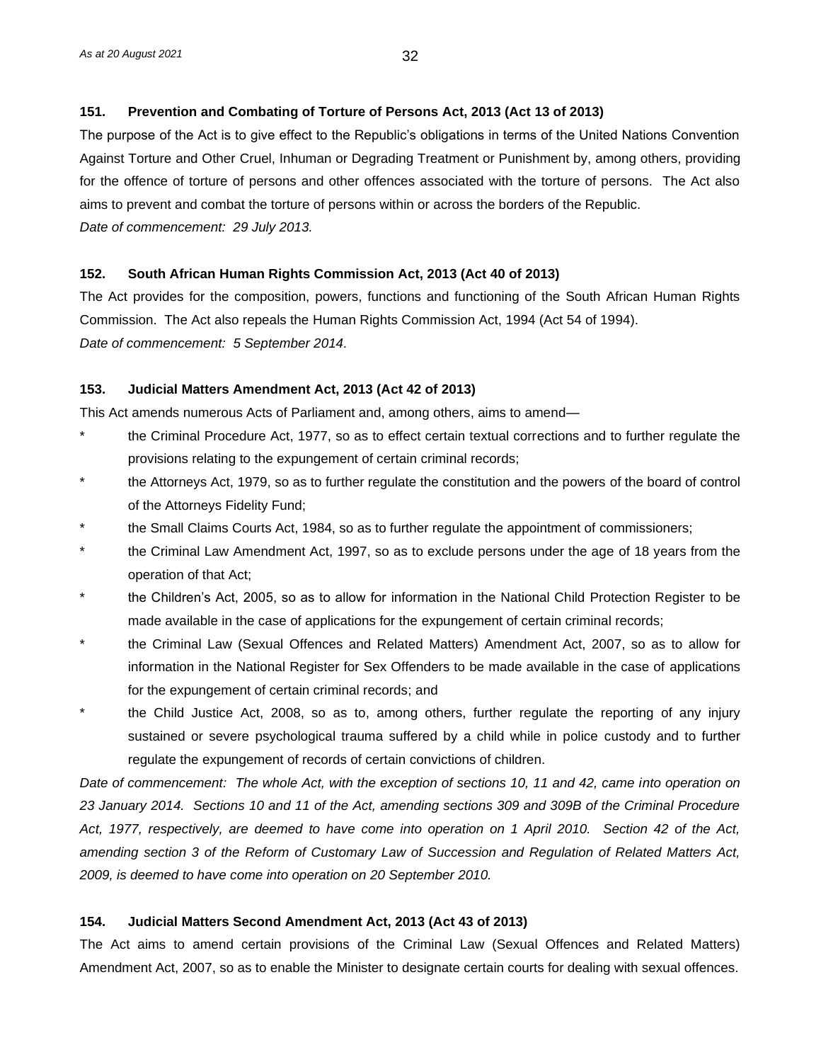### 151. Prevention and Combating of Torture of Persons Act, 2013 (Act 13 of 2013)

The purpose of the Act is to give effect to the Republic's obligations in terms of the United Nations Convention Against Torture and Other Cruel, Inhuman or Degrading Treatment or Punishment by, among others, providing for the offence of torture of persons and other offences associated with the torture of persons. The Act also aims to prevent and combat the torture of persons within or across the borders of the Republic.

*Date of commencement: 29 July 2013.*

### 152. South African Human Rights Commission Act, 2013 (Act 40 of 2013)

The Act provides for the composition, powers, functions and functioning of the South African Human Rights Commission. The Act also repeals the Human Rights Commission Act, 1994 (Act 54 of 1994).

*Date of commencement: 5 September 2014.*

### 153. Judicial Matters Amendment Act, 2013 (Act 42 of 2013)

This Act amends numerous Acts of Parliament and, among others, aims to amend—

- the Criminal Procedure Act, 1977, so as to effect certain textual corrections and to further regulate the provisions relating to the expungement of certain criminal records;
- the Attorneys Act, 1979, so as to further regulate the constitution and the powers of the board of control of the Attorneys Fidelity Fund;
- the Small Claims Courts Act, 1984, so as to further regulate the appointment of commissioners;
- the Criminal Law Amendment Act, 1997, so as to exclude persons under the age of 18 years from the operation of that Act;
- the Children's Act, 2005, so as to allow for information in the National Child Protection Register to be made available in the case of applications for the expungement of certain criminal records;
- the Criminal Law (Sexual Offences and Related Matters) Amendment Act, 2007, so as to allow for information in the National Register for Sex Offenders to be made available in the case of applications for the expungement of certain criminal records; and
- the Child Justice Act, 2008, so as to, among others, further regulate the reporting of any injury sustained or severe psychological trauma suffered by a child while in police custody and to further regulate the expungement of records of certain convictions of children.

*Date of commencement: The whole Act, with the exception of sections 10, 11 and 42, came into operation on 23 January 2014. Sections 10 and 11 of the Act, amending sections 309 and 309B of the Criminal Procedure Act, 1977, respectively, are deemed to have come into operation on 1 April 2010. Section 42 of the Act, amending section 3 of the Reform of Customary Law of Succession and Regulation of Related Matters Act, 2009, is deemed to have come into operation on 20 September 2010.*

### 154. Judicial Matters Second Amendment Act, 2013 (Act 43 of 2013)

The Act aims to amend certain provisions of the Criminal Law (Sexual Offences and Related Matters) Amendment Act, 2007, so as to enable the Minister to designate certain courts for dealing with sexual offences.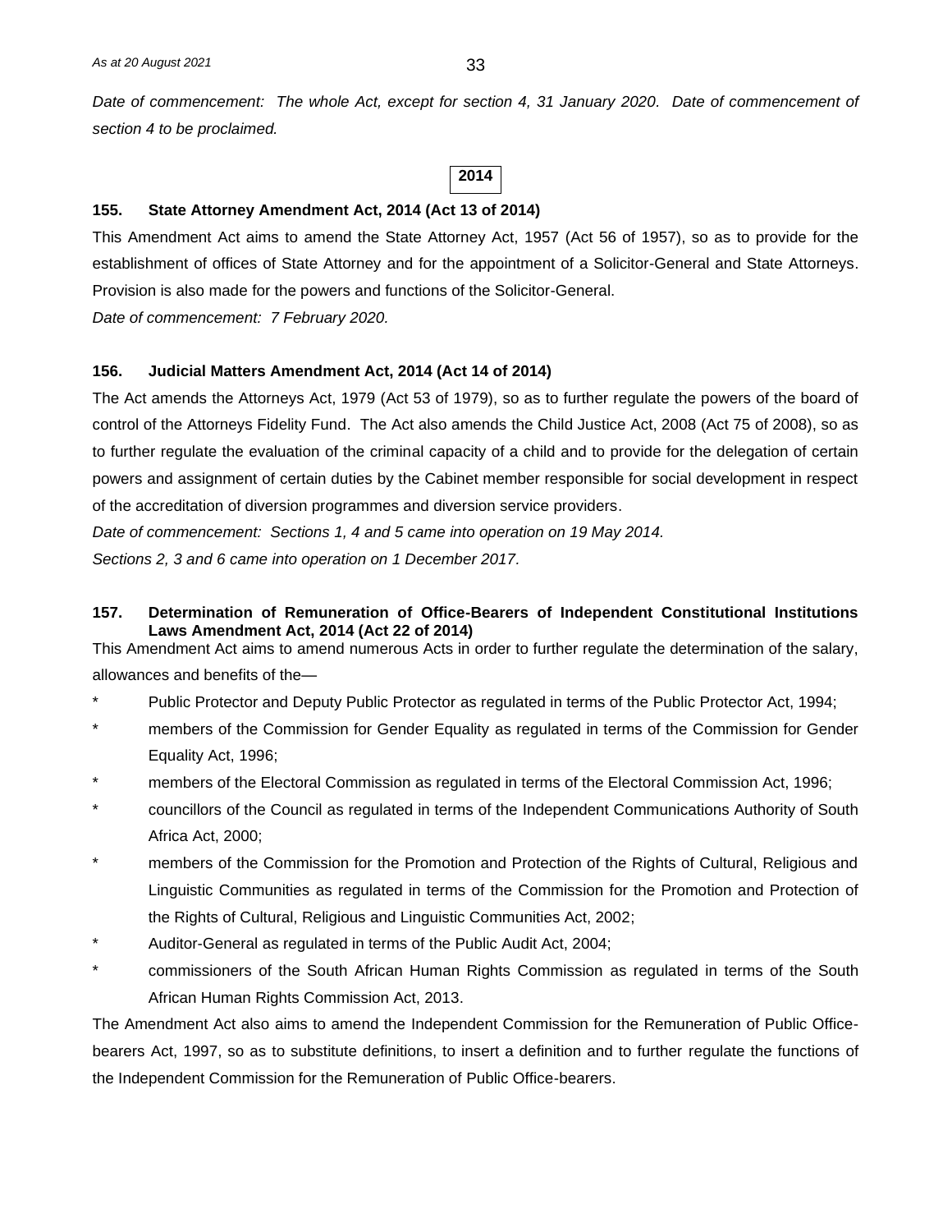*Date of commencement: The whole Act, except for section 4, 31 January 2020. Date of commencement of section 4 to be proclaimed.*

## 2014

### 155. State Attorney Amendment Act, 2014 (Act 13 of 2014)

This Amendment Act aims to amend the State Attorney Act, 1957 (Act 56 of 1957), so as to provide for the establishment of offices of State Attorney and for the appointment of a Solicitor-General and State Attorneys. Provision is also made for the powers and functions of the Solicitor-General.

*Date of commencement: 7 February 2020.*

### 156. Judicial Matters Amendment Act, 2014 (Act 14 of 2014)

The Act amends the Attorneys Act, 1979 (Act 53 of 1979), so as to further regulate the powers of the board of control of the Attorneys Fidelity Fund. The Act also amends the Child Justice Act, 2008 (Act 75 of 2008), so as to further regulate the evaluation of the criminal capacity of a child and to provide for the delegation of certain powers and assignment of certain duties by the Cabinet member responsible for social development in respect of the accreditation of diversion programmes and diversion service providers.

*Date of commencement: Sections 1, 4 and 5 came into operation on 19 May 2014.*

*Sections 2, 3 and 6 came into operation on 1 December 2017.*

### 157. Determination of Remuneration of Office-Bearers of Independent Constitutional Institutions Laws Amendment Act, 2014 (Act 22 of 2014)

This Amendment Act aims to amend numerous Acts in order to further regulate the determination of the salary, allowances and benefits of the—

* Public Protector and Deputy Public Protector as regulated in terms of the Public Protector Act, 1994;
* members of the Commission for Gender Equality as regulated in terms of the Commission for Gender Equality Act, 1996;
* members of the Electoral Commission as regulated in terms of the Electoral Commission Act, 1996;
* councillors of the Council as regulated in terms of the Independent Communications Authority of South Africa Act, 2000;
* members of the Commission for the Promotion and Protection of the Rights of Cultural, Religious and Linguistic Communities as regulated in terms of the Commission for the Promotion and Protection of the Rights of Cultural, Religious and Linguistic Communities Act, 2002;
* Auditor-General as regulated in terms of the Public Audit Act, 2004;
* commissioners of the South African Human Rights Commission as regulated in terms of the South African Human Rights Commission Act, 2013.

The Amendment Act also aims to amend the Independent Commission for the Remuneration of Public Office-bearers Act, 1997, so as to substitute definitions, to insert a definition and to further regulate the functions of the Independent Commission for the Remuneration of Public Office-bearers.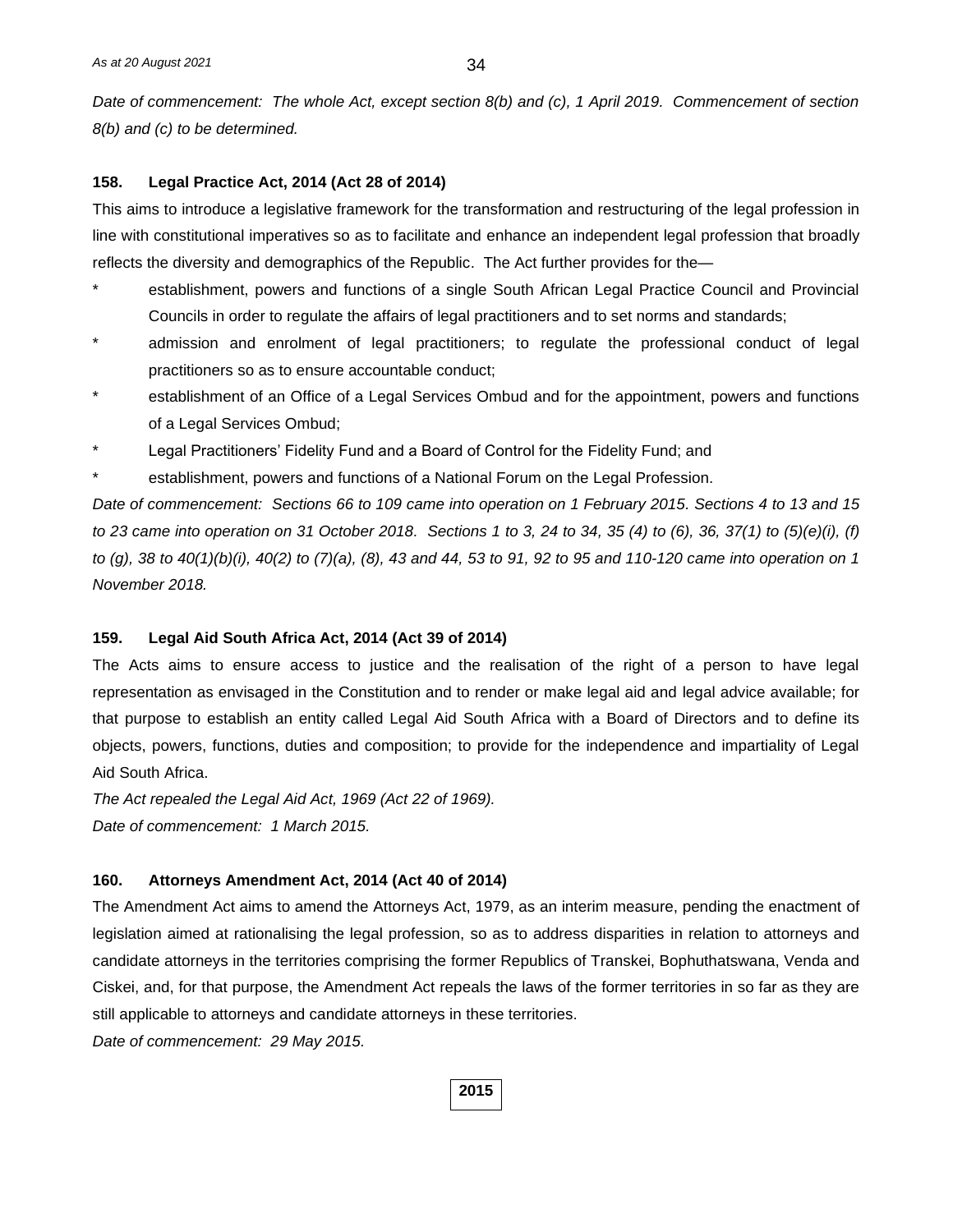*Date of commencement: The whole Act, except section 8(b) and (c), 1 April 2019. Commencement of section 8(b) and (c) to be determined.*

**158. Legal Practice Act, 2014 (Act 28 of 2014)**

This aims to introduce a legislative framework for the transformation and restructuring of the legal profession in line with constitutional imperatives so as to facilitate and enhance an independent legal profession that broadly reflects the diversity and demographics of the Republic. The Act further provides for the—

- establishment, powers and functions of a single South African Legal Practice Council and Provincial Councils in order to regulate the affairs of legal practitioners and to set norms and standards;
- admission and enrolment of legal practitioners; to regulate the professional conduct of legal practitioners so as to ensure accountable conduct;
- establishment of an Office of a Legal Services Ombud and for the appointment, powers and functions of a Legal Services Ombud;
- Legal Practitioners' Fidelity Fund and a Board of Control for the Fidelity Fund; and
- establishment, powers and functions of a National Forum on the Legal Profession.

*Date of commencement: Sections 66 to 109 came into operation on 1 February 2015. Sections 4 to 13 and 15 to 23 came into operation on 31 October 2018. Sections 1 to 3, 24 to 34, 35 (4) to (6), 36, 37(1) to (5)(e)(i), (f) to (g), 38 to 40(1)(b)(i), 40(2) to (7)(a), (8), 43 and 44, 53 to 91, 92 to 95 and 110-120 came into operation on 1 November 2018.*

**159. Legal Aid South Africa Act, 2014 (Act 39 of 2014)**

The Acts aims to ensure access to justice and the realisation of the right of a person to have legal representation as envisaged in the Constitution and to render or make legal aid and legal advice available; for that purpose to establish an entity called Legal Aid South Africa with a Board of Directors and to define its objects, powers, functions, duties and composition; to provide for the independence and impartiality of Legal Aid South Africa.

*The Act repealed the Legal Aid Act, 1969 (Act 22 of 1969).*
*Date of commencement: 1 March 2015.*

**160. Attorneys Amendment Act, 2014 (Act 40 of 2014)**

The Amendment Act aims to amend the Attorneys Act, 1979, as an interim measure, pending the enactment of legislation aimed at rationalising the legal profession, so as to address disparities in relation to attorneys and candidate attorneys in the territories comprising the former Republics of Transkei, Bophuthatswana, Venda and Ciskei, and, for that purpose, the Amendment Act repeals the laws of the former territories in so far as they are still applicable to attorneys and candidate attorneys in these territories.

*Date of commencement: 29 May 2015.*

**2015**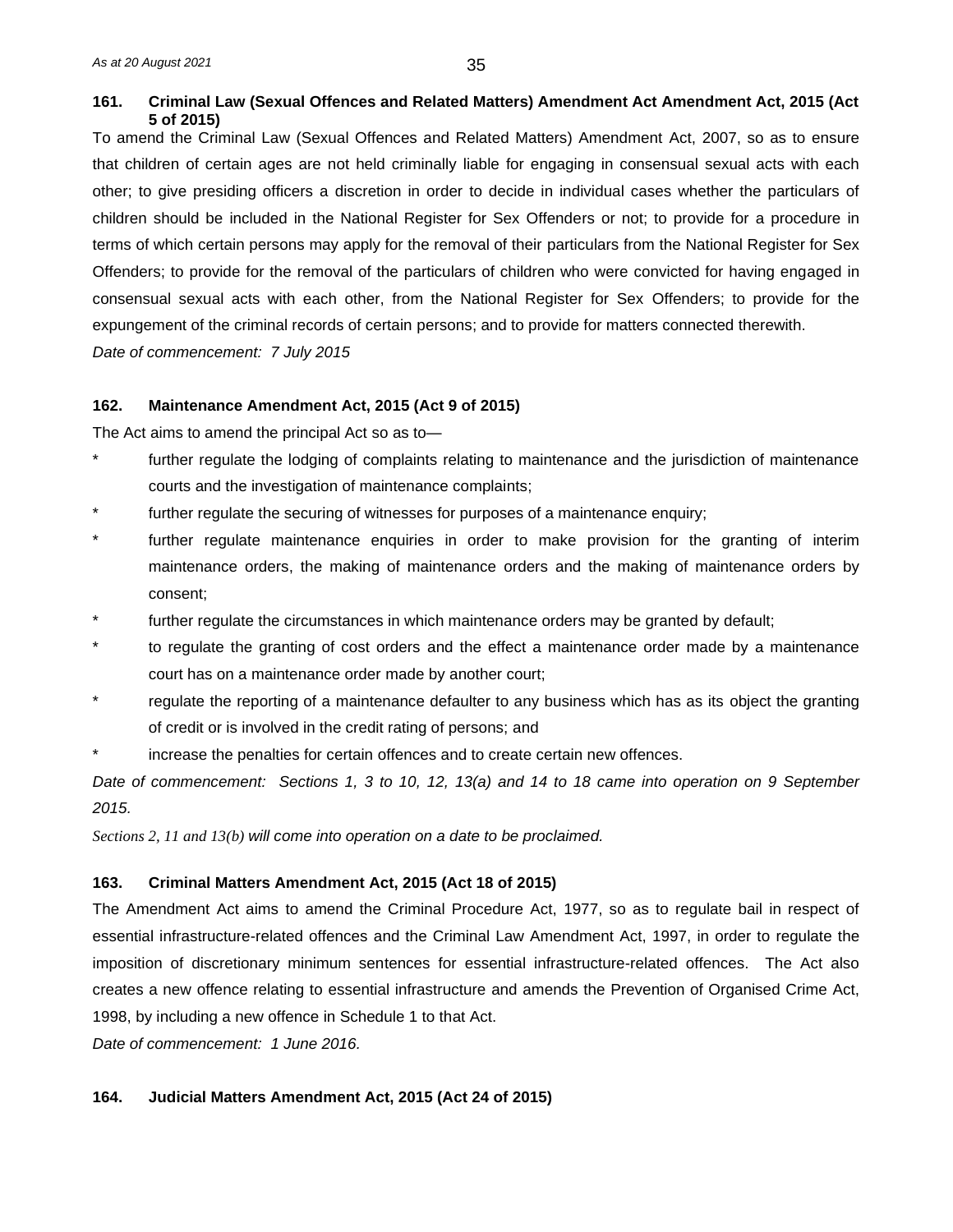### 161. Criminal Law (Sexual Offences and Related Matters) Amendment Act Amendment Act, 2015 (Act 5 of 2015)

To amend the Criminal Law (Sexual Offences and Related Matters) Amendment Act, 2007, so as to ensure that children of certain ages are not held criminally liable for engaging in consensual sexual acts with each other; to give presiding officers a discretion in order to decide in individual cases whether the particulars of children should be included in the National Register for Sex Offenders or not; to provide for a procedure in terms of which certain persons may apply for the removal of their particulars from the National Register for Sex Offenders; to provide for the removal of the particulars of children who were convicted for having engaged in consensual sexual acts with each other, from the National Register for Sex Offenders; to provide for the expungement of the criminal records of certain persons; and to provide for matters connected therewith.

*Date of commencement: 7 July 2015*

### 162. Maintenance Amendment Act, 2015 (Act 9 of 2015)

The Act aims to amend the principal Act so as to—

- further regulate the lodging of complaints relating to maintenance and the jurisdiction of maintenance courts and the investigation of maintenance complaints;
- further regulate the securing of witnesses for purposes of a maintenance enquiry;
- further regulate maintenance enquiries in order to make provision for the granting of interim maintenance orders, the making of maintenance orders and the making of maintenance orders by consent;
- further regulate the circumstances in which maintenance orders may be granted by default;
- to regulate the granting of cost orders and the effect a maintenance order made by a maintenance court has on a maintenance order made by another court;
- regulate the reporting of a maintenance defaulter to any business which has as its object the granting of credit or is involved in the credit rating of persons; and
- increase the penalties for certain offences and to create certain new offences.

*Date of commencement: Sections 1, 3 to 10, 12, 13(a) and 14 to 18 came into operation on 9 September 2015.*

*Sections 2, 11 and 13(b) will come into operation on a date to be proclaimed.*

### 163. Criminal Matters Amendment Act, 2015 (Act 18 of 2015)

The Amendment Act aims to amend the Criminal Procedure Act, 1977, so as to regulate bail in respect of essential infrastructure-related offences and the Criminal Law Amendment Act, 1997, in order to regulate the imposition of discretionary minimum sentences for essential infrastructure-related offences. The Act also creates a new offence relating to essential infrastructure and amends the Prevention of Organised Crime Act, 1998, by including a new offence in Schedule 1 to that Act.

*Date of commencement: 1 June 2016.*

### 164. Judicial Matters Amendment Act, 2015 (Act 24 of 2015)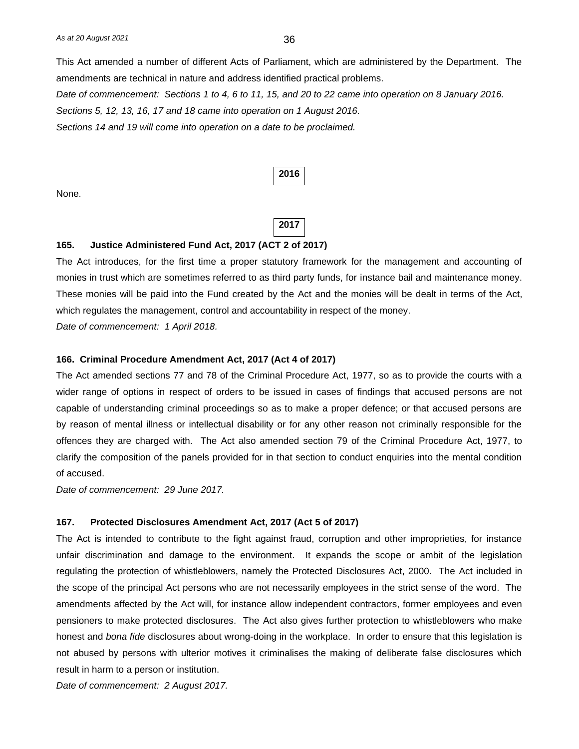This Act amended a number of different Acts of Parliament, which are administered by the Department. The amendments are technical in nature and address identified practical problems.

*Date of commencement: Sections 1 to 4, 6 to 11, 15, and 20 to 22 came into operation on 8 January 2016.*

*Sections 5, 12, 13, 16, 17 and 18 came into operation on 1 August 2016.*

*Sections 14 and 19 will come into operation on a date to be proclaimed.*

## 2016

None.

## 2017

**165. Justice Administered Fund Act, 2017 (ACT 2 of 2017)**

The Act introduces, for the first time a proper statutory framework for the management and accounting of monies in trust which are sometimes referred to as third party funds, for instance bail and maintenance money. These monies will be paid into the Fund created by the Act and the monies will be dealt in terms of the Act, which regulates the management, control and accountability in respect of the money.

*Date of commencement: 1 April 2018.*

**166. Criminal Procedure Amendment Act, 2017 (Act 4 of 2017)**

The Act amended sections 77 and 78 of the Criminal Procedure Act, 1977, so as to provide the courts with a wider range of options in respect of orders to be issued in cases of findings that accused persons are not capable of understanding criminal proceedings so as to make a proper defence; or that accused persons are by reason of mental illness or intellectual disability or for any other reason not criminally responsible for the offences they are charged with. The Act also amended section 79 of the Criminal Procedure Act, 1977, to clarify the composition of the panels provided for in that section to conduct enquiries into the mental condition of accused.

*Date of commencement: 29 June 2017.*

**167. Protected Disclosures Amendment Act, 2017 (Act 5 of 2017)**

The Act is intended to contribute to the fight against fraud, corruption and other improprieties, for instance unfair discrimination and damage to the environment. It expands the scope or ambit of the legislation regulating the protection of whistleblowers, namely the Protected Disclosures Act, 2000. The Act included in the scope of the principal Act persons who are not necessarily employees in the strict sense of the word. The amendments affected by the Act will, for instance allow independent contractors, former employees and even pensioners to make protected disclosures. The Act also gives further protection to whistleblowers who make honest and *bona fide* disclosures about wrong-doing in the workplace. In order to ensure that this legislation is not abused by persons with ulterior motives it criminalises the making of deliberate false disclosures which result in harm to a person or institution.

*Date of commencement: 2 August 2017.*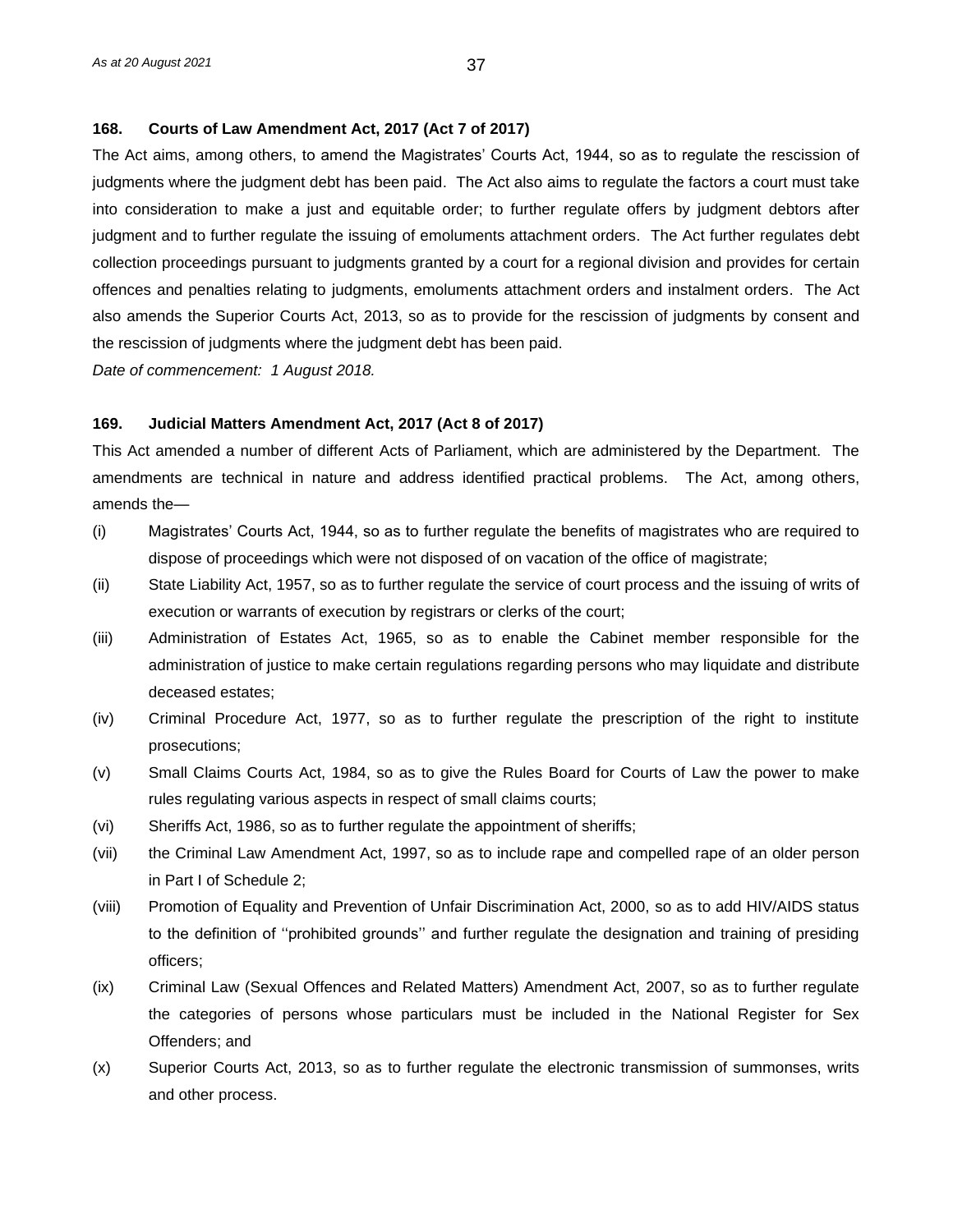**168. Courts of Law Amendment Act, 2017 (Act 7 of 2017)**

The Act aims, among others, to amend the Magistrates' Courts Act, 1944, so as to regulate the rescission of judgments where the judgment debt has been paid. The Act also aims to regulate the factors a court must take into consideration to make a just and equitable order; to further regulate offers by judgment debtors after judgment and to further regulate the issuing of emoluments attachment orders. The Act further regulates debt collection proceedings pursuant to judgments granted by a court for a regional division and provides for certain offences and penalties relating to judgments, emoluments attachment orders and instalment orders. The Act also amends the Superior Courts Act, 2013, so as to provide for the rescission of judgments by consent and the rescission of judgments where the judgment debt has been paid.

*Date of commencement: 1 August 2018.*

**169. Judicial Matters Amendment Act, 2017 (Act 8 of 2017)**

This Act amended a number of different Acts of Parliament, which are administered by the Department. The amendments are technical in nature and address identified practical problems. The Act, among others, amends the—

(i) Magistrates' Courts Act, 1944, so as to further regulate the benefits of magistrates who are required to dispose of proceedings which were not disposed of on vacation of the office of magistrate;

(ii) State Liability Act, 1957, so as to further regulate the service of court process and the issuing of writs of execution or warrants of execution by registrars or clerks of the court;

(iii) Administration of Estates Act, 1965, so as to enable the Cabinet member responsible for the administration of justice to make certain regulations regarding persons who may liquidate and distribute deceased estates;

(iv) Criminal Procedure Act, 1977, so as to further regulate the prescription of the right to institute prosecutions;

(v) Small Claims Courts Act, 1984, so as to give the Rules Board for Courts of Law the power to make rules regulating various aspects in respect of small claims courts;

(vi) Sheriffs Act, 1986, so as to further regulate the appointment of sheriffs;

(vii) the Criminal Law Amendment Act, 1997, so as to include rape and compelled rape of an older person in Part I of Schedule 2;

(viii) Promotion of Equality and Prevention of Unfair Discrimination Act, 2000, so as to add HIV/AIDS status to the definition of ''prohibited grounds'' and further regulate the designation and training of presiding officers;

(ix) Criminal Law (Sexual Offences and Related Matters) Amendment Act, 2007, so as to further regulate the categories of persons whose particulars must be included in the National Register for Sex Offenders; and

(x) Superior Courts Act, 2013, so as to further regulate the electronic transmission of summonses, writs and other process.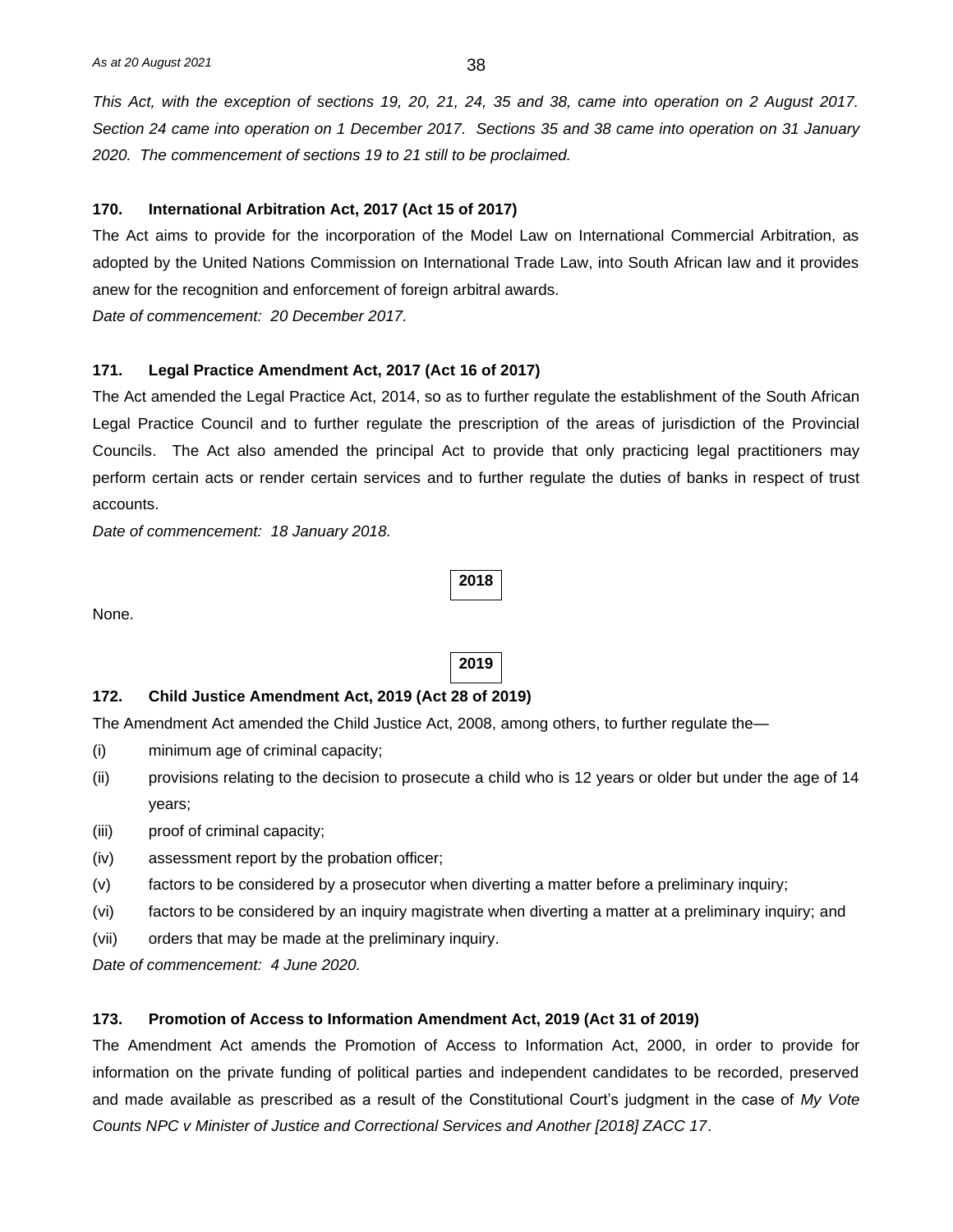*This Act, with the exception of sections 19, 20, 21, 24, 35 and 38, came into operation on 2 August 2017. Section 24 came into operation on 1 December 2017. Sections 35 and 38 came into operation on 31 January 2020. The commencement of sections 19 to 21 still to be proclaimed.*

**170. International Arbitration Act, 2017 (Act 15 of 2017)**

The Act aims to provide for the incorporation of the Model Law on International Commercial Arbitration, as adopted by the United Nations Commission on International Trade Law, into South African law and it provides anew for the recognition and enforcement of foreign arbitral awards.

*Date of commencement: 20 December 2017.*

**171. Legal Practice Amendment Act, 2017 (Act 16 of 2017)**

The Act amended the Legal Practice Act, 2014, so as to further regulate the establishment of the South African Legal Practice Council and to further regulate the prescription of the areas of jurisdiction of the Provincial Councils. The Act also amended the principal Act to provide that only practicing legal practitioners may perform certain acts or render certain services and to further regulate the duties of banks in respect of trust accounts.

*Date of commencement: 18 January 2018.*

## 2018

None.

## 2019

**172. Child Justice Amendment Act, 2019 (Act 28 of 2019)**

The Amendment Act amended the Child Justice Act, 2008, among others, to further regulate the—

(i) minimum age of criminal capacity;

(ii) provisions relating to the decision to prosecute a child who is 12 years or older but under the age of 14 years;

(iii) proof of criminal capacity;

(iv) assessment report by the probation officer;

(v) factors to be considered by a prosecutor when diverting a matter before a preliminary inquiry;

(vi) factors to be considered by an inquiry magistrate when diverting a matter at a preliminary inquiry; and

(vii) orders that may be made at the preliminary inquiry.

*Date of commencement: 4 June 2020.*

**173. Promotion of Access to Information Amendment Act, 2019 (Act 31 of 2019)**

The Amendment Act amends the Promotion of Access to Information Act, 2000, in order to provide for information on the private funding of political parties and independent candidates to be recorded, preserved and made available as prescribed as a result of the Constitutional Court's judgment in the case of *My Vote Counts NPC v Minister of Justice and Correctional Services and Another [2018] ZACC 17*.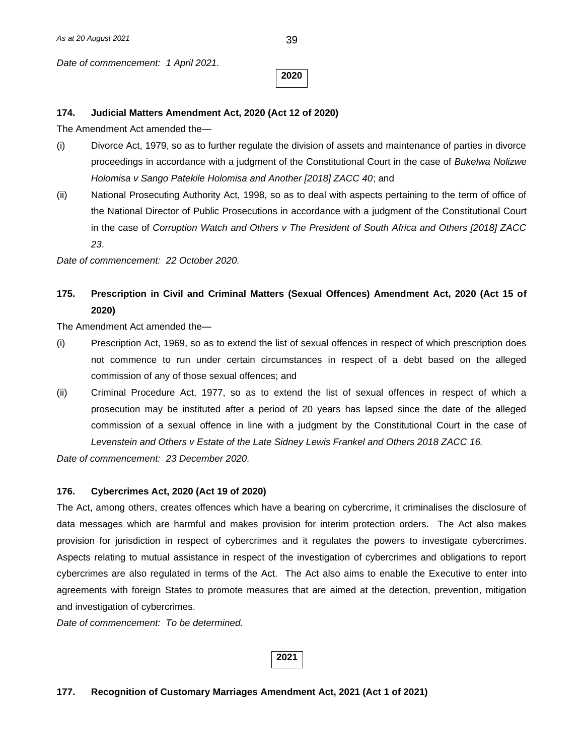*Date of commencement: 1 April 2021.*

**2020**

**174. Judicial Matters Amendment Act, 2020 (Act 12 of 2020)**

The Amendment Act amended the—

(i) Divorce Act, 1979, so as to further regulate the division of assets and maintenance of parties in divorce proceedings in accordance with a judgment of the Constitutional Court in the case of *Bukelwa Nolizwe Holomisa v Sango Patekile Holomisa and Another [2018] ZACC 40*; and

(ii) National Prosecuting Authority Act, 1998, so as to deal with aspects pertaining to the term of office of the National Director of Public Prosecutions in accordance with a judgment of the Constitutional Court in the case of *Corruption Watch and Others v The President of South Africa and Others [2018] ZACC 23*.

*Date of commencement: 22 October 2020.*

**175. Prescription in Civil and Criminal Matters (Sexual Offences) Amendment Act, 2020 (Act 15 of 2020)**

The Amendment Act amended the—

(i) Prescription Act, 1969, so as to extend the list of sexual offences in respect of which prescription does not commence to run under certain circumstances in respect of a debt based on the alleged commission of any of those sexual offences; and

(ii) Criminal Procedure Act, 1977, so as to extend the list of sexual offences in respect of which a prosecution may be instituted after a period of 20 years has lapsed since the date of the alleged commission of a sexual offence in line with a judgment by the Constitutional Court in the case of *Levenstein and Others v Estate of the Late Sidney Lewis Frankel and Others 2018 ZACC 16.*

*Date of commencement: 23 December 2020.*

**176. Cybercrimes Act, 2020 (Act 19 of 2020)**

The Act, among others, creates offences which have a bearing on cybercrime, it criminalises the disclosure of data messages which are harmful and makes provision for interim protection orders. The Act also makes provision for jurisdiction in respect of cybercrimes and it regulates the powers to investigate cybercrimes. Aspects relating to mutual assistance in respect of the investigation of cybercrimes and obligations to report cybercrimes are also regulated in terms of the Act. The Act also aims to enable the Executive to enter into agreements with foreign States to promote measures that are aimed at the detection, prevention, mitigation and investigation of cybercrimes.

*Date of commencement: To be determined.*

**2021**

**177. Recognition of Customary Marriages Amendment Act, 2021 (Act 1 of 2021)**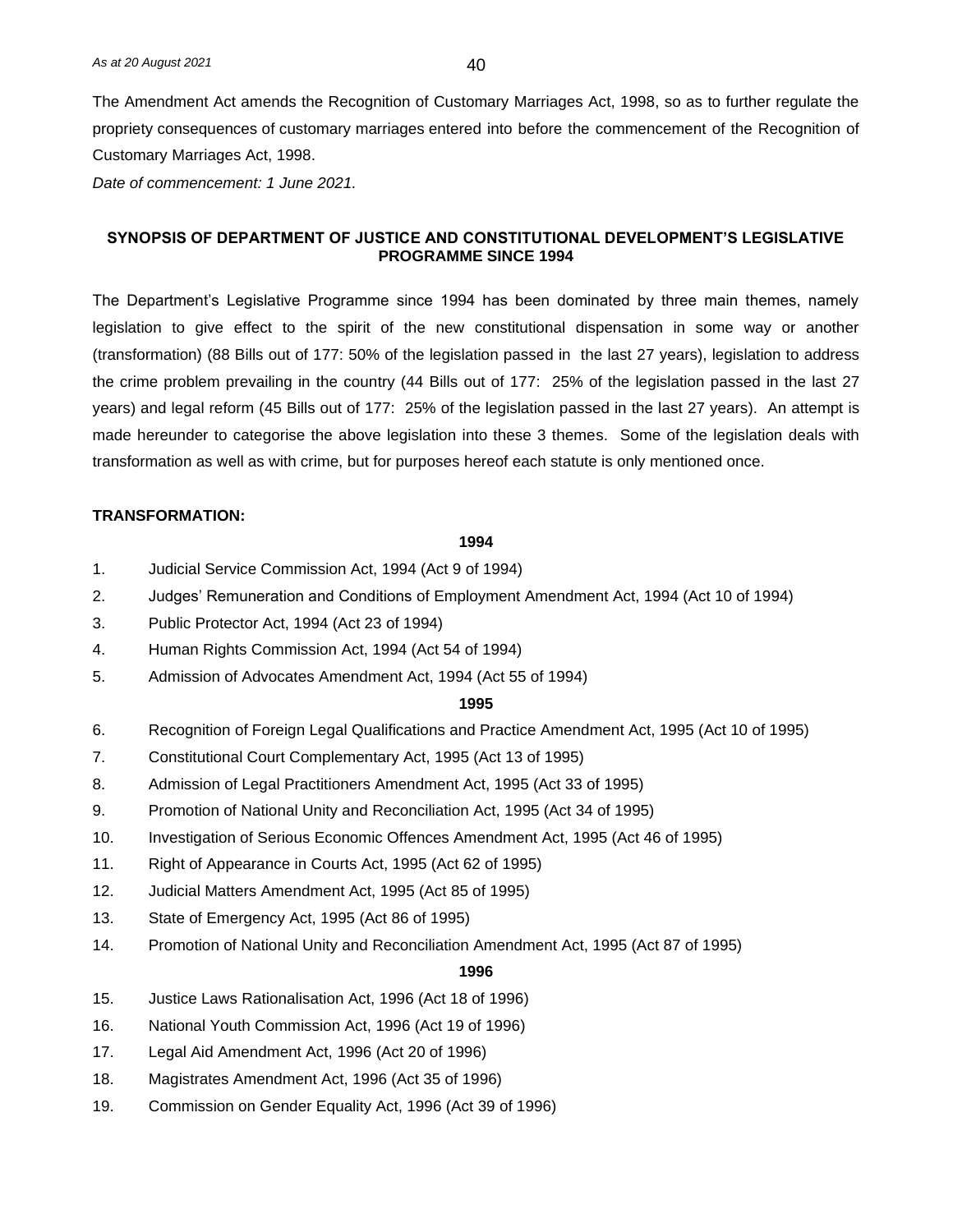The Amendment Act amends the Recognition of Customary Marriages Act, 1998, so as to further regulate the propriety consequences of customary marriages entered into before the commencement of the Recognition of Customary Marriages Act, 1998.

*Date of commencement: 1 June 2021.*

## SYNOPSIS OF DEPARTMENT OF JUSTICE AND CONSTITUTIONAL DEVELOPMENT'S LEGISLATIVE PROGRAMME SINCE 1994

The Department's Legislative Programme since 1994 has been dominated by three main themes, namely legislation to give effect to the spirit of the new constitutional dispensation in some way or another (transformation) (88 Bills out of 177: 50% of the legislation passed in the last 27 years), legislation to address the crime problem prevailing in the country (44 Bills out of 177: 25% of the legislation passed in the last 27 years) and legal reform (45 Bills out of 177: 25% of the legislation passed in the last 27 years). An attempt is made hereunder to categorise the above legislation into these 3 themes. Some of the legislation deals with transformation as well as with crime, but for purposes hereof each statute is only mentioned once.

### TRANSFORMATION:

**1994**

1. Judicial Service Commission Act, 1994 (Act 9 of 1994)
2. Judges' Remuneration and Conditions of Employment Amendment Act, 1994 (Act 10 of 1994)
3. Public Protector Act, 1994 (Act 23 of 1994)
4. Human Rights Commission Act, 1994 (Act 54 of 1994)
5. Admission of Advocates Amendment Act, 1994 (Act 55 of 1994)

**1995**

6. Recognition of Foreign Legal Qualifications and Practice Amendment Act, 1995 (Act 10 of 1995)
7. Constitutional Court Complementary Act, 1995 (Act 13 of 1995)
8. Admission of Legal Practitioners Amendment Act, 1995 (Act 33 of 1995)
9. Promotion of National Unity and Reconciliation Act, 1995 (Act 34 of 1995)
10. Investigation of Serious Economic Offences Amendment Act, 1995 (Act 46 of 1995)
11. Right of Appearance in Courts Act, 1995 (Act 62 of 1995)
12. Judicial Matters Amendment Act, 1995 (Act 85 of 1995)
13. State of Emergency Act, 1995 (Act 86 of 1995)
14. Promotion of National Unity and Reconciliation Amendment Act, 1995 (Act 87 of 1995)

**1996**

15. Justice Laws Rationalisation Act, 1996 (Act 18 of 1996)
16. National Youth Commission Act, 1996 (Act 19 of 1996)
17. Legal Aid Amendment Act, 1996 (Act 20 of 1996)
18. Magistrates Amendment Act, 1996 (Act 35 of 1996)
19. Commission on Gender Equality Act, 1996 (Act 39 of 1996)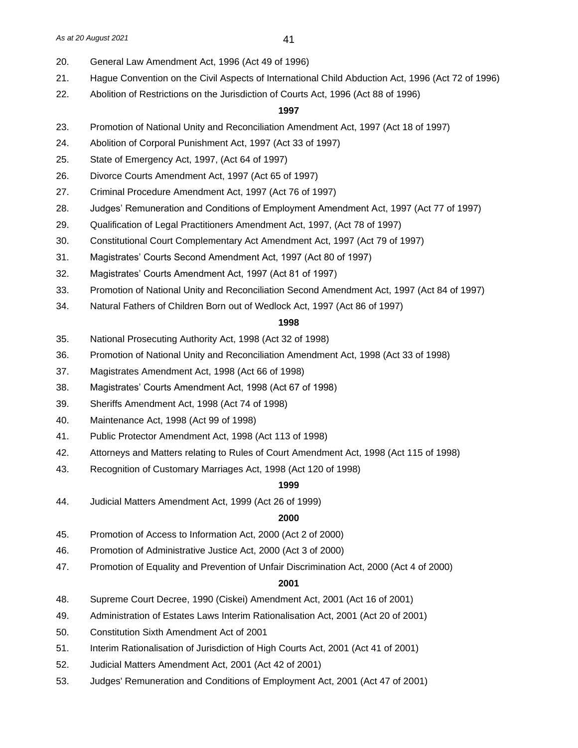20. General Law Amendment Act, 1996 (Act 49 of 1996)
21. Hague Convention on the Civil Aspects of International Child Abduction Act, 1996 (Act 72 of 1996)
22. Abolition of Restrictions on the Jurisdiction of Courts Act, 1996 (Act 88 of 1996)

**1997**

23. Promotion of National Unity and Reconciliation Amendment Act, 1997 (Act 18 of 1997)
24. Abolition of Corporal Punishment Act, 1997 (Act 33 of 1997)
25. State of Emergency Act, 1997, (Act 64 of 1997)
26. Divorce Courts Amendment Act, 1997 (Act 65 of 1997)
27. Criminal Procedure Amendment Act, 1997 (Act 76 of 1997)
28. Judges' Remuneration and Conditions of Employment Amendment Act, 1997 (Act 77 of 1997)
29. Qualification of Legal Practitioners Amendment Act, 1997, (Act 78 of 1997)
30. Constitutional Court Complementary Act Amendment Act, 1997 (Act 79 of 1997)
31. Magistrates' Courts Second Amendment Act, 1997 (Act 80 of 1997)
32. Magistrates' Courts Amendment Act, 1997 (Act 81 of 1997)
33. Promotion of National Unity and Reconciliation Second Amendment Act, 1997 (Act 84 of 1997)
34. Natural Fathers of Children Born out of Wedlock Act, 1997 (Act 86 of 1997)

**1998**

35. National Prosecuting Authority Act, 1998 (Act 32 of 1998)
36. Promotion of National Unity and Reconciliation Amendment Act, 1998 (Act 33 of 1998)
37. Magistrates Amendment Act, 1998 (Act 66 of 1998)
38. Magistrates' Courts Amendment Act, 1998 (Act 67 of 1998)
39. Sheriffs Amendment Act, 1998 (Act 74 of 1998)
40. Maintenance Act, 1998 (Act 99 of 1998)
41. Public Protector Amendment Act, 1998 (Act 113 of 1998)
42. Attorneys and Matters relating to Rules of Court Amendment Act, 1998 (Act 115 of 1998)
43. Recognition of Customary Marriages Act, 1998 (Act 120 of 1998)

**1999**

44. Judicial Matters Amendment Act, 1999 (Act 26 of 1999)

**2000**

45. Promotion of Access to Information Act, 2000 (Act 2 of 2000)
46. Promotion of Administrative Justice Act, 2000 (Act 3 of 2000)
47. Promotion of Equality and Prevention of Unfair Discrimination Act, 2000 (Act 4 of 2000)

**2001**

48. Supreme Court Decree, 1990 (Ciskei) Amendment Act, 2001 (Act 16 of 2001)
49. Administration of Estates Laws Interim Rationalisation Act, 2001 (Act 20 of 2001)
50. Constitution Sixth Amendment Act of 2001
51. Interim Rationalisation of Jurisdiction of High Courts Act, 2001 (Act 41 of 2001)
52. Judicial Matters Amendment Act, 2001 (Act 42 of 2001)
53. Judges' Remuneration and Conditions of Employment Act, 2001 (Act 47 of 2001)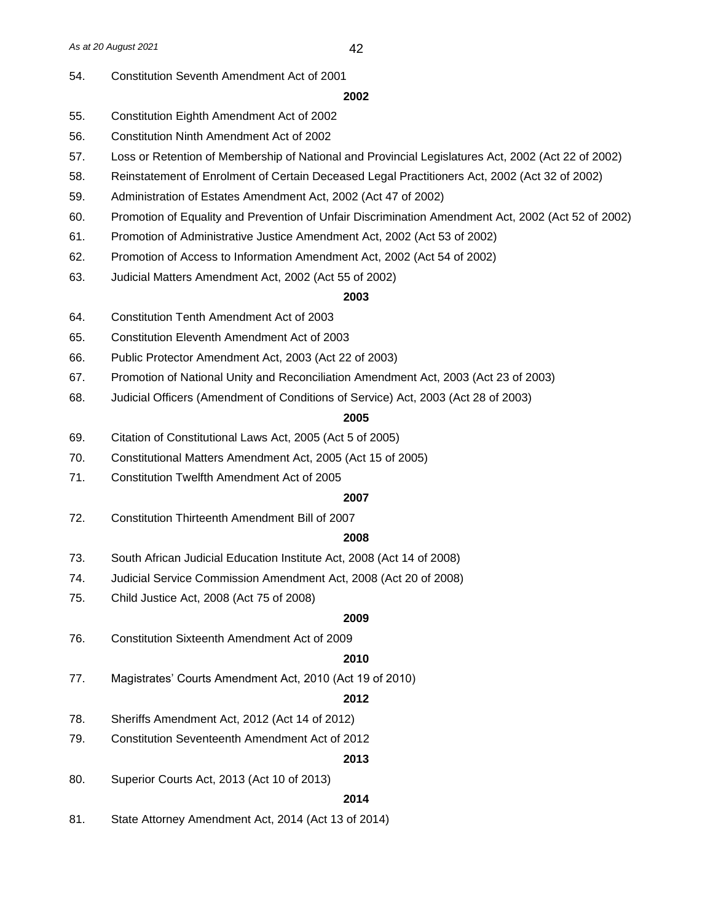54. Constitution Seventh Amendment Act of 2001

**2002**

55. Constitution Eighth Amendment Act of 2002
56. Constitution Ninth Amendment Act of 2002
57. Loss or Retention of Membership of National and Provincial Legislatures Act, 2002 (Act 22 of 2002)
58. Reinstatement of Enrolment of Certain Deceased Legal Practitioners Act, 2002 (Act 32 of 2002)
59. Administration of Estates Amendment Act, 2002 (Act 47 of 2002)
60. Promotion of Equality and Prevention of Unfair Discrimination Amendment Act, 2002 (Act 52 of 2002)
61. Promotion of Administrative Justice Amendment Act, 2002 (Act 53 of 2002)
62. Promotion of Access to Information Amendment Act, 2002 (Act 54 of 2002)
63. Judicial Matters Amendment Act, 2002 (Act 55 of 2002)

**2003**

64. Constitution Tenth Amendment Act of 2003
65. Constitution Eleventh Amendment Act of 2003
66. Public Protector Amendment Act, 2003 (Act 22 of 2003)
67. Promotion of National Unity and Reconciliation Amendment Act, 2003 (Act 23 of 2003)
68. Judicial Officers (Amendment of Conditions of Service) Act, 2003 (Act 28 of 2003)

**2005**

69. Citation of Constitutional Laws Act, 2005 (Act 5 of 2005)
70. Constitutional Matters Amendment Act, 2005 (Act 15 of 2005)
71. Constitution Twelfth Amendment Act of 2005

**2007**

72. Constitution Thirteenth Amendment Bill of 2007

**2008**

73. South African Judicial Education Institute Act, 2008 (Act 14 of 2008)
74. Judicial Service Commission Amendment Act, 2008 (Act 20 of 2008)
75. Child Justice Act, 2008 (Act 75 of 2008)

**2009**

76. Constitution Sixteenth Amendment Act of 2009

**2010**

77. Magistrates' Courts Amendment Act, 2010 (Act 19 of 2010)

**2012**

78. Sheriffs Amendment Act, 2012 (Act 14 of 2012)
79. Constitution Seventeenth Amendment Act of 2012

**2013**

80. Superior Courts Act, 2013 (Act 10 of 2013)

**2014**

81. State Attorney Amendment Act, 2014 (Act 13 of 2014)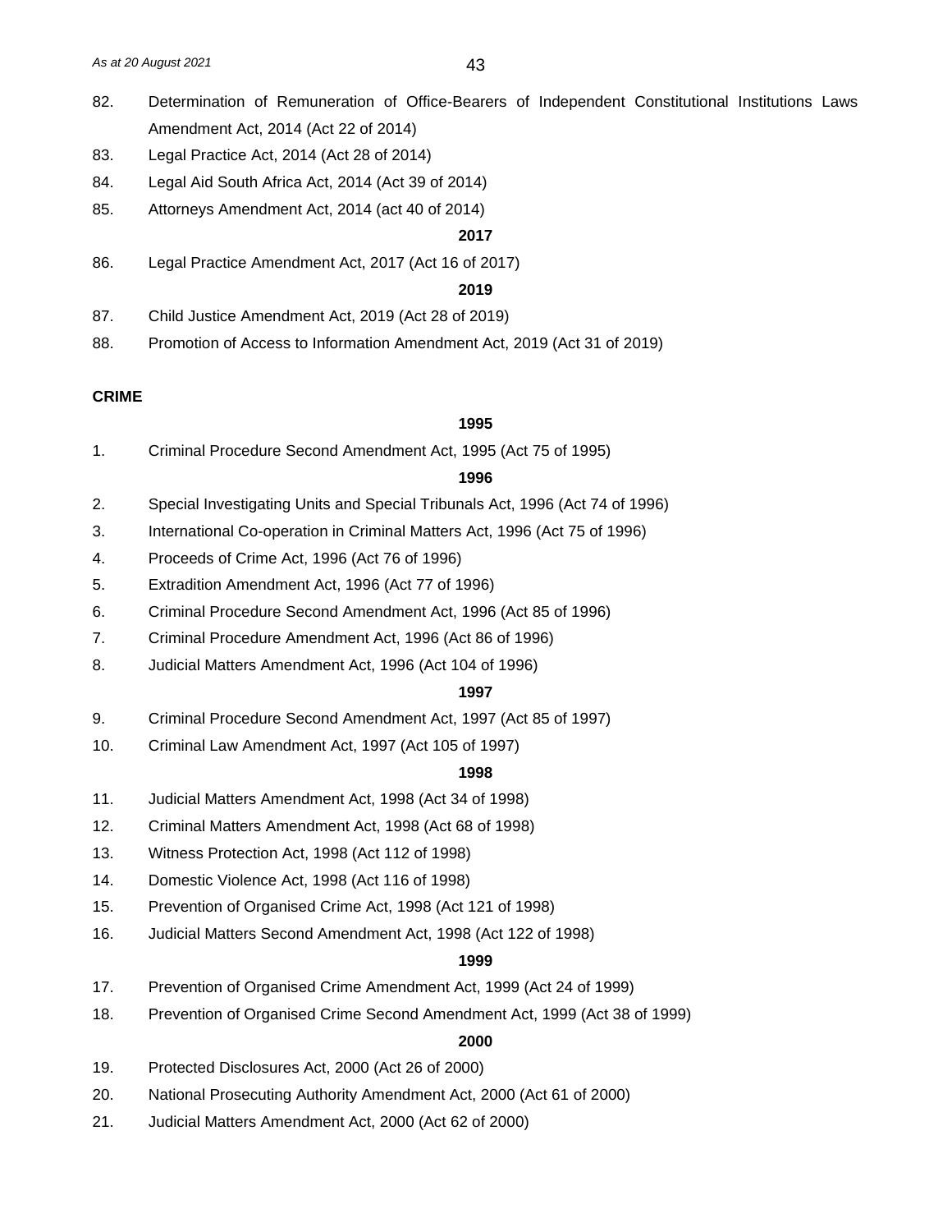82. Determination of Remuneration of Office-Bearers of Independent Constitutional Institutions Laws Amendment Act, 2014 (Act 22 of 2014)

83. Legal Practice Act, 2014 (Act 28 of 2014)

84. Legal Aid South Africa Act, 2014 (Act 39 of 2014)

85. Attorneys Amendment Act, 2014 (act 40 of 2014)

**2017**

86. Legal Practice Amendment Act, 2017 (Act 16 of 2017)

**2019**

87. Child Justice Amendment Act, 2019 (Act 28 of 2019)

88. Promotion of Access to Information Amendment Act, 2019 (Act 31 of 2019)

**CRIME**

**1995**

1. Criminal Procedure Second Amendment Act, 1995 (Act 75 of 1995)

**1996**

2. Special Investigating Units and Special Tribunals Act, 1996 (Act 74 of 1996)

3. International Co-operation in Criminal Matters Act, 1996 (Act 75 of 1996)

4. Proceeds of Crime Act, 1996 (Act 76 of 1996)

5. Extradition Amendment Act, 1996 (Act 77 of 1996)

6. Criminal Procedure Second Amendment Act, 1996 (Act 85 of 1996)

7. Criminal Procedure Amendment Act, 1996 (Act 86 of 1996)

8. Judicial Matters Amendment Act, 1996 (Act 104 of 1996)

**1997**

9. Criminal Procedure Second Amendment Act, 1997 (Act 85 of 1997)

10. Criminal Law Amendment Act, 1997 (Act 105 of 1997)

**1998**

11. Judicial Matters Amendment Act, 1998 (Act 34 of 1998)

12. Criminal Matters Amendment Act, 1998 (Act 68 of 1998)

13. Witness Protection Act, 1998 (Act 112 of 1998)

14. Domestic Violence Act, 1998 (Act 116 of 1998)

15. Prevention of Organised Crime Act, 1998 (Act 121 of 1998)

16. Judicial Matters Second Amendment Act, 1998 (Act 122 of 1998)

**1999**

17. Prevention of Organised Crime Amendment Act, 1999 (Act 24 of 1999)

18. Prevention of Organised Crime Second Amendment Act, 1999 (Act 38 of 1999)

**2000**

19. Protected Disclosures Act, 2000 (Act 26 of 2000)

20. National Prosecuting Authority Amendment Act, 2000 (Act 61 of 2000)

21. Judicial Matters Amendment Act, 2000 (Act 62 of 2000)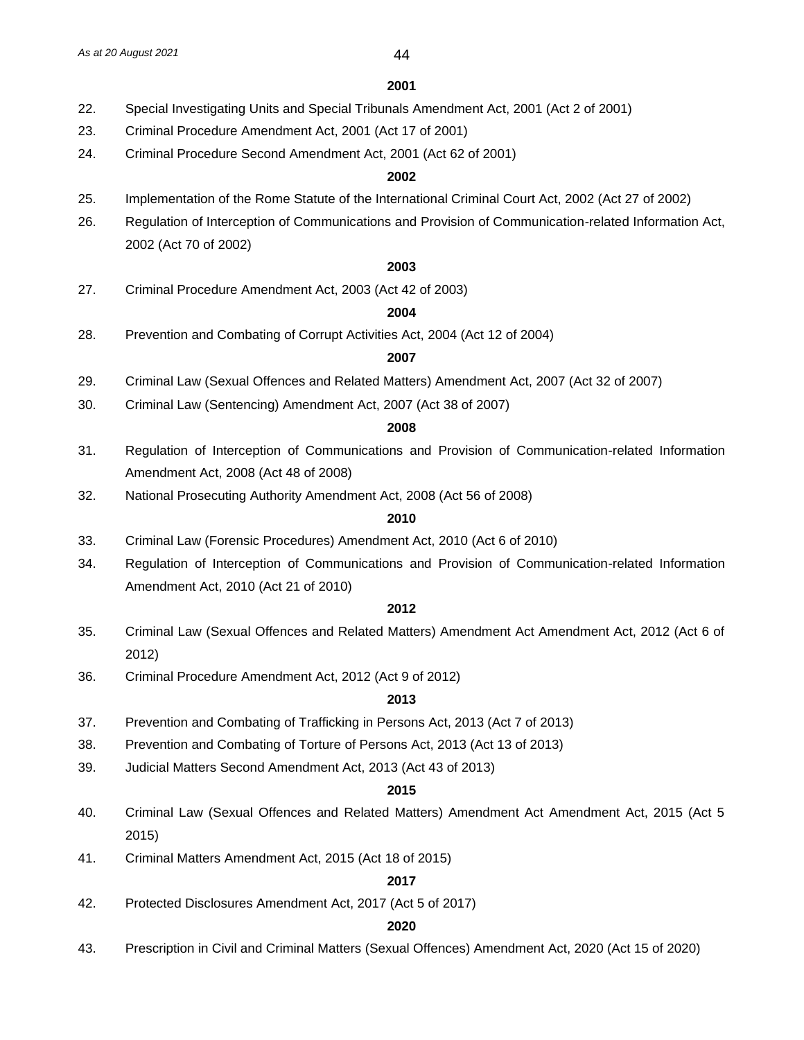**2001**

22. Special Investigating Units and Special Tribunals Amendment Act, 2001 (Act 2 of 2001)
23. Criminal Procedure Amendment Act, 2001 (Act 17 of 2001)
24. Criminal Procedure Second Amendment Act, 2001 (Act 62 of 2001)

**2002**

25. Implementation of the Rome Statute of the International Criminal Court Act, 2002 (Act 27 of 2002)
26. Regulation of Interception of Communications and Provision of Communication-related Information Act, 2002 (Act 70 of 2002)

**2003**

27. Criminal Procedure Amendment Act, 2003 (Act 42 of 2003)

**2004**

28. Prevention and Combating of Corrupt Activities Act, 2004 (Act 12 of 2004)

**2007**

29. Criminal Law (Sexual Offences and Related Matters) Amendment Act, 2007 (Act 32 of 2007)
30. Criminal Law (Sentencing) Amendment Act, 2007 (Act 38 of 2007)

**2008**

31. Regulation of Interception of Communications and Provision of Communication-related Information Amendment Act, 2008 (Act 48 of 2008)
32. National Prosecuting Authority Amendment Act, 2008 (Act 56 of 2008)

**2010**

33. Criminal Law (Forensic Procedures) Amendment Act, 2010 (Act 6 of 2010)
34. Regulation of Interception of Communications and Provision of Communication-related Information Amendment Act, 2010 (Act 21 of 2010)

**2012**

35. Criminal Law (Sexual Offences and Related Matters) Amendment Act Amendment Act, 2012 (Act 6 of 2012)
36. Criminal Procedure Amendment Act, 2012 (Act 9 of 2012)

**2013**

37. Prevention and Combating of Trafficking in Persons Act, 2013 (Act 7 of 2013)
38. Prevention and Combating of Torture of Persons Act, 2013 (Act 13 of 2013)
39. Judicial Matters Second Amendment Act, 2013 (Act 43 of 2013)

**2015**

40. Criminal Law (Sexual Offences and Related Matters) Amendment Act Amendment Act, 2015 (Act 5 2015)
41. Criminal Matters Amendment Act, 2015 (Act 18 of 2015)

**2017**

42. Protected Disclosures Amendment Act, 2017 (Act 5 of 2017)

**2020**

43. Prescription in Civil and Criminal Matters (Sexual Offences) Amendment Act, 2020 (Act 15 of 2020)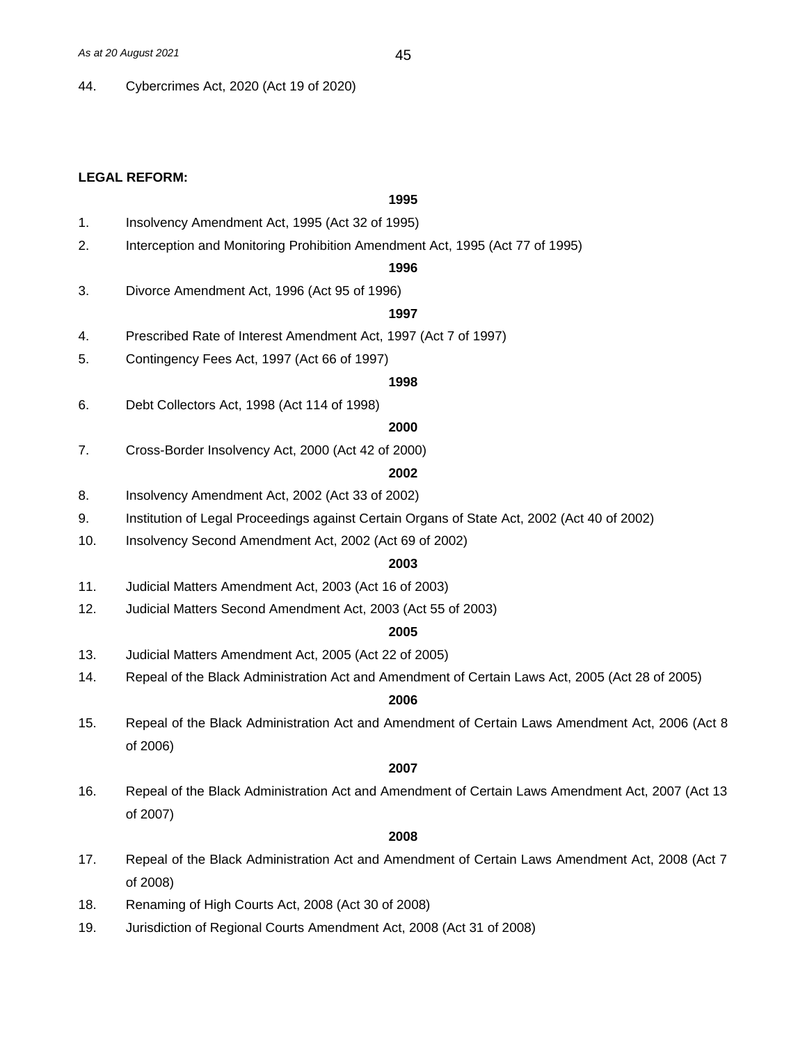44. Cybercrimes Act, 2020 (Act 19 of 2020)

**LEGAL REFORM:**

**1995**

1. Insolvency Amendment Act, 1995 (Act 32 of 1995)
2. Interception and Monitoring Prohibition Amendment Act, 1995 (Act 77 of 1995)

**1996**

3. Divorce Amendment Act, 1996 (Act 95 of 1996)

**1997**

4. Prescribed Rate of Interest Amendment Act, 1997 (Act 7 of 1997)
5. Contingency Fees Act, 1997 (Act 66 of 1997)

**1998**

6. Debt Collectors Act, 1998 (Act 114 of 1998)

**2000**

7. Cross-Border Insolvency Act, 2000 (Act 42 of 2000)

**2002**

8. Insolvency Amendment Act, 2002 (Act 33 of 2002)
9. Institution of Legal Proceedings against Certain Organs of State Act, 2002 (Act 40 of 2002)
10. Insolvency Second Amendment Act, 2002 (Act 69 of 2002)

**2003**

11. Judicial Matters Amendment Act, 2003 (Act 16 of 2003)
12. Judicial Matters Second Amendment Act, 2003 (Act 55 of 2003)

**2005**

13. Judicial Matters Amendment Act, 2005 (Act 22 of 2005)
14. Repeal of the Black Administration Act and Amendment of Certain Laws Act, 2005 (Act 28 of 2005)

**2006**

15. Repeal of the Black Administration Act and Amendment of Certain Laws Amendment Act, 2006 (Act 8 of 2006)

**2007**

16. Repeal of the Black Administration Act and Amendment of Certain Laws Amendment Act, 2007 (Act 13 of 2007)

**2008**

17. Repeal of the Black Administration Act and Amendment of Certain Laws Amendment Act, 2008 (Act 7 of 2008)
18. Renaming of High Courts Act, 2008 (Act 30 of 2008)
19. Jurisdiction of Regional Courts Amendment Act, 2008 (Act 31 of 2008)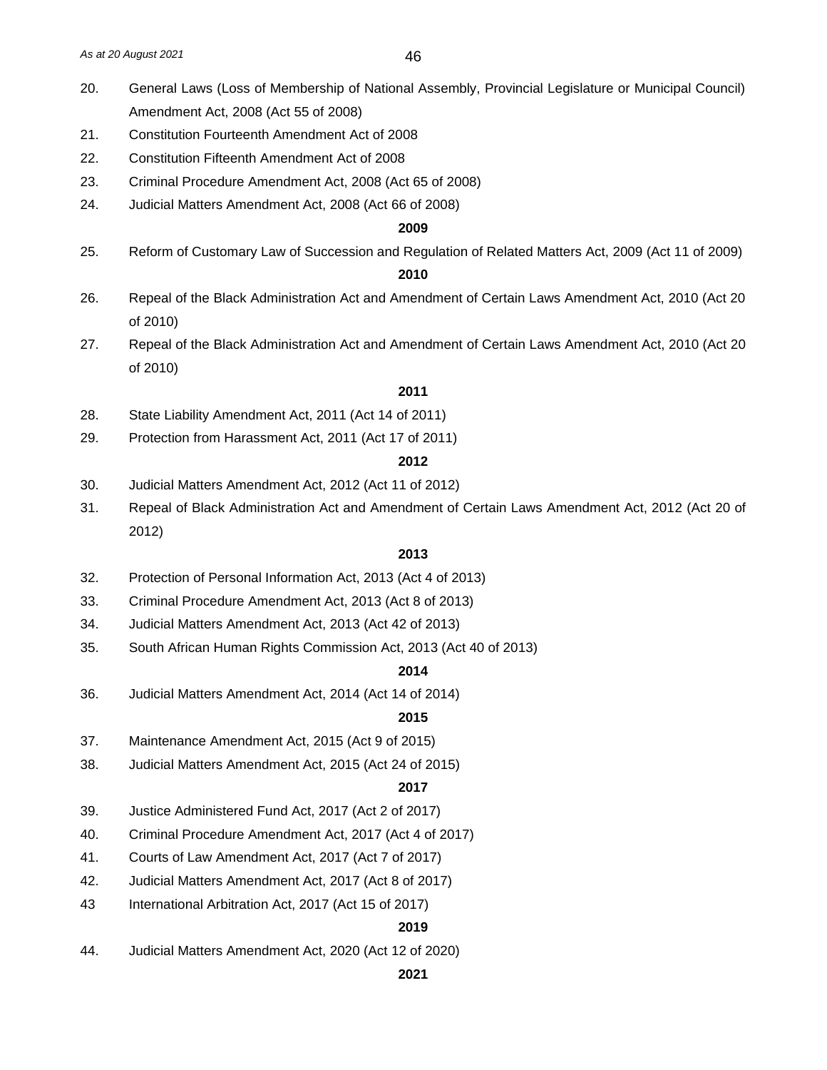20. General Laws (Loss of Membership of National Assembly, Provincial Legislature or Municipal Council) Amendment Act, 2008 (Act 55 of 2008)
21. Constitution Fourteenth Amendment Act of 2008
22. Constitution Fifteenth Amendment Act of 2008
23. Criminal Procedure Amendment Act, 2008 (Act 65 of 2008)
24. Judicial Matters Amendment Act, 2008 (Act 66 of 2008)

**2009**

25. Reform of Customary Law of Succession and Regulation of Related Matters Act, 2009 (Act 11 of 2009)

**2010**

26. Repeal of the Black Administration Act and Amendment of Certain Laws Amendment Act, 2010 (Act 20 of 2010)
27. Repeal of the Black Administration Act and Amendment of Certain Laws Amendment Act, 2010 (Act 20 of 2010)

**2011**

28. State Liability Amendment Act, 2011 (Act 14 of 2011)
29. Protection from Harassment Act, 2011 (Act 17 of 2011)

**2012**

30. Judicial Matters Amendment Act, 2012 (Act 11 of 2012)
31. Repeal of Black Administration Act and Amendment of Certain Laws Amendment Act, 2012 (Act 20 of 2012)

**2013**

32. Protection of Personal Information Act, 2013 (Act 4 of 2013)
33. Criminal Procedure Amendment Act, 2013 (Act 8 of 2013)
34. Judicial Matters Amendment Act, 2013 (Act 42 of 2013)
35. South African Human Rights Commission Act, 2013 (Act 40 of 2013)

**2014**

36. Judicial Matters Amendment Act, 2014 (Act 14 of 2014)

**2015**

37. Maintenance Amendment Act, 2015 (Act 9 of 2015)
38. Judicial Matters Amendment Act, 2015 (Act 24 of 2015)

**2017**

39. Justice Administered Fund Act, 2017 (Act 2 of 2017)
40. Criminal Procedure Amendment Act, 2017 (Act 4 of 2017)
41. Courts of Law Amendment Act, 2017 (Act 7 of 2017)
42. Judicial Matters Amendment Act, 2017 (Act 8 of 2017)

43 International Arbitration Act, 2017 (Act 15 of 2017)

**2019**

44. Judicial Matters Amendment Act, 2020 (Act 12 of 2020)

**2021**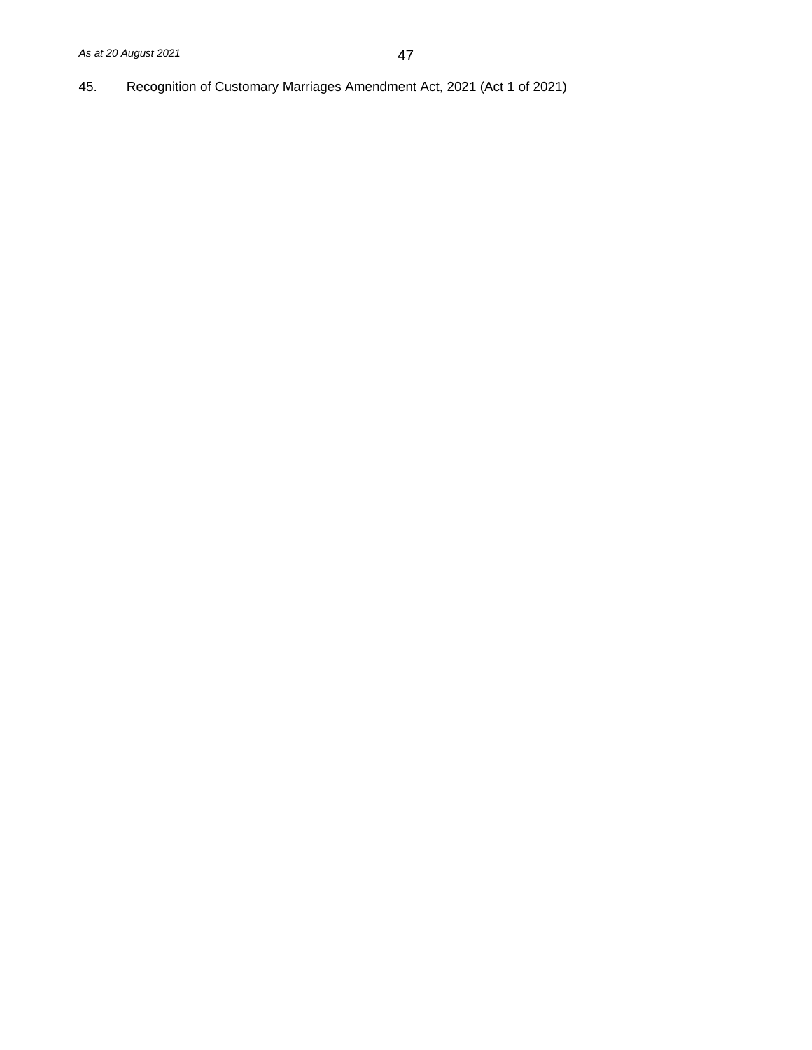45. Recognition of Customary Marriages Amendment Act, 2021 (Act 1 of 2021)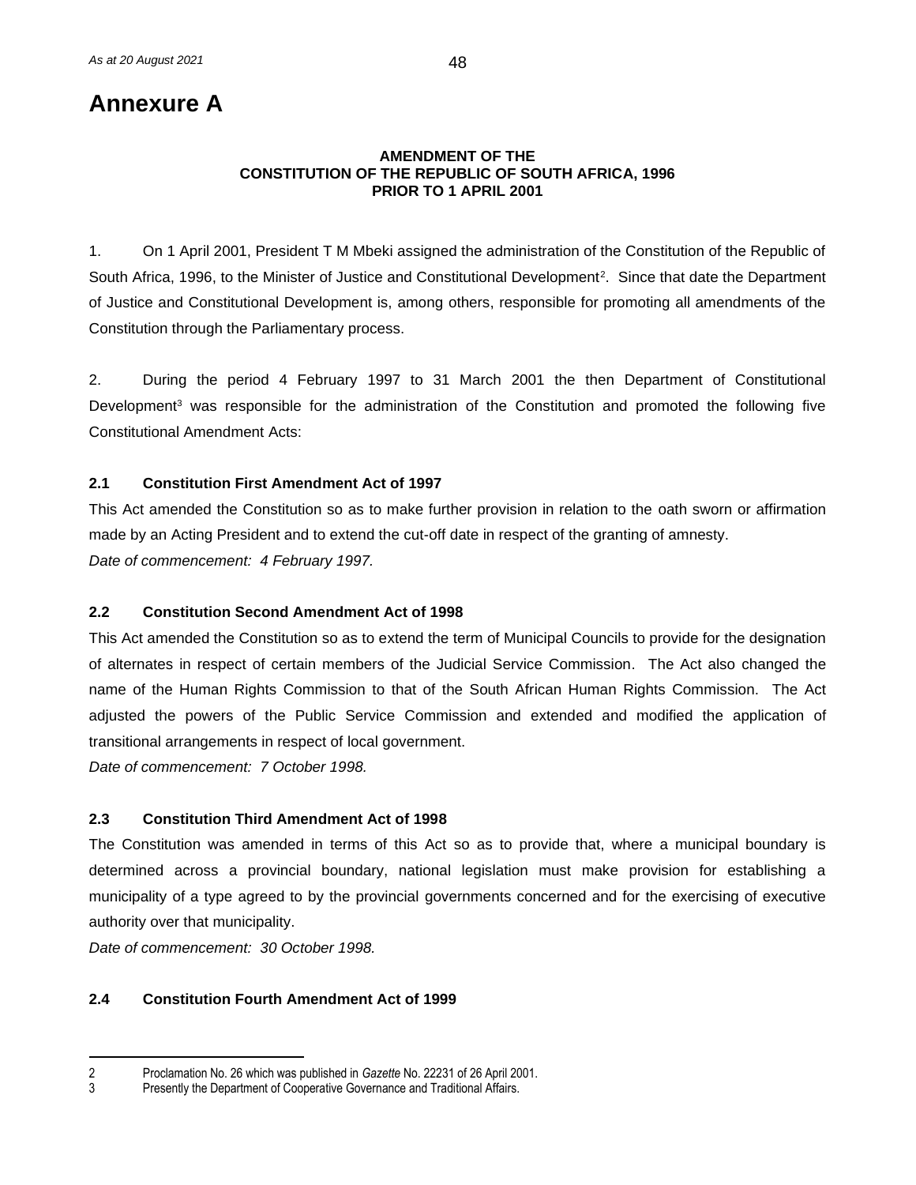# Annexure A

**AMENDMENT OF THE CONSTITUTION OF THE REPUBLIC OF SOUTH AFRICA, 1996 PRIOR TO 1 APRIL 2001**

1. On 1 April 2001, President T M Mbeki assigned the administration of the Constitution of the Republic of South Africa, 1996, to the Minister of Justice and Constitutional Development[2]. Since that date the Department of Justice and Constitutional Development is, among others, responsible for promoting all amendments of the Constitution through the Parliamentary process.

2. During the period 4 February 1997 to 31 March 2001 the then Department of Constitutional Development[3] was responsible for the administration of the Constitution and promoted the following five Constitutional Amendment Acts:

### 2.1 Constitution First Amendment Act of 1997

This Act amended the Constitution so as to make further provision in relation to the oath sworn or affirmation made by an Acting President and to extend the cut-off date in respect of the granting of amnesty.

*Date of commencement: 4 February 1997.*

### 2.2 Constitution Second Amendment Act of 1998

This Act amended the Constitution so as to extend the term of Municipal Councils to provide for the designation of alternates in respect of certain members of the Judicial Service Commission. The Act also changed the name of the Human Rights Commission to that of the South African Human Rights Commission. The Act adjusted the powers of the Public Service Commission and extended and modified the application of transitional arrangements in respect of local government.

*Date of commencement: 7 October 1998.*

### 2.3 Constitution Third Amendment Act of 1998

The Constitution was amended in terms of this Act so as to provide that, where a municipal boundary is determined across a provincial boundary, national legislation must make provision for establishing a municipality of a type agreed to by the provincial governments concerned and for the exercising of executive authority over that municipality.

*Date of commencement: 30 October 1998.*

### 2.4 Constitution Fourth Amendment Act of 1999

---

2 Proclamation No. 26 which was published in *Gazette* No. 22231 of 26 April 2001.

3 Presently the Department of Cooperative Governance and Traditional Affairs.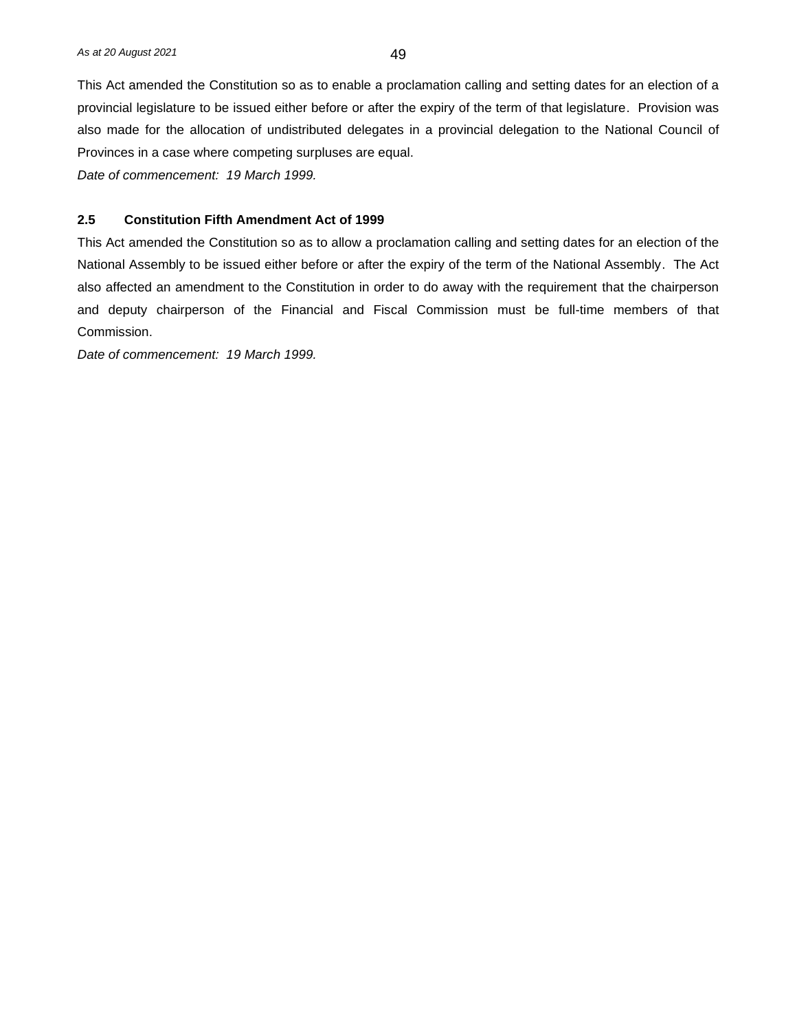This Act amended the Constitution so as to enable a proclamation calling and setting dates for an election of a provincial legislature to be issued either before or after the expiry of the term of that legislature. Provision was also made for the allocation of undistributed delegates in a provincial delegation to the National Council of Provinces in a case where competing surpluses are equal.

*Date of commencement: 19 March 1999.*

### 2.5 Constitution Fifth Amendment Act of 1999

This Act amended the Constitution so as to allow a proclamation calling and setting dates for an election of the National Assembly to be issued either before or after the expiry of the term of the National Assembly. The Act also affected an amendment to the Constitution in order to do away with the requirement that the chairperson and deputy chairperson of the Financial and Fiscal Commission must be full-time members of that Commission.

*Date of commencement: 19 March 1999.*